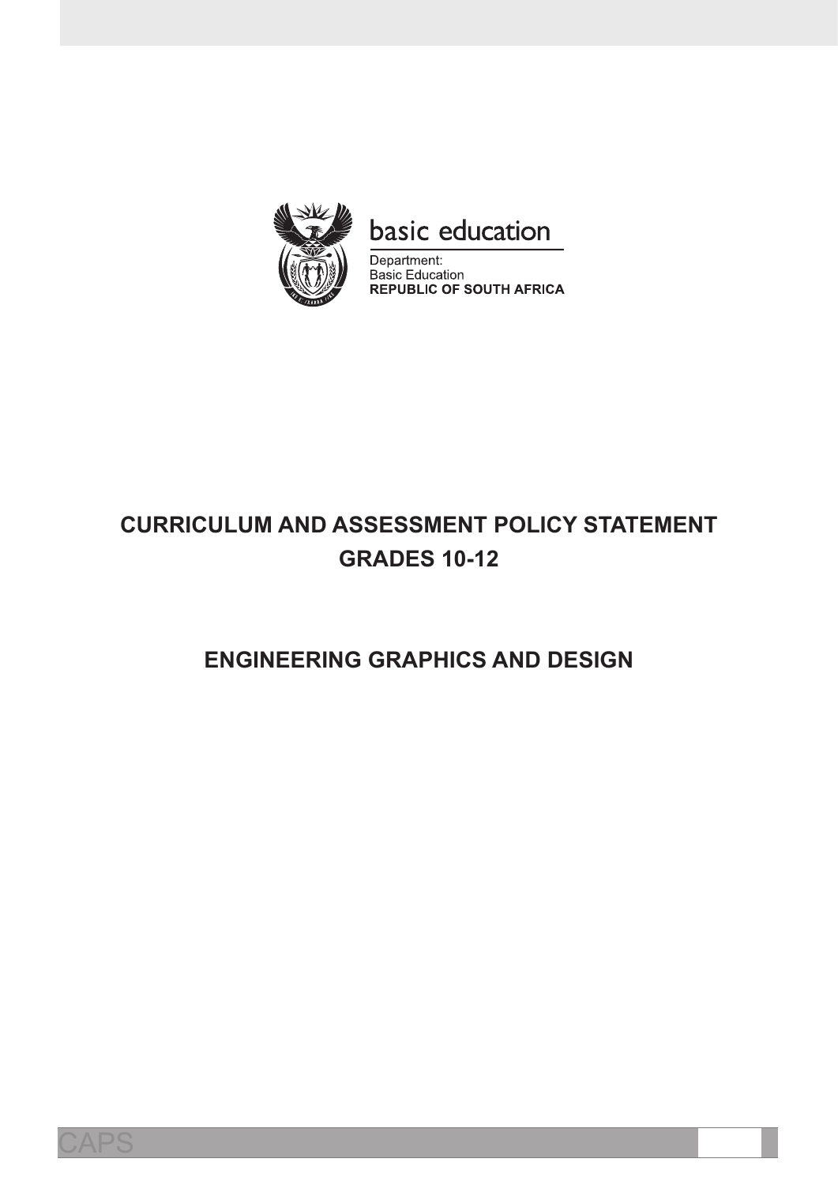basic education

Department:
Basic Education
**REPUBLIC OF SOUTH AFRICA**

# CURRICULUM AND ASSESSMENT POLICY STATEMENT
# GRADES 10-12

# ENGINEERING GRAPHICS AND DESIGN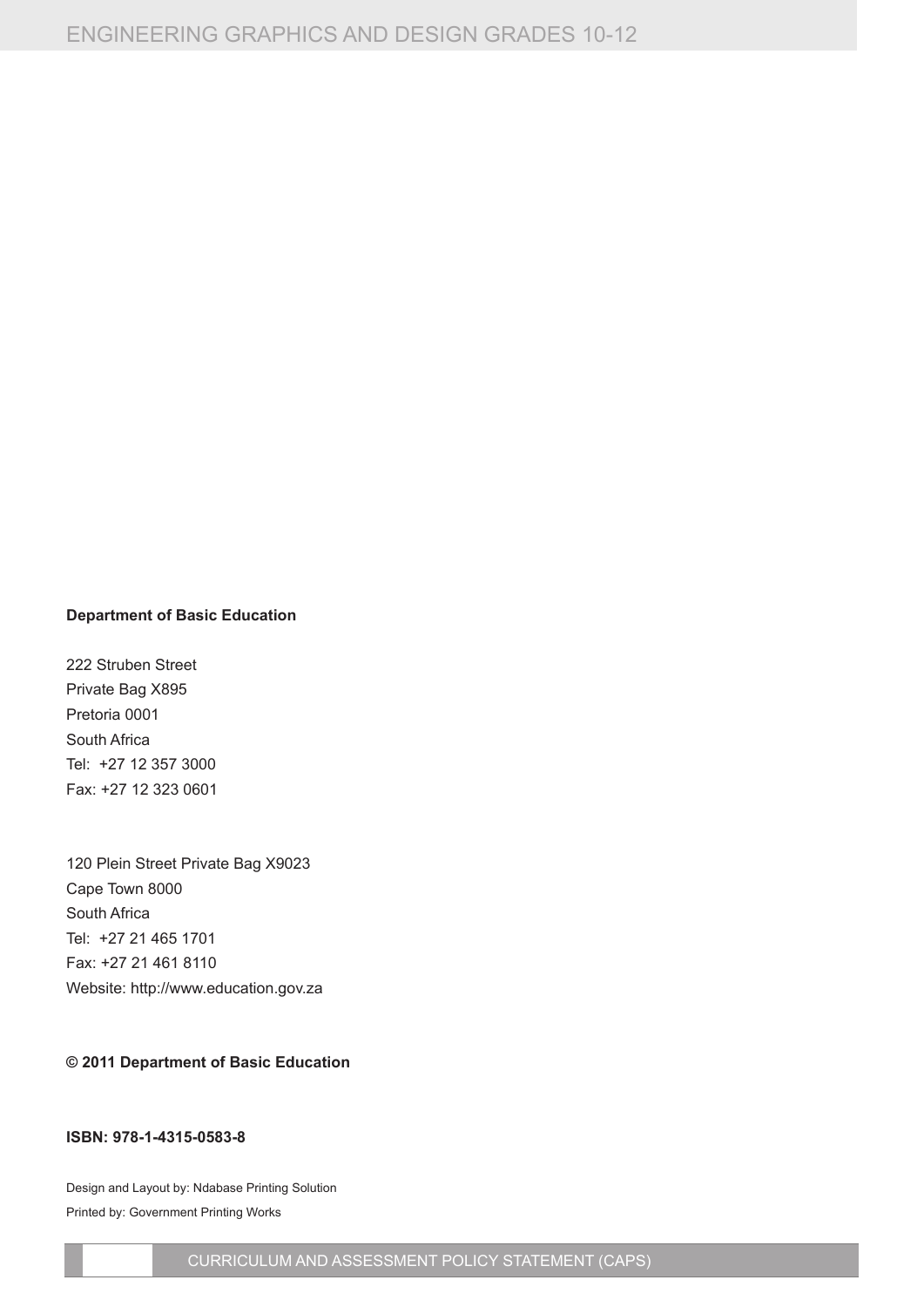**Department of Basic Education**

222 Struben Street
Private Bag X895
Pretoria 0001
South Africa
Tel: +27 12 357 3000
Fax: +27 12 323 0601

120 Plein Street Private Bag X9023
Cape Town 8000
South Africa
Tel: +27 21 465 1701
Fax: +27 21 461 8110
Website: http://www.education.gov.za

**© 2011 Department of Basic Education**

**ISBN: 978-1-4315-0583-8**

Design and Layout by: Ndabase Printing Solution
Printed by: Government Printing Works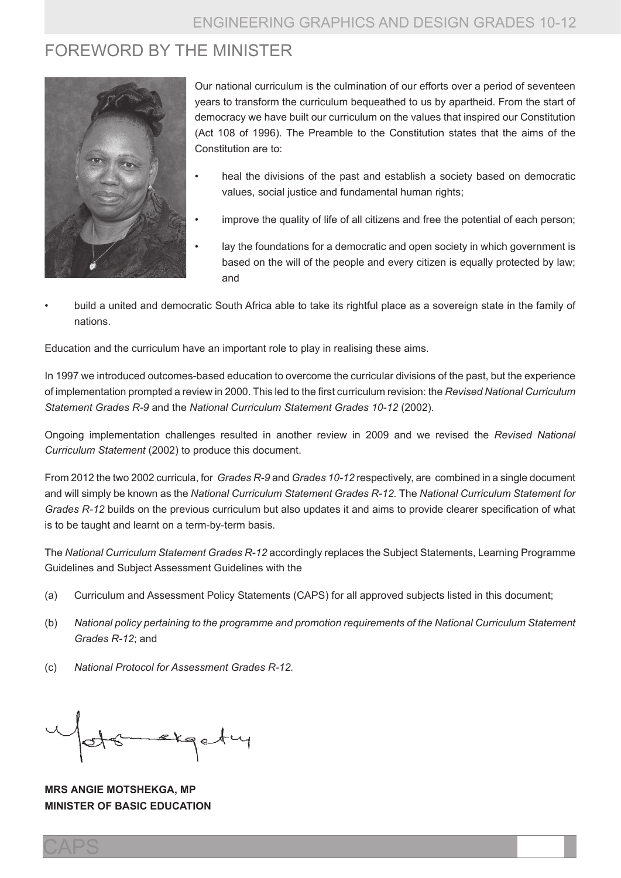# FOREWORD BY THE MINISTER

Our national curriculum is the culmination of our efforts over a period of seventeen years to transform the curriculum bequeathed to us by apartheid. From the start of democracy we have built our curriculum on the values that inspired our Constitution (Act 108 of 1996). The Preamble to the Constitution states that the aims of the Constitution are to:

- heal the divisions of the past and establish a society based on democratic values, social justice and fundamental human rights;
- improve the quality of life of all citizens and free the potential of each person;
- lay the foundations for a democratic and open society in which government is based on the will of the people and every citizen is equally protected by law; and
- build a united and democratic South Africa able to take its rightful place as a sovereign state in the family of nations.

Education and the curriculum have an important role to play in realising these aims.

In 1997 we introduced outcomes-based education to overcome the curricular divisions of the past, but the experience of implementation prompted a review in 2000. This led to the first curriculum revision: the *Revised National Curriculum Statement Grades R-9* and the *National Curriculum Statement Grades 10-12* (2002).

Ongoing implementation challenges resulted in another review in 2009 and we revised the *Revised National Curriculum Statement* (2002) to produce this document.

From 2012 the two 2002 curricula, for *Grades R-9* and *Grades 10-12* respectively, are combined in a single document and will simply be known as the *National Curriculum Statement Grades R-12.* The *National Curriculum Statement for Grades R-12* builds on the previous curriculum but also updates it and aims to provide clearer specification of what is to be taught and learnt on a term-by-term basis.

The *National Curriculum Statement Grades R-12* accordingly replaces the Subject Statements, Learning Programme Guidelines and Subject Assessment Guidelines with the

(a) Curriculum and Assessment Policy Statements (CAPS) for all approved subjects listed in this document;

(b) *National policy pertaining to the programme and promotion requirements of the National Curriculum Statement Grades R-12*; and

(c) *National Protocol for Assessment Grades R-12.*

**MRS ANGIE MOTSHEKGA, MP**
**MINISTER OF BASIC EDUCATION**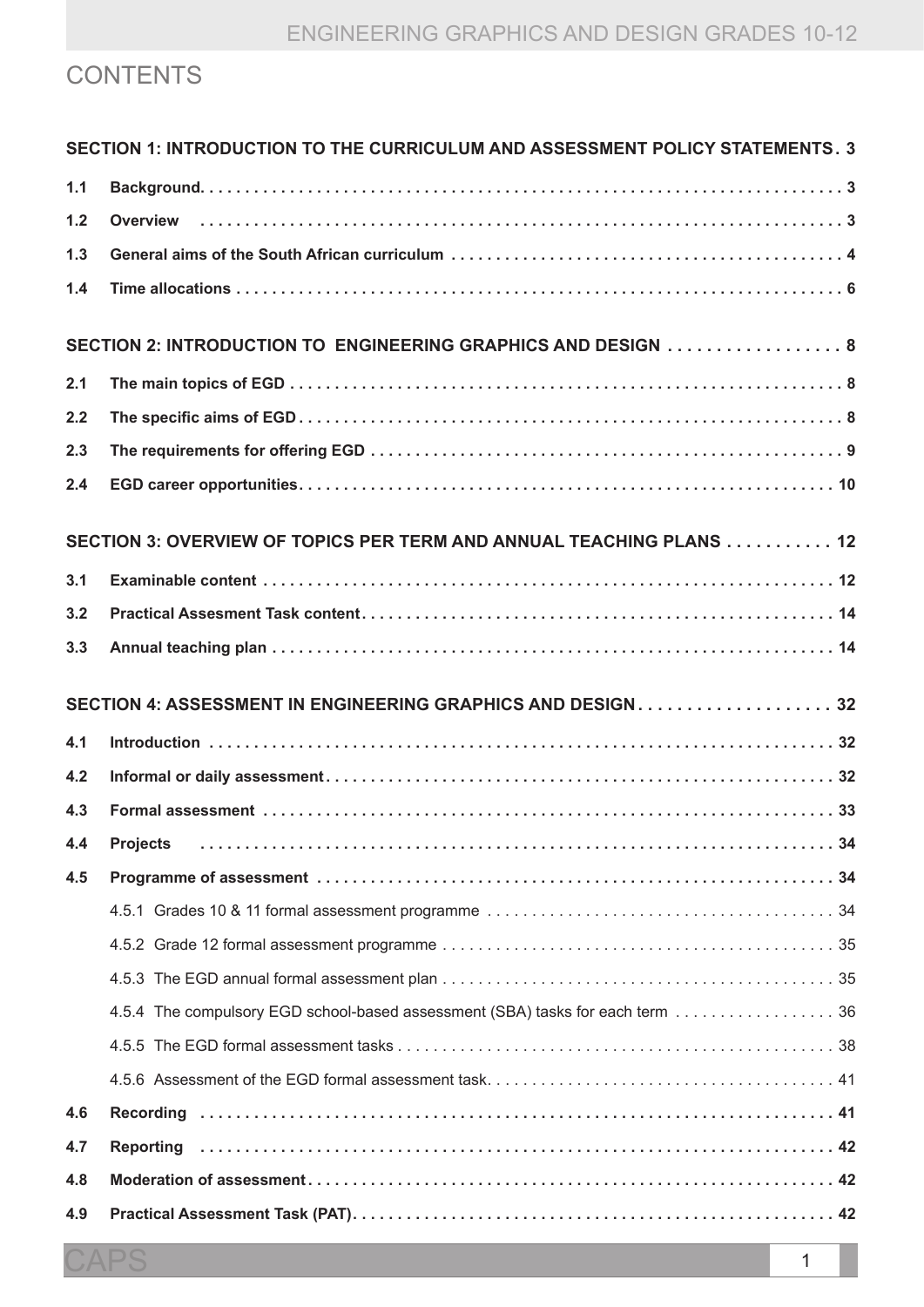# CONTENTS

**SECTION 1: INTRODUCTION TO THE CURRICULUM AND ASSESSMENT POLICY STATEMENTS . 3**

**1.1 Background. . . . . . . . . . . . . . . . . . . . . . . . . . . . . . . . . . . . . . . . . . . . . . . . . . . . . . . . . . . . . . . . . . . . . . . . . 3**

**1.2 Overview . . . . . . . . . . . . . . . . . . . . . . . . . . . . . . . . . . . . . . . . . . . . . . . . . . . . . . . . . . . . . . . . . . . . . . . . . 3**

**1.3 General aims of the South African curriculum . . . . . . . . . . . . . . . . . . . . . . . . . . . . . . . . . . . . . . . . . . . . 4**

**1.4 Time allocations . . . . . . . . . . . . . . . . . . . . . . . . . . . . . . . . . . . . . . . . . . . . . . . . . . . . . . . . . . . . . . . . . . . . . 6**

**SECTION 2: INTRODUCTION TO ENGINEERING GRAPHICS AND DESIGN . . . . . . . . . . . . . . . . . . 8**

**2.1 The main topics of EGD . . . . . . . . . . . . . . . . . . . . . . . . . . . . . . . . . . . . . . . . . . . . . . . . . . . . . . . . . . . . . . 8**

**2.2 The specific aims of EGD . . . . . . . . . . . . . . . . . . . . . . . . . . . . . . . . . . . . . . . . . . . . . . . . . . . . . . . . . . . . . 8**

**2.3 The requirements for offering EGD . . . . . . . . . . . . . . . . . . . . . . . . . . . . . . . . . . . . . . . . . . . . . . . . . . . . . 9**

**2.4 EGD career opportunities. . . . . . . . . . . . . . . . . . . . . . . . . . . . . . . . . . . . . . . . . . . . . . . . . . . . . . . . . . . . . 10**

**SECTION 3: OVERVIEW OF TOPICS PER TERM AND ANNUAL TEACHING PLANS . . . . . . . . . . . 12**

**3.1 Examinable content . . . . . . . . . . . . . . . . . . . . . . . . . . . . . . . . . . . . . . . . . . . . . . . . . . . . . . . . . . . . . . . . 12**

**3.2 Practical Assesment Task content. . . . . . . . . . . . . . . . . . . . . . . . . . . . . . . . . . . . . . . . . . . . . . . . . . . . . 14**

**3.3 Annual teaching plan . . . . . . . . . . . . . . . . . . . . . . . . . . . . . . . . . . . . . . . . . . . . . . . . . . . . . . . . . . . . . . . 14**

**SECTION 4: ASSESSMENT IN ENGINEERING GRAPHICS AND DESIGN. . . . . . . . . . . . . . . . . . . . 32**

**4.1 Introduction . . . . . . . . . . . . . . . . . . . . . . . . . . . . . . . . . . . . . . . . . . . . . . . . . . . . . . . . . . . . . . . . . . . . . . 32**

**4.2 Informal or daily assessment. . . . . . . . . . . . . . . . . . . . . . . . . . . . . . . . . . . . . . . . . . . . . . . . . . . . . . . . . 32**

**4.3 Formal assessment . . . . . . . . . . . . . . . . . . . . . . . . . . . . . . . . . . . . . . . . . . . . . . . . . . . . . . . . . . . . . . . . 33**

**4.4 Projects . . . . . . . . . . . . . . . . . . . . . . . . . . . . . . . . . . . . . . . . . . . . . . . . . . . . . . . . . . . . . . . . . . . . . . . . . 34**

**4.5 Programme of assessment . . . . . . . . . . . . . . . . . . . . . . . . . . . . . . . . . . . . . . . . . . . . . . . . . . . . . . . . . . 34**

4.5.1 Grades 10 & 11 formal assessment programme . . . . . . . . . . . . . . . . . . . . . . . . . . . . . . . . . . . . . . 34

4.5.2 Grade 12 formal assessment programme . . . . . . . . . . . . . . . . . . . . . . . . . . . . . . . . . . . . . . . . . . . . 35

4.5.3 The EGD annual formal assessment plan . . . . . . . . . . . . . . . . . . . . . . . . . . . . . . . . . . . . . . . . . . . . 35

4.5.4 The compulsory EGD school-based assessment (SBA) tasks for each term . . . . . . . . . . . . . . . . . . 36

4.5.5 The EGD formal assessment tasks . . . . . . . . . . . . . . . . . . . . . . . . . . . . . . . . . . . . . . . . . . . . . . . . . 38

4.5.6 Assessment of the EGD formal assessment task. . . . . . . . . . . . . . . . . . . . . . . . . . . . . . . . . . . . . . . 41

**4.6 Recording . . . . . . . . . . . . . . . . . . . . . . . . . . . . . . . . . . . . . . . . . . . . . . . . . . . . . . . . . . . . . . . . . . . . . . . 41**

**4.7 Reporting . . . . . . . . . . . . . . . . . . . . . . . . . . . . . . . . . . . . . . . . . . . . . . . . . . . . . . . . . . . . . . . . . . . . . . . 42**

**4.8 Moderation of assessment. . . . . . . . . . . . . . . . . . . . . . . . . . . . . . . . . . . . . . . . . . . . . . . . . . . . . . . . . . . 42**

**4.9 Practical Assessment Task (PAT). . . . . . . . . . . . . . . . . . . . . . . . . . . . . . . . . . . . . . . . . . . . . . . . . . . . . 42**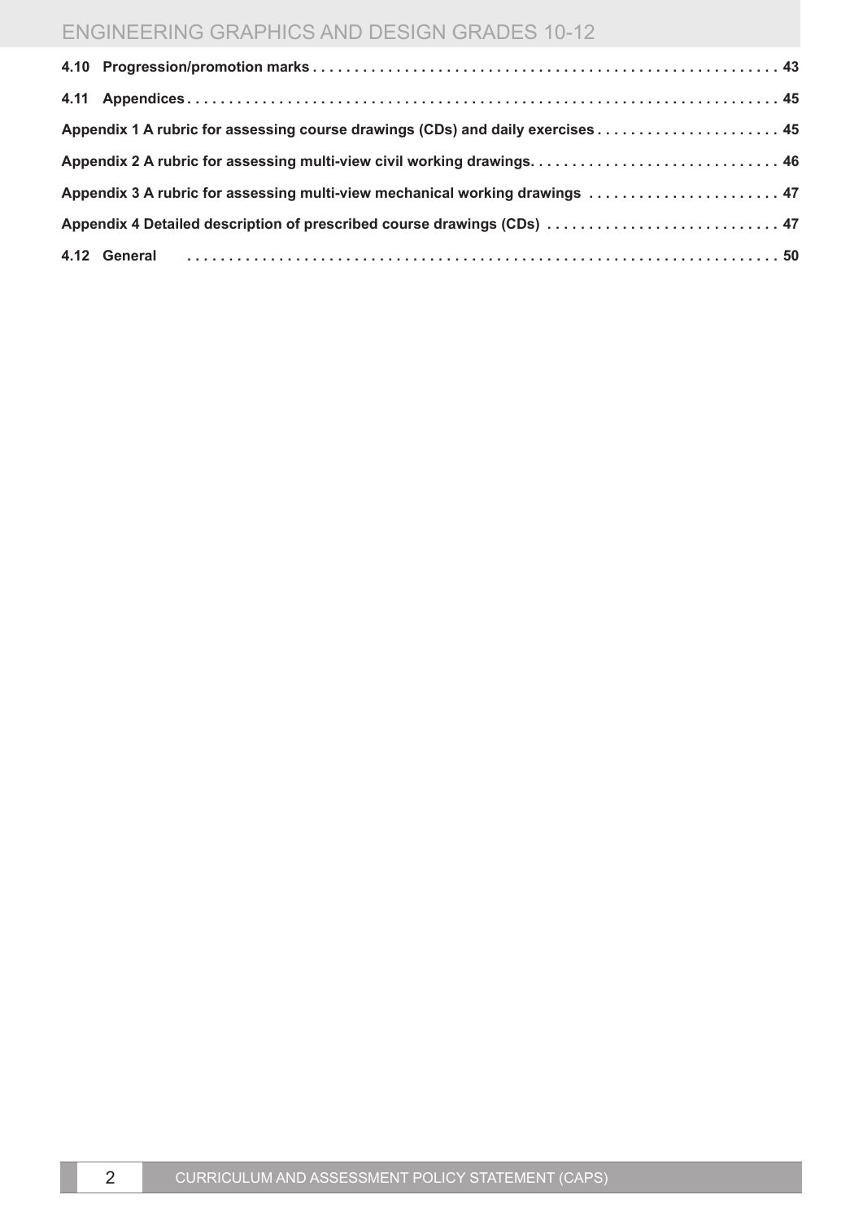**4.10 Progression/promotion marks** . . . . . . . . . . . . . . . . . . . . . . . . . . . . . . . . . . . . . . . . . . . . . . . . . . . . . . 43

**4.11 Appendices** . . . . . . . . . . . . . . . . . . . . . . . . . . . . . . . . . . . . . . . . . . . . . . . . . . . . . . . . . . . . . . . . . . . . . . 45

**Appendix 1 A rubric for assessing course drawings (CDs) and daily exercises** . . . . . . . . . . . . . . . . . . . . . . 45

**Appendix 2 A rubric for assessing multi-view civil working drawings** . . . . . . . . . . . . . . . . . . . . . . . . . . . . . 46

**Appendix 3 A rubric for assessing multi-view mechanical working drawings** . . . . . . . . . . . . . . . . . . . . . . . 47

**Appendix 4 Detailed description of prescribed course drawings (CDs)** . . . . . . . . . . . . . . . . . . . . . . . . . . . . 47

**4.12 General** . . . . . . . . . . . . . . . . . . . . . . . . . . . . . . . . . . . . . . . . . . . . . . . . . . . . . . . . . . . . . . . . . . . . . . 50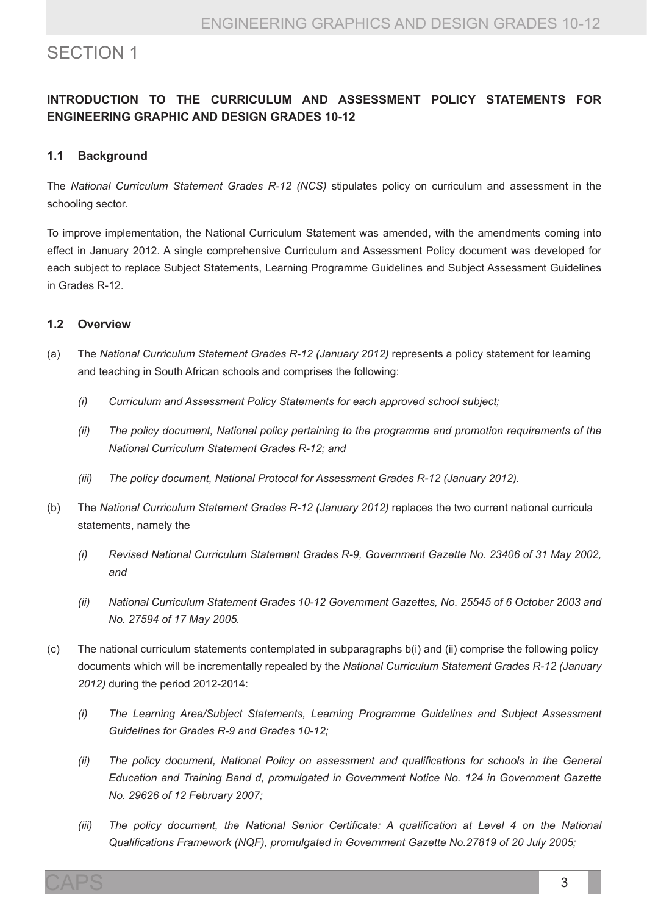# SECTION 1

## INTRODUCTION TO THE CURRICULUM AND ASSESSMENT POLICY STATEMENTS FOR ENGINEERING GRAPHIC AND DESIGN GRADES 10-12

### 1.1 Background

The *National Curriculum Statement Grades R-12 (NCS)* stipulates policy on curriculum and assessment in the schooling sector.

To improve implementation, the National Curriculum Statement was amended, with the amendments coming into effect in January 2012. A single comprehensive Curriculum and Assessment Policy document was developed for each subject to replace Subject Statements, Learning Programme Guidelines and Subject Assessment Guidelines in Grades R-12.

### 1.2 Overview

(a) The *National Curriculum Statement Grades R-12 (January 2012)* represents a policy statement for learning and teaching in South African schools and comprises the following:

- *(i) Curriculum and Assessment Policy Statements for each approved school subject;*
- *(ii) The policy document, National policy pertaining to the programme and promotion requirements of the National Curriculum Statement Grades R-12; and*
- *(iii) The policy document, National Protocol for Assessment Grades R-12 (January 2012).*

(b) The *National Curriculum Statement Grades R-12 (January 2012)* replaces the two current national curricula statements, namely the

- *(i) Revised National Curriculum Statement Grades R-9, Government Gazette No. 23406 of 31 May 2002, and*
- *(ii) National Curriculum Statement Grades 10-12 Government Gazettes, No. 25545 of 6 October 2003 and No. 27594 of 17 May 2005.*

(c) The national curriculum statements contemplated in subparagraphs b(i) and (ii) comprise the following policy documents which will be incrementally repealed by the *National Curriculum Statement Grades R-12 (January 2012)* during the period 2012-2014:

- *(i) The Learning Area/Subject Statements, Learning Programme Guidelines and Subject Assessment Guidelines for Grades R-9 and Grades 10-12;*
- *(ii) The policy document, National Policy on assessment and qualifications for schools in the General Education and Training Band d, promulgated in Government Notice No. 124 in Government Gazette No. 29626 of 12 February 2007;*
- *(iii) The policy document, the National Senior Certificate: A qualification at Level 4 on the National Qualifications Framework (NQF), promulgated in Government Gazette No.27819 of 20 July 2005;*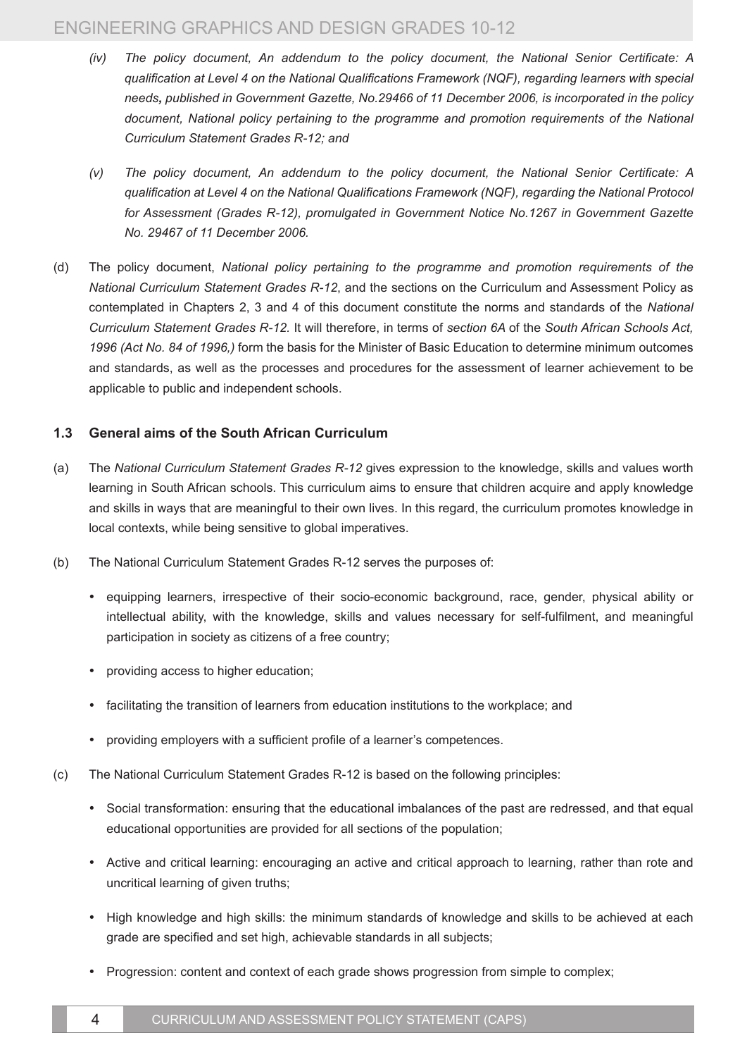(iv) *The policy document, An addendum to the policy document, the National Senior Certificate: A qualification at Level 4 on the National Qualifications Framework (NQF), regarding learners with special needs, published in Government Gazette, No.29466 of 11 December 2006, is incorporated in the policy document, National policy pertaining to the programme and promotion requirements of the National Curriculum Statement Grades R-12; and*

(v) *The policy document, An addendum to the policy document, the National Senior Certificate: A qualification at Level 4 on the National Qualifications Framework (NQF), regarding the National Protocol for Assessment (Grades R-12), promulgated in Government Notice No.1267 in Government Gazette No. 29467 of 11 December 2006.*

(d) The policy document, *National policy pertaining to the programme and promotion requirements of the National Curriculum Statement Grades R-12*, and the sections on the Curriculum and Assessment Policy as contemplated in Chapters 2, 3 and 4 of this document constitute the norms and standards of the *National Curriculum Statement Grades R-12.* It will therefore, in terms of *section 6A* of the *South African Schools Act, 1996 (Act No. 84 of 1996,)* form the basis for the Minister of Basic Education to determine minimum outcomes and standards, as well as the processes and procedures for the assessment of learner achievement to be applicable to public and independent schools.

### 1.3 General aims of the South African Curriculum

(a) The *National Curriculum Statement Grades R-12* gives expression to the knowledge, skills and values worth learning in South African schools. This curriculum aims to ensure that children acquire and apply knowledge and skills in ways that are meaningful to their own lives. In this regard, the curriculum promotes knowledge in local contexts, while being sensitive to global imperatives.

(b) The National Curriculum Statement Grades R-12 serves the purposes of:

- equipping learners, irrespective of their socio-economic background, race, gender, physical ability or intellectual ability, with the knowledge, skills and values necessary for self-fulfilment, and meaningful participation in society as citizens of a free country;
- providing access to higher education;
- facilitating the transition of learners from education institutions to the workplace; and
- providing employers with a sufficient profile of a learner's competences.

(c) The National Curriculum Statement Grades R-12 is based on the following principles:

- Social transformation: ensuring that the educational imbalances of the past are redressed, and that equal educational opportunities are provided for all sections of the population;
- Active and critical learning: encouraging an active and critical approach to learning, rather than rote and uncritical learning of given truths;
- High knowledge and high skills: the minimum standards of knowledge and skills to be achieved at each grade are specified and set high, achievable standards in all subjects;
- Progression: content and context of each grade shows progression from simple to complex;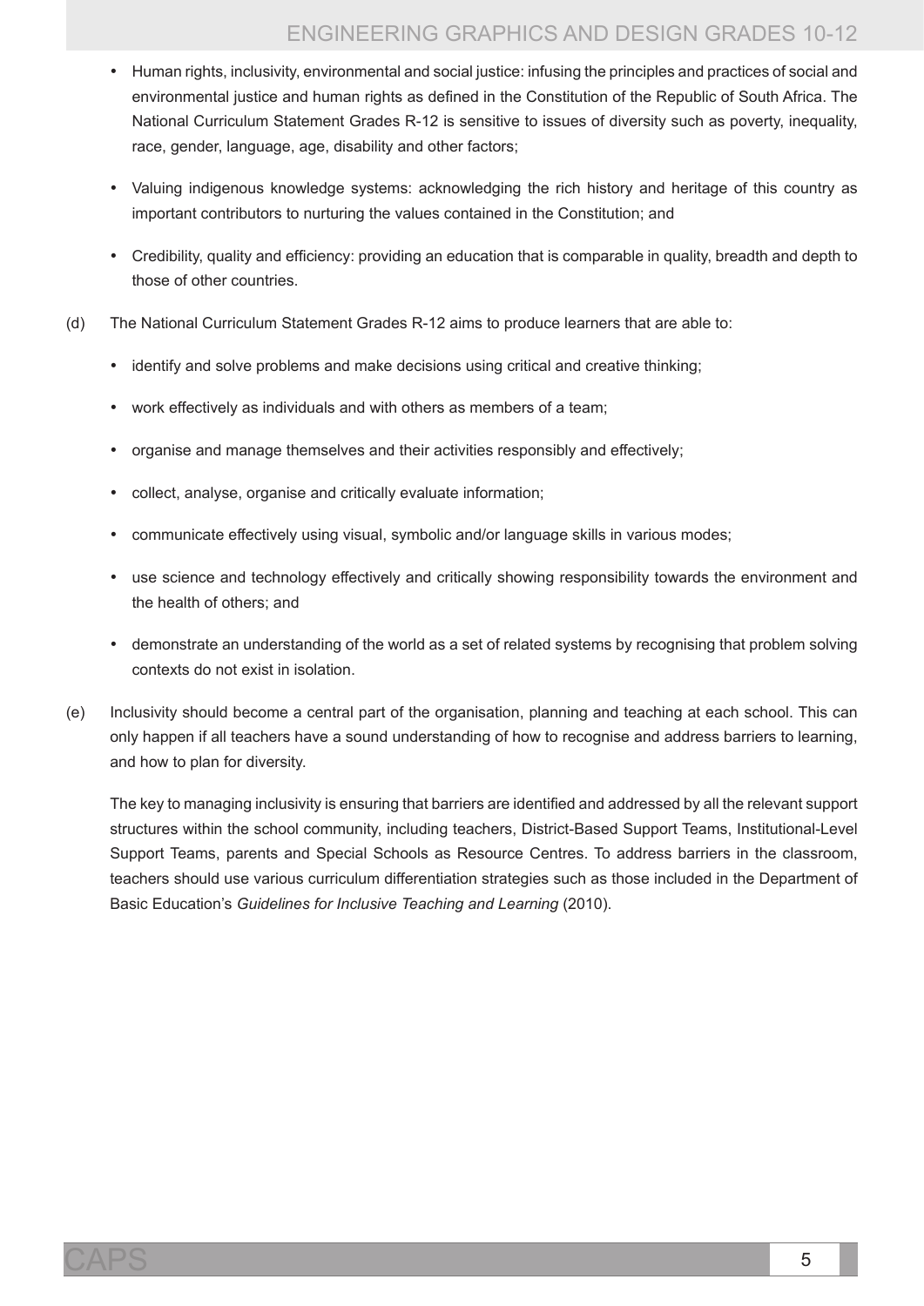- Human rights, inclusivity, environmental and social justice: infusing the principles and practices of social and environmental justice and human rights as defined in the Constitution of the Republic of South Africa. The National Curriculum Statement Grades R-12 is sensitive to issues of diversity such as poverty, inequality, race, gender, language, age, disability and other factors;
- Valuing indigenous knowledge systems: acknowledging the rich history and heritage of this country as important contributors to nurturing the values contained in the Constitution; and
- Credibility, quality and efficiency: providing an education that is comparable in quality, breadth and depth to those of other countries.

(d) The National Curriculum Statement Grades R-12 aims to produce learners that are able to:

- identify and solve problems and make decisions using critical and creative thinking;
- work effectively as individuals and with others as members of a team;
- organise and manage themselves and their activities responsibly and effectively;
- collect, analyse, organise and critically evaluate information;
- communicate effectively using visual, symbolic and/or language skills in various modes;
- use science and technology effectively and critically showing responsibility towards the environment and the health of others; and
- demonstrate an understanding of the world as a set of related systems by recognising that problem solving contexts do not exist in isolation.

(e) Inclusivity should become a central part of the organisation, planning and teaching at each school. This can only happen if all teachers have a sound understanding of how to recognise and address barriers to learning, and how to plan for diversity.

The key to managing inclusivity is ensuring that barriers are identified and addressed by all the relevant support structures within the school community, including teachers, District-Based Support Teams, Institutional-Level Support Teams, parents and Special Schools as Resource Centres. To address barriers in the classroom, teachers should use various curriculum differentiation strategies such as those included in the Department of Basic Education's *Guidelines for Inclusive Teaching and Learning* (2010).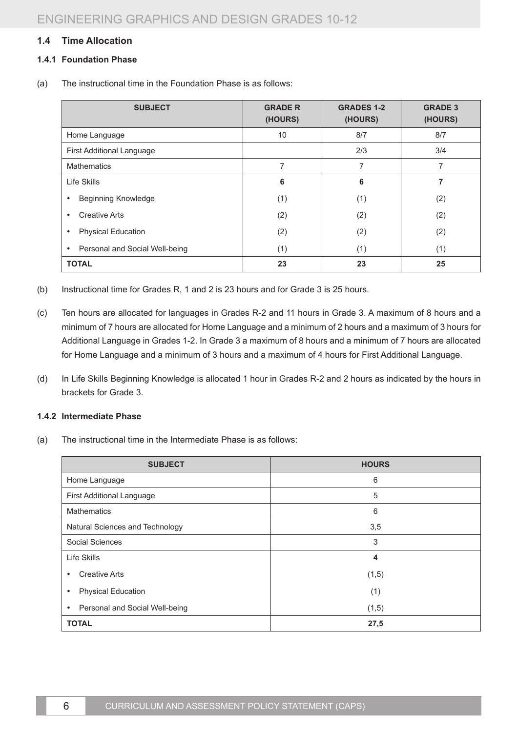## 1.4 Time Allocation

### 1.4.1 Foundation Phase

(a) The instructional time in the Foundation Phase is as follows:

| SUBJECT | GRADE R (HOURS) | GRADES 1-2 (HOURS) | GRADE 3 (HOURS) |
|---|---|---|---|
| Home Language | 10 | 8/7 | 8/7 |
| First Additional Language | | 2/3 | 3/4 |
| Mathematics | 7 | 7 | 7 |
| Life Skills | **6** | **6** | **7** |
| • Beginning Knowledge | (1) | (1) | (2) |
| • Creative Arts | (2) | (2) | (2) |
| • Physical Education | (2) | (2) | (2) |
| • Personal and Social Well-being | (1) | (1) | (1) |
| **TOTAL** | **23** | **23** | **25** |

(b) Instructional time for Grades R, 1 and 2 is 23 hours and for Grade 3 is 25 hours.

(c) Ten hours are allocated for languages in Grades R-2 and 11 hours in Grade 3. A maximum of 8 hours and a minimum of 7 hours are allocated for Home Language and a minimum of 2 hours and a maximum of 3 hours for Additional Language in Grades 1-2. In Grade 3 a maximum of 8 hours and a minimum of 7 hours are allocated for Home Language and a minimum of 3 hours and a maximum of 4 hours for First Additional Language.

(d) In Life Skills Beginning Knowledge is allocated 1 hour in Grades R-2 and 2 hours as indicated by the hours in brackets for Grade 3.

### 1.4.2 Intermediate Phase

(a) The instructional time in the Intermediate Phase is as follows:

| SUBJECT | HOURS |
|---|---|
| Home Language | 6 |
| First Additional Language | 5 |
| Mathematics | 6 |
| Natural Sciences and Technology | 3,5 |
| Social Sciences | 3 |
| Life Skills | **4** |
| • Creative Arts | (1,5) |
| • Physical Education | (1) |
| • Personal and Social Well-being | (1,5) |
| **TOTAL** | **27,5** |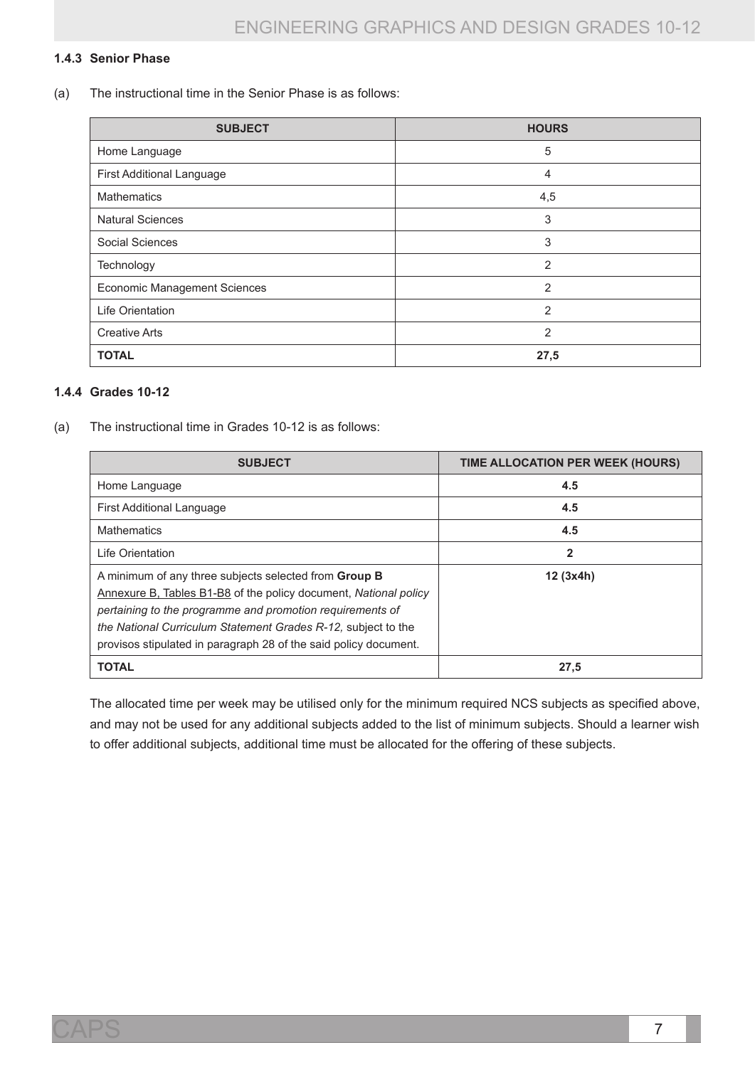### 1.4.3 Senior Phase

(a) The instructional time in the Senior Phase is as follows:

| SUBJECT | HOURS |
|---|---|
| Home Language | 5 |
| First Additional Language | 4 |
| Mathematics | 4,5 |
| Natural Sciences | 3 |
| Social Sciences | 3 |
| Technology | 2 |
| Economic Management Sciences | 2 |
| Life Orientation | 2 |
| Creative Arts | 2 |
| **TOTAL** | **27,5** |

### 1.4.4 Grades 10-12

(a) The instructional time in Grades 10-12 is as follows:

| SUBJECT | TIME ALLOCATION PER WEEK (HOURS) |
|---|---|
| Home Language | **4.5** |
| First Additional Language | **4.5** |
| Mathematics | **4.5** |
| Life Orientation | **2** |
| A minimum of any three subjects selected from **Group B** Annexure B, Tables B1-B8 of the policy document, *National policy pertaining to the programme and promotion requirements of the National Curriculum Statement Grades R-12,* subject to the provisos stipulated in paragraph 28 of the said policy document. | **12 (3x4h)** |
| **TOTAL** | **27,5** |

The allocated time per week may be utilised only for the minimum required NCS subjects as specified above, and may not be used for any additional subjects added to the list of minimum subjects. Should a learner wish to offer additional subjects, additional time must be allocated for the offering of these subjects.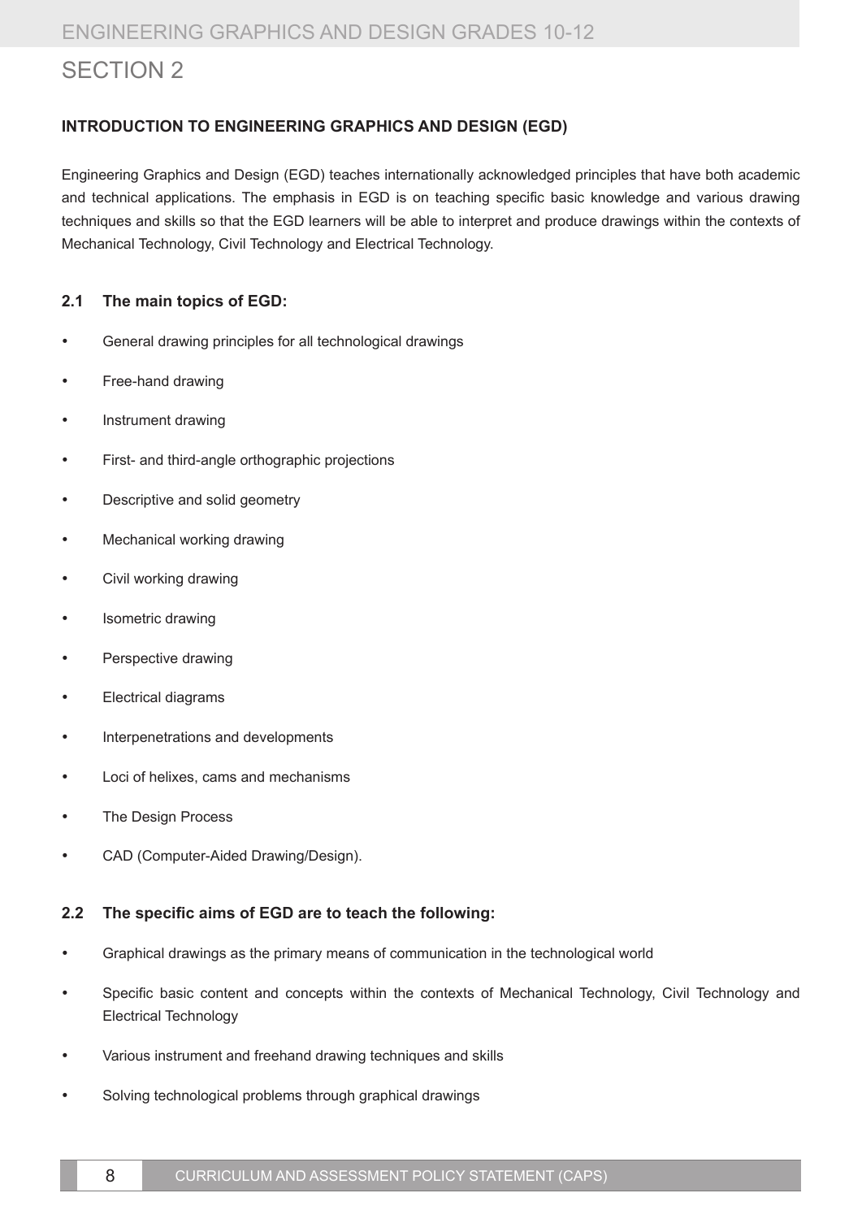# SECTION 2

## INTRODUCTION TO ENGINEERING GRAPHICS AND DESIGN (EGD)

Engineering Graphics and Design (EGD) teaches internationally acknowledged principles that have both academic and technical applications. The emphasis in EGD is on teaching specific basic knowledge and various drawing techniques and skills so that the EGD learners will be able to interpret and produce drawings within the contexts of Mechanical Technology, Civil Technology and Electrical Technology.

### 2.1 The main topics of EGD:

- General drawing principles for all technological drawings
- Free-hand drawing
- Instrument drawing
- First- and third-angle orthographic projections
- Descriptive and solid geometry
- Mechanical working drawing
- Civil working drawing
- Isometric drawing
- Perspective drawing
- Electrical diagrams
- Interpenetrations and developments
- Loci of helixes, cams and mechanisms
- The Design Process
- CAD (Computer-Aided Drawing/Design).

### 2.2 The specific aims of EGD are to teach the following:

- Graphical drawings as the primary means of communication in the technological world
- Specific basic content and concepts within the contexts of Mechanical Technology, Civil Technology and Electrical Technology
- Various instrument and freehand drawing techniques and skills
- Solving technological problems through graphical drawings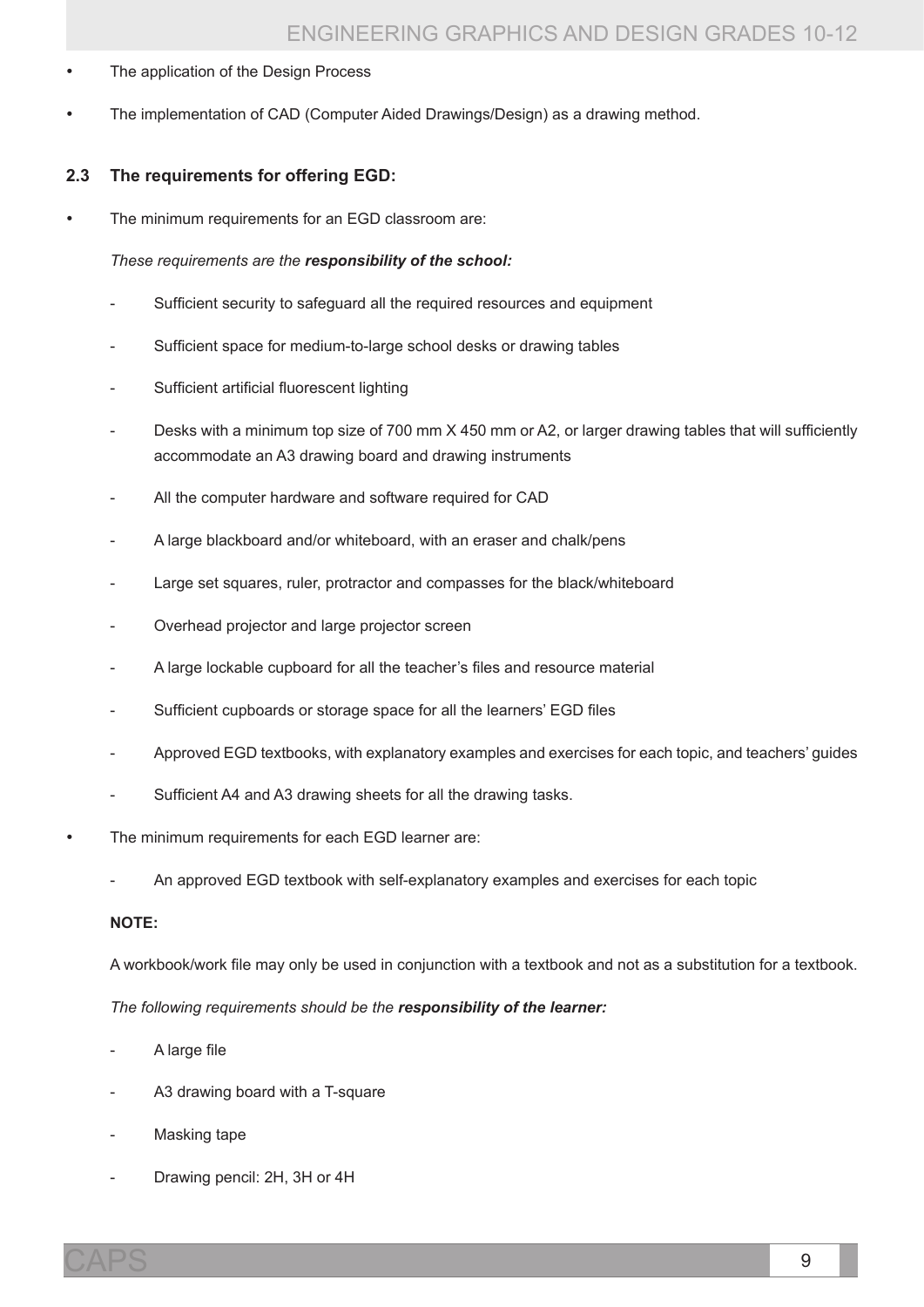- The application of the Design Process
- The implementation of CAD (Computer Aided Drawings/Design) as a drawing method.

### 2.3 The requirements for offering EGD:

- The minimum requirements for an EGD classroom are:

  *These requirements are the **responsibility of the school:***

  - Sufficient security to safeguard all the required resources and equipment
  - Sufficient space for medium-to-large school desks or drawing tables
  - Sufficient artificial fluorescent lighting
  - Desks with a minimum top size of 700 mm X 450 mm or A2, or larger drawing tables that will sufficiently accommodate an A3 drawing board and drawing instruments
  - All the computer hardware and software required for CAD
  - A large blackboard and/or whiteboard, with an eraser and chalk/pens
  - Large set squares, ruler, protractor and compasses for the black/whiteboard
  - Overhead projector and large projector screen
  - A large lockable cupboard for all the teacher's files and resource material
  - Sufficient cupboards or storage space for all the learners' EGD files
  - Approved EGD textbooks, with explanatory examples and exercises for each topic, and teachers' guides
  - Sufficient A4 and A3 drawing sheets for all the drawing tasks.

- The minimum requirements for each EGD learner are:

  - An approved EGD textbook with self-explanatory examples and exercises for each topic

  **NOTE:**

  A workbook/work file may only be used in conjunction with a textbook and not as a substitution for a textbook.

  *The following requirements should be the **responsibility of the learner:***

  - A large file
  - A3 drawing board with a T-square
  - Masking tape
  - Drawing pencil: 2H, 3H or 4H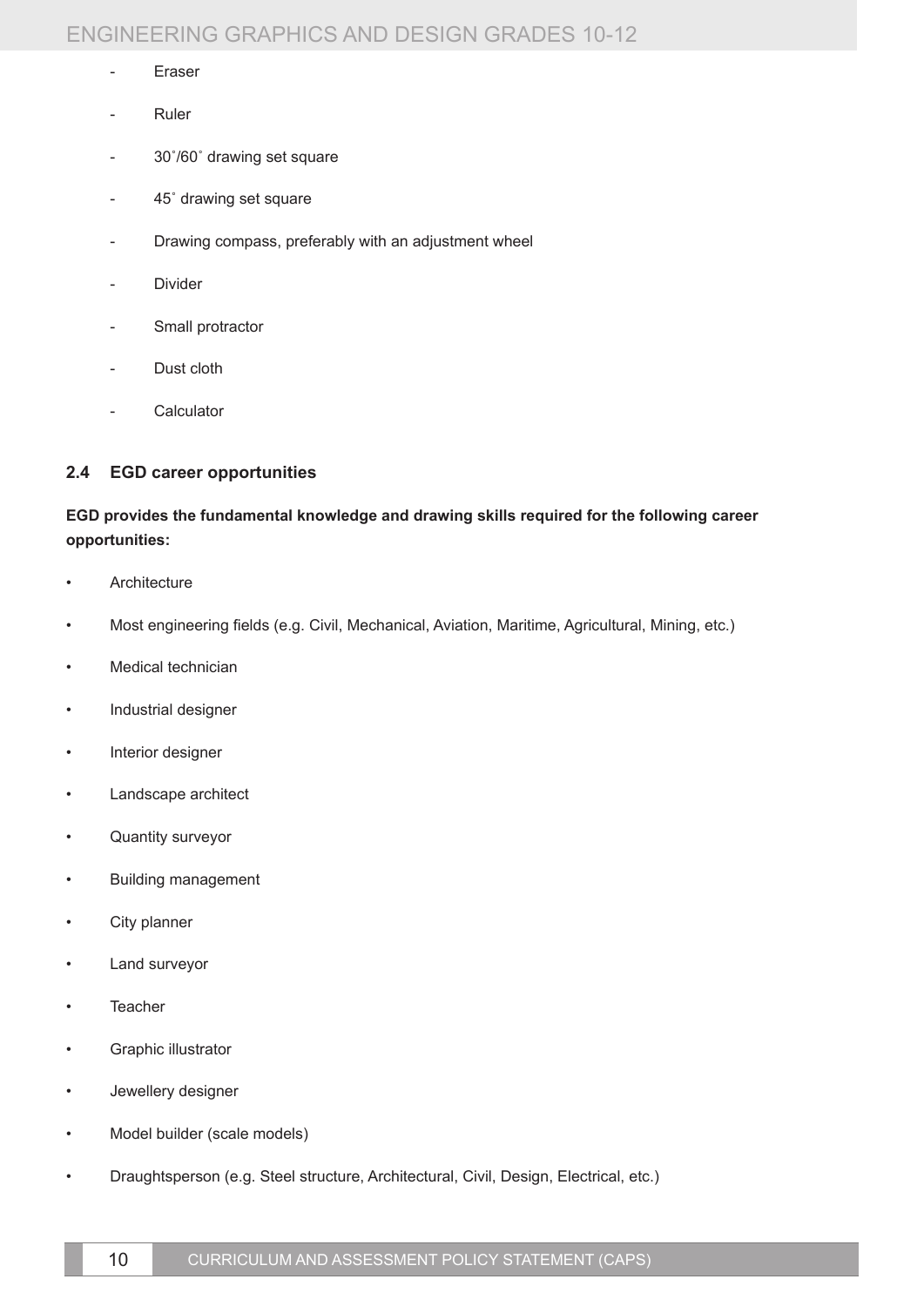- Eraser
- Ruler
- 30˚/60˚ drawing set square
- 45˚ drawing set square
- Drawing compass, preferably with an adjustment wheel
- Divider
- Small protractor
- Dust cloth
- Calculator

### 2.4 EGD career opportunities

**EGD provides the fundamental knowledge and drawing skills required for the following career opportunities:**

- Architecture
- Most engineering fields (e.g. Civil, Mechanical, Aviation, Maritime, Agricultural, Mining, etc.)
- Medical technician
- Industrial designer
- Interior designer
- Landscape architect
- Quantity surveyor
- Building management
- City planner
- Land surveyor
- Teacher
- Graphic illustrator
- Jewellery designer
- Model builder (scale models)
- Draughtsperson (e.g. Steel structure, Architectural, Civil, Design, Electrical, etc.)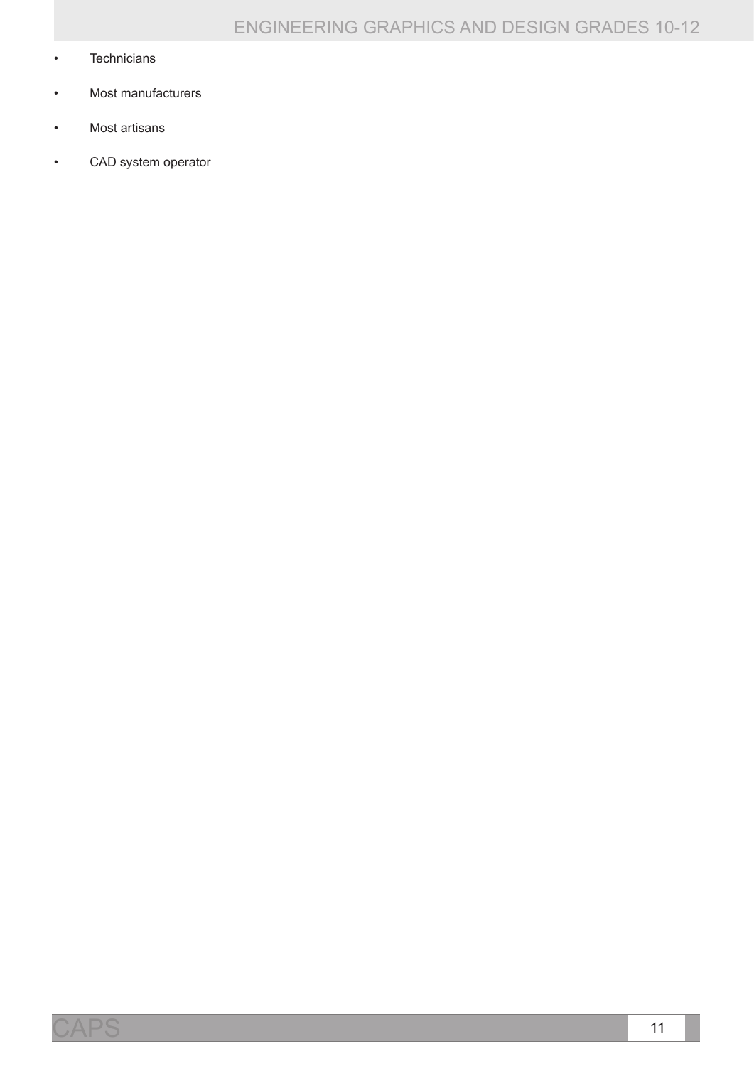- Technicians
- Most manufacturers
- Most artisans
- CAD system operator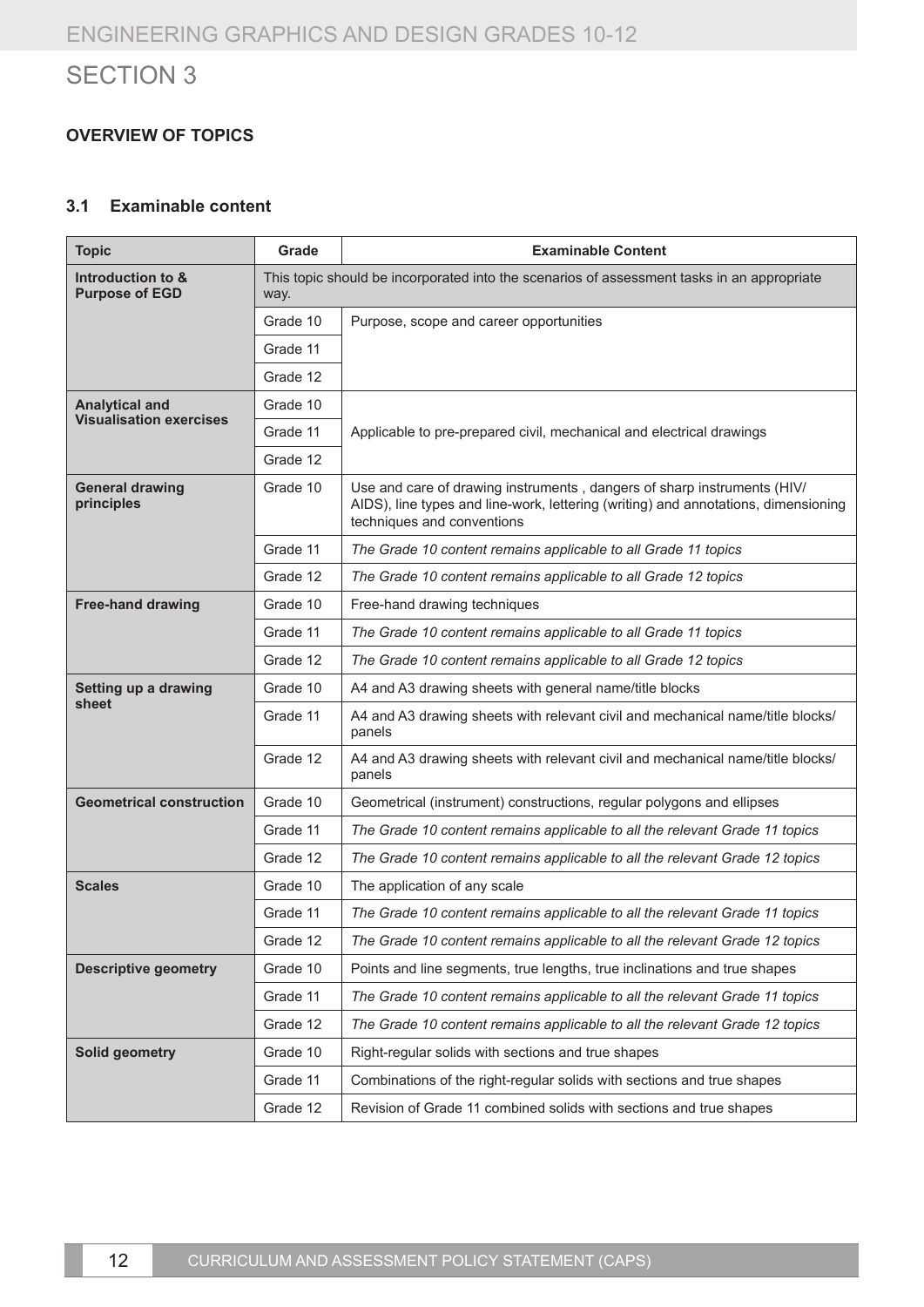# SECTION 3

## OVERVIEW OF TOPICS

### 3.1 Examinable content

| Topic | Grade | Examinable Content |
|---|---|---|
| **Introduction to & Purpose of EGD** | This topic should be incorporated into the scenarios of assessment tasks in an appropriate way. | |
| | Grade 10 | Purpose, scope and career opportunities |
| | Grade 11 | |
| | Grade 12 | |
| **Analytical and Visualisation exercises** | Grade 10 | Applicable to pre-prepared civil, mechanical and electrical drawings |
| | Grade 11 | |
| | Grade 12 | |
| **General drawing principles** | Grade 10 | Use and care of drawing instruments , dangers of sharp instruments (HIV/ AIDS), line types and line-work, lettering (writing) and annotations, dimensioning techniques and conventions |
| | Grade 11 | *The Grade 10 content remains applicable to all Grade 11 topics* |
| | Grade 12 | *The Grade 10 content remains applicable to all Grade 12 topics* |
| **Free-hand drawing** | Grade 10 | Free-hand drawing techniques |
| | Grade 11 | *The Grade 10 content remains applicable to all Grade 11 topics* |
| | Grade 12 | *The Grade 10 content remains applicable to all Grade 12 topics* |
| **Setting up a drawing sheet** | Grade 10 | A4 and A3 drawing sheets with general name/title blocks |
| | Grade 11 | A4 and A3 drawing sheets with relevant civil and mechanical name/title blocks/ panels |
| | Grade 12 | A4 and A3 drawing sheets with relevant civil and mechanical name/title blocks/ panels |
| **Geometrical construction** | Grade 10 | Geometrical (instrument) constructions, regular polygons and ellipses |
| | Grade 11 | *The Grade 10 content remains applicable to all the relevant Grade 11 topics* |
| | Grade 12 | *The Grade 10 content remains applicable to all the relevant Grade 12 topics* |
| **Scales** | Grade 10 | The application of any scale |
| | Grade 11 | *The Grade 10 content remains applicable to all the relevant Grade 11 topics* |
| | Grade 12 | *The Grade 10 content remains applicable to all the relevant Grade 12 topics* |
| **Descriptive geometry** | Grade 10 | Points and line segments, true lengths, true inclinations and true shapes |
| | Grade 11 | *The Grade 10 content remains applicable to all the relevant Grade 11 topics* |
| | Grade 12 | *The Grade 10 content remains applicable to all the relevant Grade 12 topics* |
| **Solid geometry** | Grade 10 | Right-regular solids with sections and true shapes |
| | Grade 11 | Combinations of the right-regular solids with sections and true shapes |
| | Grade 12 | Revision of Grade 11 combined solids with sections and true shapes |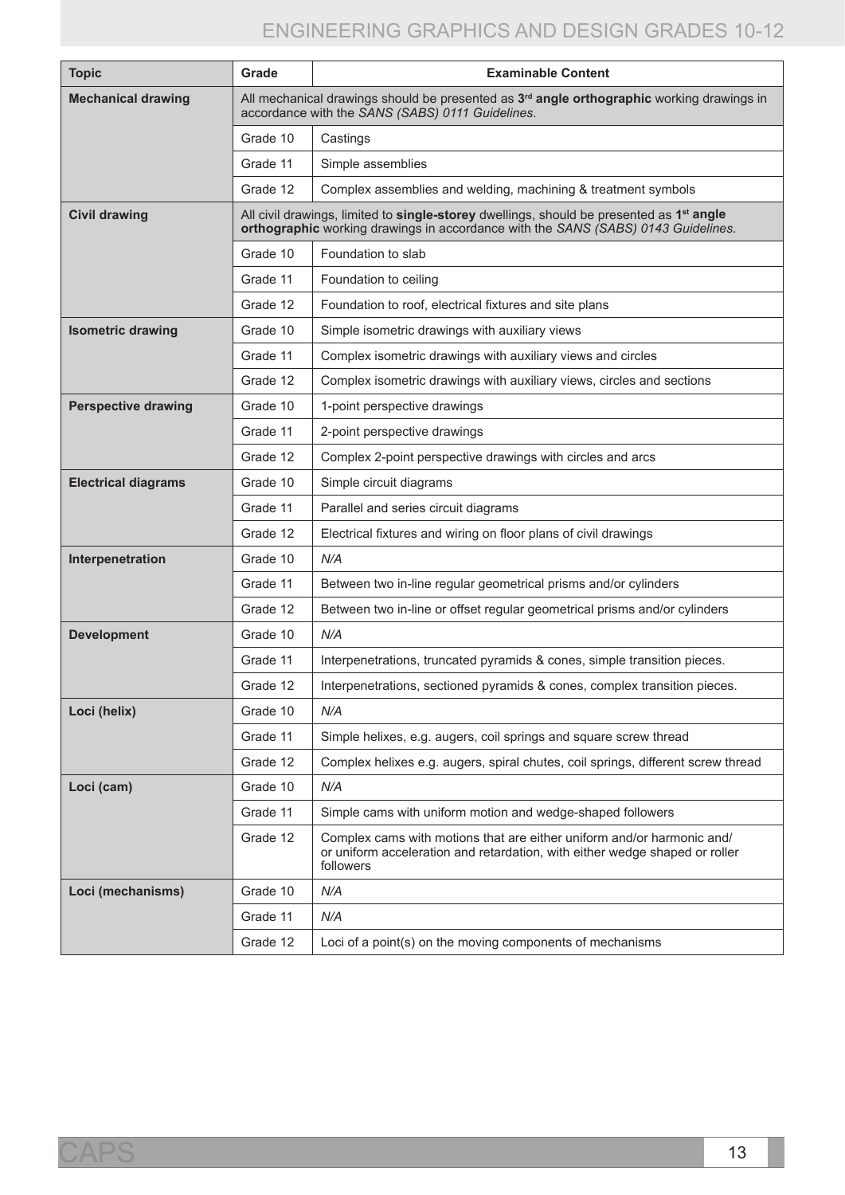| Topic | Grade | Examinable Content |
|---|---|---|
| **Mechanical drawing** | All mechanical drawings should be presented as **3rd angle orthographic** working drawings in accordance with the *SANS (SABS) 0111 Guidelines*. | |
| | Grade 10 | Castings |
| | Grade 11 | Simple assemblies |
| | Grade 12 | Complex assemblies and welding, machining & treatment symbols |
| **Civil drawing** | All civil drawings, limited to **single-storey** dwellings, should be presented as **1st angle orthographic** working drawings in accordance with the *SANS (SABS) 0143 Guidelines*. | |
| | Grade 10 | Foundation to slab |
| | Grade 11 | Foundation to ceiling |
| | Grade 12 | Foundation to roof, electrical fixtures and site plans |
| **Isometric drawing** | Grade 10 | Simple isometric drawings with auxiliary views |
| | Grade 11 | Complex isometric drawings with auxiliary views and circles |
| | Grade 12 | Complex isometric drawings with auxiliary views, circles and sections |
| **Perspective drawing** | Grade 10 | 1-point perspective drawings |
| | Grade 11 | 2-point perspective drawings |
| | Grade 12 | Complex 2-point perspective drawings with circles and arcs |
| **Electrical diagrams** | Grade 10 | Simple circuit diagrams |
| | Grade 11 | Parallel and series circuit diagrams |
| | Grade 12 | Electrical fixtures and wiring on floor plans of civil drawings |
| **Interpenetration** | Grade 10 | *N/A* |
| | Grade 11 | Between two in-line regular geometrical prisms and/or cylinders |
| | Grade 12 | Between two in-line or offset regular geometrical prisms and/or cylinders |
| **Development** | Grade 10 | *N/A* |
| | Grade 11 | Interpenetrations, truncated pyramids & cones, simple transition pieces. |
| | Grade 12 | Interpenetrations, sectioned pyramids & cones, complex transition pieces. |
| **Loci (helix)** | Grade 10 | *N/A* |
| | Grade 11 | Simple helixes, e.g. augers, coil springs and square screw thread |
| | Grade 12 | Complex helixes e.g. augers, spiral chutes, coil springs, different screw thread |
| **Loci (cam)** | Grade 10 | *N/A* |
| | Grade 11 | Simple cams with uniform motion and wedge-shaped followers |
| | Grade 12 | Complex cams with motions that are either uniform and/or harmonic and/or uniform acceleration and retardation, with either wedge shaped or roller followers |
| **Loci (mechanisms)** | Grade 10 | *N/A* |
| | Grade 11 | *N/A* |
| | Grade 12 | Loci of a point(s) on the moving components of mechanisms |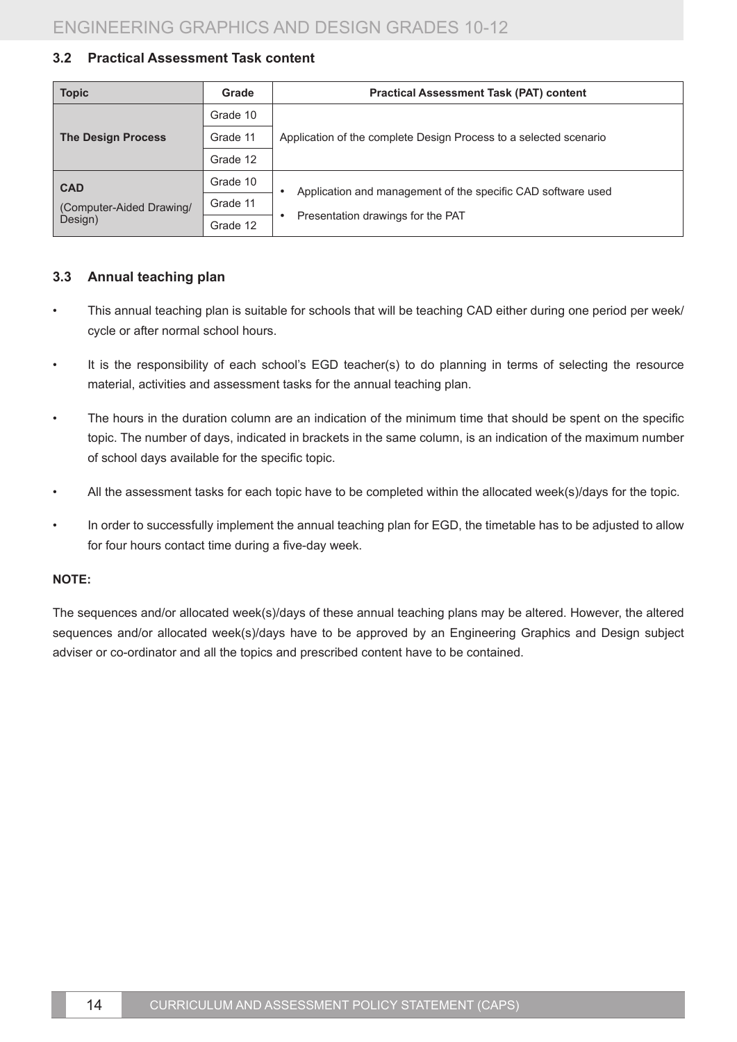### 3.2 Practical Assessment Task content

| Topic | Grade | Practical Assessment Task (PAT) content |
|---|---|---|
| **The Design Process** | Grade 10 | Application of the complete Design Process to a selected scenario |
| | Grade 11 | |
| | Grade 12 | |
| **CAD** (Computer-Aided Drawing/ Design) | Grade 10 | • Application and management of the specific CAD software used<br>• Presentation drawings for the PAT |
| | Grade 11 | |
| | Grade 12 | |

### 3.3 Annual teaching plan

- This annual teaching plan is suitable for schools that will be teaching CAD either during one period per week/ cycle or after normal school hours.
- It is the responsibility of each school's EGD teacher(s) to do planning in terms of selecting the resource material, activities and assessment tasks for the annual teaching plan.
- The hours in the duration column are an indication of the minimum time that should be spent on the specific topic. The number of days, indicated in brackets in the same column, is an indication of the maximum number of school days available for the specific topic.
- All the assessment tasks for each topic have to be completed within the allocated week(s)/days for the topic.
- In order to successfully implement the annual teaching plan for EGD, the timetable has to be adjusted to allow for four hours contact time during a five-day week.

**NOTE:**

The sequences and/or allocated week(s)/days of these annual teaching plans may be altered. However, the altered sequences and/or allocated week(s)/days have to be approved by an Engineering Graphics and Design subject adviser or co-ordinator and all the topics and prescribed content have to be contained.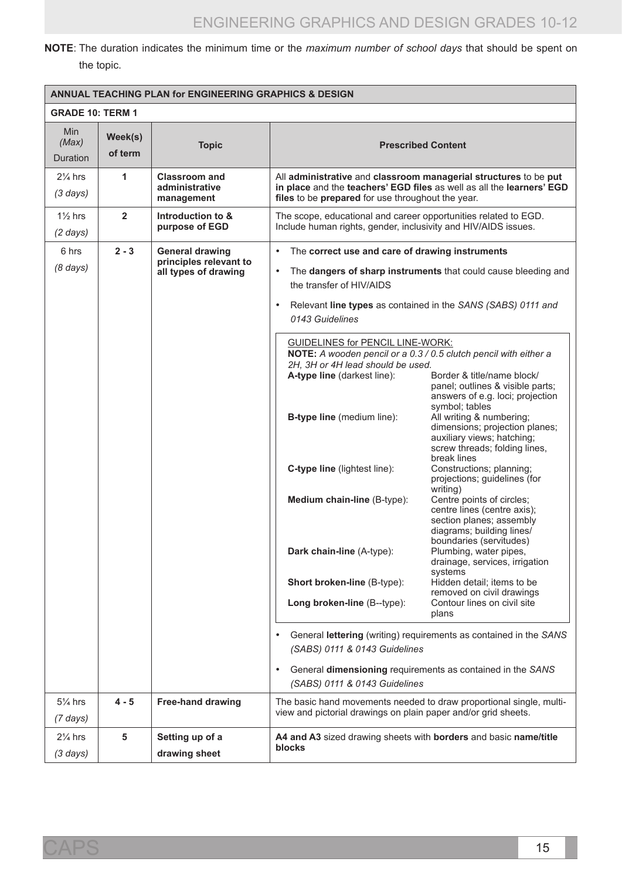**NOTE**: The duration indicates the minimum time or the *maximum number of school days* that should be spent on the topic.

| **ANNUAL TEACHING PLAN for ENGINEERING GRAPHICS & DESIGN** | | | |
|---|---|---|---|
| **GRADE 10: TERM 1** | | | |
| Min *(Max)* Duration | **Week(s) of term** | **Topic** | **Prescribed Content** |
| 2¼ hrs *(3 days)* | **1** | **Classroom and administrative management** | All **administrative** and **classroom managerial structures** to be **put in place** and the **teachers' EGD files** as well as all the **learners' EGD files** to be **prepared** for use throughout the year. |
| 1½ hrs *(2 days)* | **2** | **Introduction to & purpose of EGD** | The scope, educational and career opportunities related to EGD. Include human rights, gender, inclusivity and HIV/AIDS issues. |
| 6 hrs *(8 days)* | **2 - 3** | **General drawing principles relevant to all types of drawing** | • The **correct use and care of drawing instruments**<br>• The **dangers of sharp instruments** that could cause bleeding and the transfer of HIV/AIDS<br>• Relevant **line types** as contained in the *SANS (SABS) 0111 and 0143 Guidelines*<br><br>GUIDELINES for PENCIL LINE-WORK:<br>**NOTE:** *A wooden pencil or a 0.3 / 0.5 clutch pencil with either a 2H, 3H or 4H lead should be used.*<br>**A-type line** (darkest line): Border & title/name block/ panel; outlines & visible parts; answers of e.g. loci; projection symbol; tables<br>**B-type line** (medium line): All writing & numbering; dimensions; projection planes; auxiliary views; hatching; screw threads; folding lines, break lines<br>**C-type line** (lightest line): Constructions; planning; projections; guidelines (for writing)<br>**Medium chain-line** (B-type): Centre points of circles; centre lines (centre axis); section planes; assembly diagrams; building lines/ boundaries (servitudes)<br>**Dark chain-line** (A-type): Plumbing, water pipes, drainage, services, irrigation systems<br>**Short broken-line** (B-type): Hidden detail; items to be removed on civil drawings<br>**Long broken-line** (B--type): Contour lines on civil site plans<br><br>• General **lettering** (writing) requirements as contained in the *SANS (SABS) 0111 & 0143 Guidelines*<br>• General **dimensioning** requirements as contained in the *SANS (SABS) 0111 & 0143 Guidelines* |
| 5¼ hrs *(7 days)* | **4 - 5** | **Free-hand drawing** | The basic hand movements needed to draw proportional single, multi-view and pictorial drawings on plain paper and/or grid sheets. |
| 2¼ hrs *(3 days)* | **5** | **Setting up of a drawing sheet** | **A4 and A3** sized drawing sheets with **borders** and basic **name/title blocks** |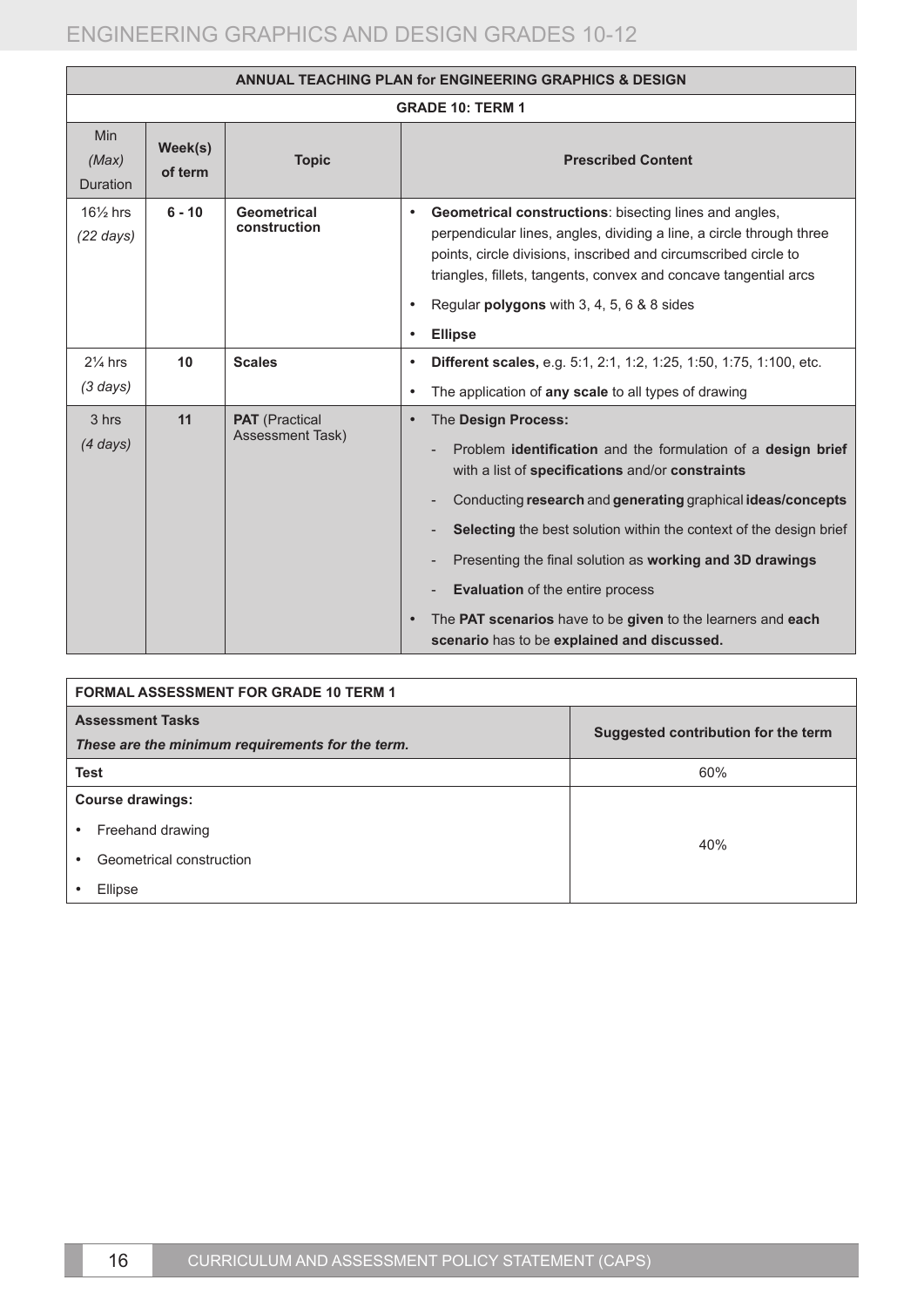| ANNUAL TEACHING PLAN for ENGINEERING GRAPHICS & DESIGN | | | |
|---|---|---|---|
| **GRADE 10: TERM 1** | | | |
| Min *(Max)* Duration | **Week(s) of term** | **Topic** | **Prescribed Content** |
| 16½ hrs *(22 days)* | **6 - 10** | **Geometrical construction** | • **Geometrical constructions**: bisecting lines and angles, perpendicular lines, angles, dividing a line, a circle through three points, circle divisions, inscribed and circumscribed circle to triangles, fillets, tangents, convex and concave tangential arcs<br>• Regular **polygons** with 3, 4, 5, 6 & 8 sides<br>• **Ellipse** |
| 2¼ hrs *(3 days)* | **10** | **Scales** | • **Different scales,** e.g. 5:1, 2:1, 1:2, 1:25, 1:50, 1:75, 1:100, etc.<br>• The application of **any scale** to all types of drawing |
| 3 hrs *(4 days)* | **11** | **PAT** (Practical Assessment Task) | • The **Design Process:**<br>- Problem **identification** and the formulation of a **design brief** with a list of **specifications** and/or **constraints**<br>- Conducting **research** and **generating** graphical **ideas/concepts**<br>- **Selecting** the best solution within the context of the design brief<br>- Presenting the final solution as **working and 3D drawings**<br>- **Evaluation** of the entire process<br>• The **PAT scenarios** have to be **given** to the learners and **each scenario** has to be **explained and discussed.** |

| FORMAL ASSESSMENT FOR GRADE 10 TERM 1 | |
|---|---|
| **Assessment Tasks**<br>***These are the minimum requirements for the term.*** | **Suggested contribution for the term** |
| **Test** | 60% |
| **Course drawings:**<br>• Freehand drawing<br>• Geometrical construction<br>• Ellipse | 40% |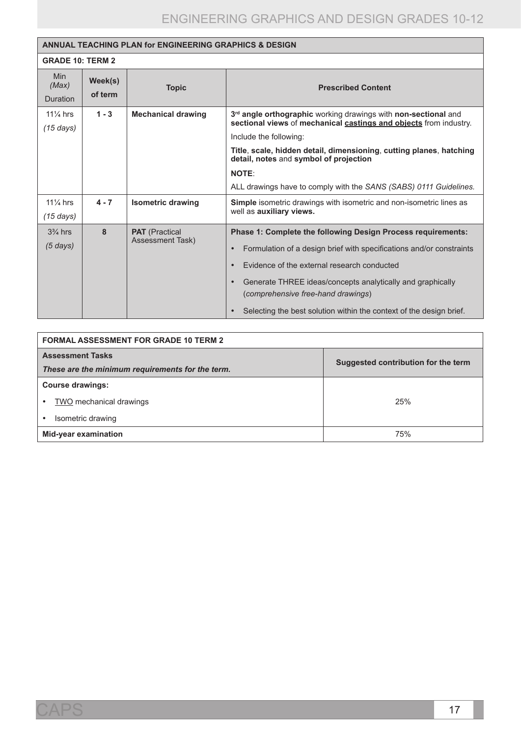| ANNUAL TEACHING PLAN for ENGINEERING GRAPHICS & DESIGN | | | |
|---|---|---|---|
| **GRADE 10: TERM 2** | | | |
| Min *(Max)* Duration | **Week(s) of term** | **Topic** | **Prescribed Content** |
| 11¼ hrs *(15 days)* | **1 - 3** | **Mechanical drawing** | 3rd **angle orthographic** working drawings with **non-sectional** and **sectional views** of **mechanical castings and objects** from industry.<br>Include the following:<br>**Title**, **scale, hidden detail, dimensioning**, **cutting planes**, **hatching detail, notes** and **symbol of projection**<br>**NOTE**:<br>ALL drawings have to comply with the *SANS (SABS) 0111 Guidelines.* |
| 11¼ hrs *(15 days)* | **4 - 7** | **Isometric drawing** | **Simple** isometric drawings with isometric and non-isometric lines as well as **auxiliary views.** |
| 3¾ hrs *(5 days)* | **8** | **PAT** (Practical Assessment Task) | **Phase 1: Complete the following Design Process requirements:**<br>• Formulation of a design brief with specifications and/or constraints<br>• Evidence of the external research conducted<br>• Generate THREE ideas/concepts analytically and graphically (*comprehensive free-hand drawings*)<br>• Selecting the best solution within the context of the design brief. |

| FORMAL ASSESSMENT FOR GRADE 10 TERM 2 | |
|---|---|
| **Assessment Tasks**<br>***These are the minimum requirements for the term.*** | **Suggested contribution for the term** |
| **Course drawings:**<br>• TWO mechanical drawings<br>• Isometric drawing | 25% |
| **Mid-year examination** | 75% |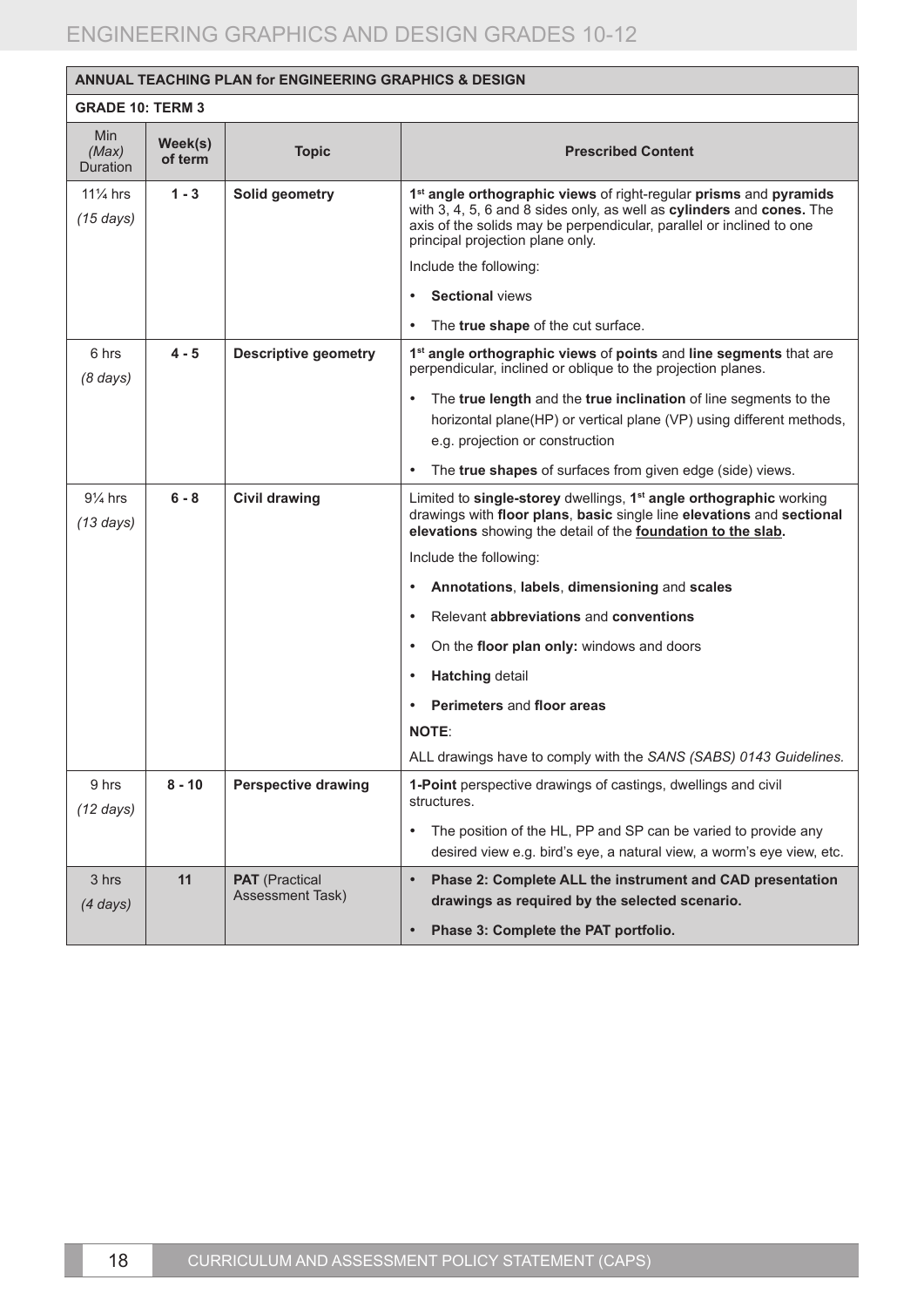| **ANNUAL TEACHING PLAN for ENGINEERING GRAPHICS & DESIGN** | | | |
|---|---|---|---|
| **GRADE 10: TERM 3** | | | |
| Min *(Max)* Duration | **Week(s) of term** | **Topic** | **Prescribed Content** |
| 11¼ hrs *(15 days)* | **1 - 3** | **Solid geometry** | **1st angle orthographic views** of right-regular **prisms** and **pyramids** with 3, 4, 5, 6 and 8 sides only, as well as **cylinders** and **cones.** The axis of the solids may be perpendicular, parallel or inclined to one principal projection plane only.<br>Include the following:<br>• **Sectional** views<br>• The **true shape** of the cut surface. |
| 6 hrs *(8 days)* | **4 - 5** | **Descriptive geometry** | **1st angle orthographic views** of **points** and **line segments** that are perpendicular, inclined or oblique to the projection planes.<br>• The **true length** and the **true inclination** of line segments to the horizontal plane(HP) or vertical plane (VP) using different methods, e.g. projection or construction<br>• The **true shapes** of surfaces from given edge (side) views. |
| 9¼ hrs *(13 days)* | **6 - 8** | **Civil drawing** | Limited to **single-storey** dwellings, **1st angle orthographic** working drawings with **floor plans**, **basic** single line **elevations** and **sectional elevations** showing the detail of the **foundation to the slab.**<br>Include the following:<br>• **Annotations**, **labels**, **dimensioning** and **scales**<br>• Relevant **abbreviations** and **conventions**<br>• On the **floor plan only:** windows and doors<br>• **Hatching** detail<br>• **Perimeters** and **floor areas**<br>**NOTE**:<br>ALL drawings have to comply with the *SANS (SABS) 0143 Guidelines.* |
| 9 hrs *(12 days)* | **8 - 10** | **Perspective drawing** | **1-Point** perspective drawings of castings, dwellings and civil structures.<br>• The position of the HL, PP and SP can be varied to provide any desired view e.g. bird's eye, a natural view, a worm's eye view, etc. |
| 3 hrs *(4 days)* | **11** | **PAT** (Practical Assessment Task) | • **Phase 2: Complete ALL the instrument and CAD presentation drawings as required by the selected scenario.**<br>• **Phase 3: Complete the PAT portfolio.** |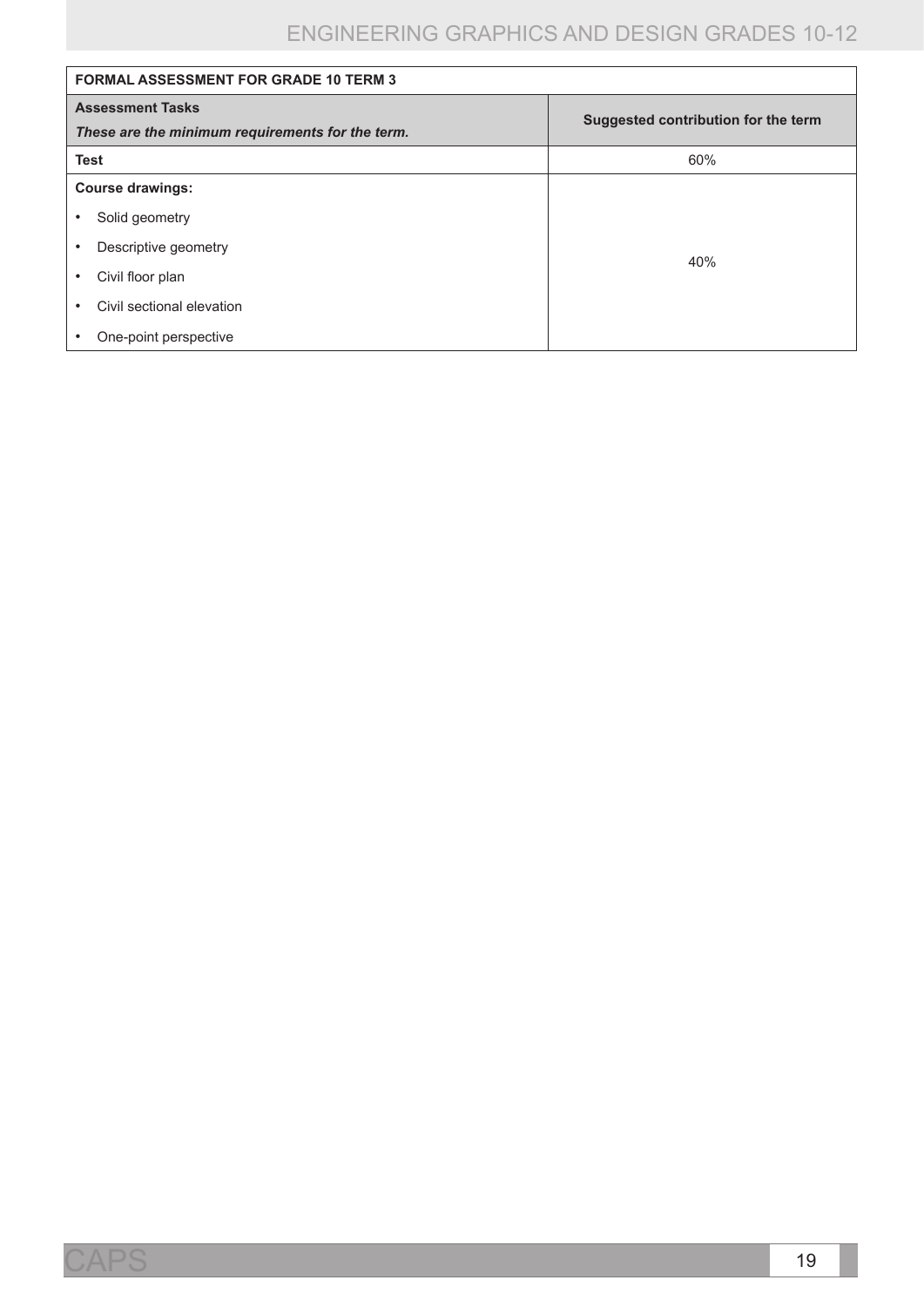| FORMAL ASSESSMENT FOR GRADE 10 TERM 3 | |
|---|---|
| **Assessment Tasks**<br>***These are the minimum requirements for the term.*** | **Suggested contribution for the term** |
| **Test** | 60% |
| **Course drawings:**<br>• Solid geometry<br>• Descriptive geometry<br>• Civil floor plan<br>• Civil sectional elevation<br>• One-point perspective | 40% |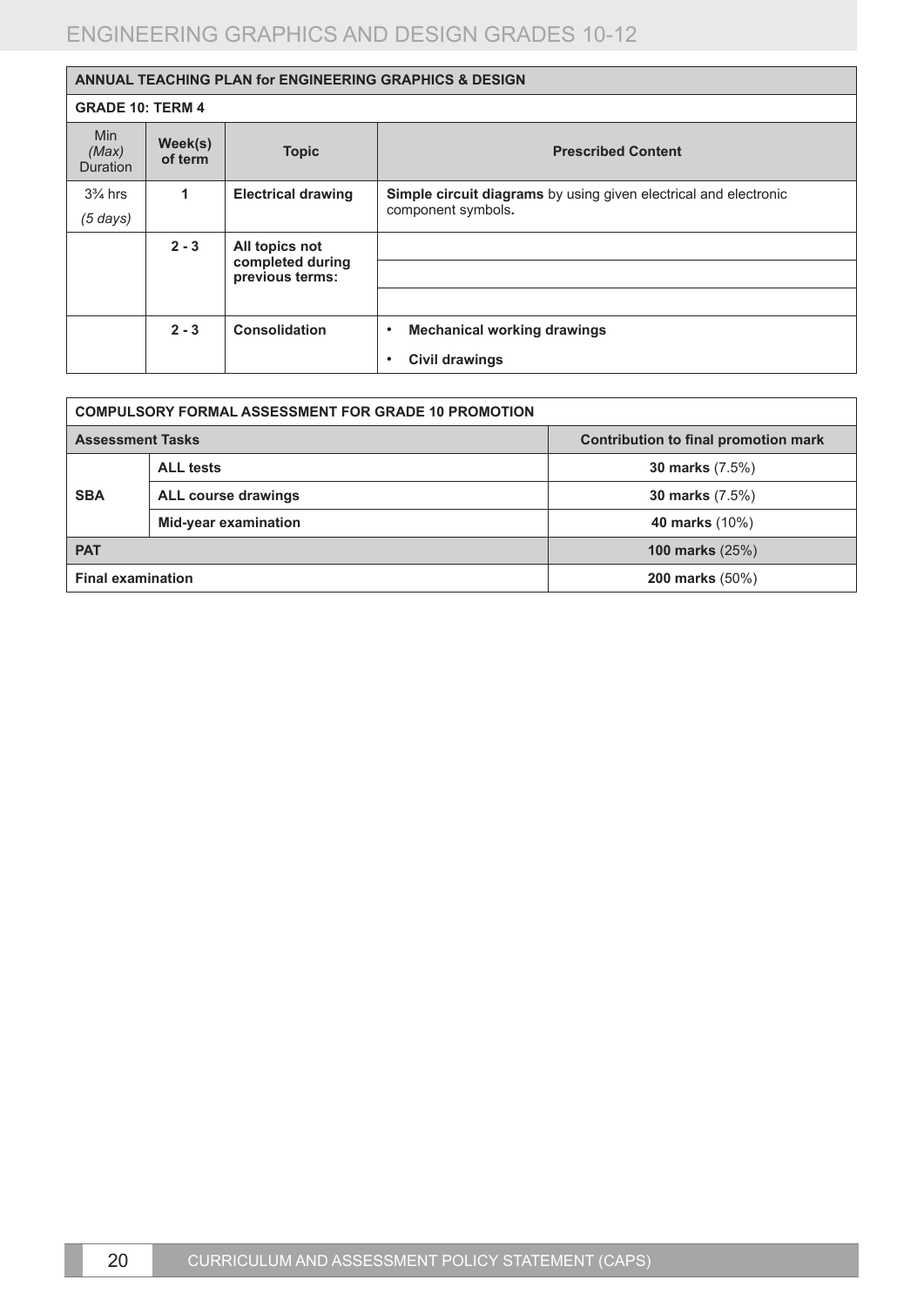| ANNUAL TEACHING PLAN for ENGINEERING GRAPHICS & DESIGN | | | |
|---|---|---|---|
| **GRADE 10: TERM 4** | | | |
| Min *(Max)* Duration | **Week(s) of term** | **Topic** | **Prescribed Content** |
| 3¾ hrs *(5 days)* | **1** | **Electrical drawing** | **Simple circuit diagrams** by using given electrical and electronic component symbols**.** |
| | **2 - 3** | **All topics not completed during previous terms:** | |
| | | | |
| | | | |
| | **2 - 3** | **Consolidation** | • **Mechanical working drawings**<br>• **Civil drawings** |

| COMPULSORY FORMAL ASSESSMENT FOR GRADE 10 PROMOTION | | |
|---|---|---|
| **Assessment Tasks** | | **Contribution to final promotion mark** |
| **SBA** | **ALL tests** | **30 marks** (7.5%) |
| | **ALL course drawings** | **30 marks** (7.5%) |
| | **Mid-year examination** | **40 marks** (10%) |
| **PAT** | | **100 marks** (25%) |
| **Final examination** | | **200 marks** (50%) |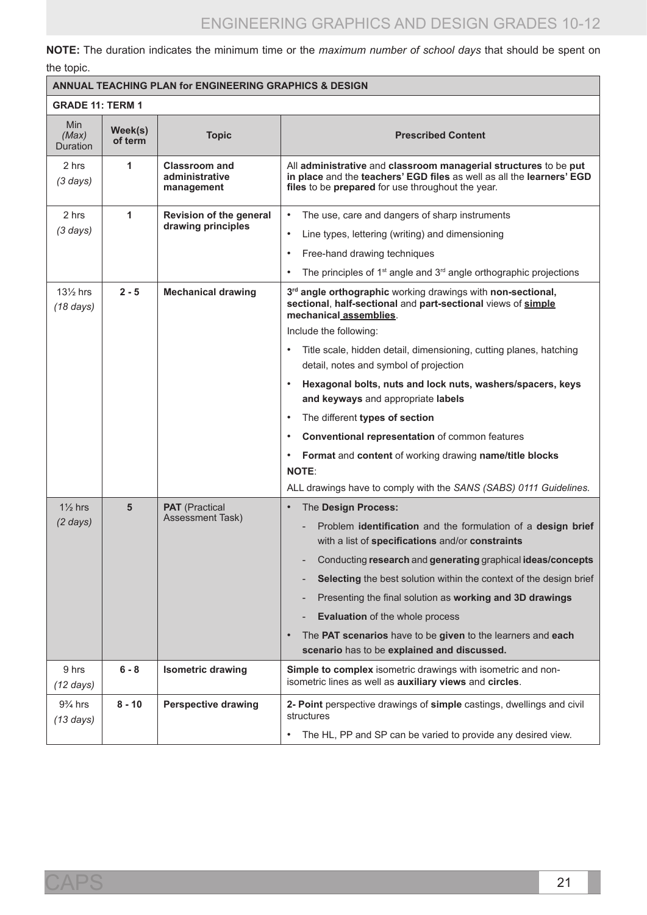**NOTE:** The duration indicates the minimum time or the *maximum number of school days* that should be spent on the topic.

| **ANNUAL TEACHING PLAN for ENGINEERING GRAPHICS & DESIGN** | | | |
|---|---|---|---|
| **GRADE 11: TERM 1** | | | |
| Min *(Max)* Duration | **Week(s) of term** | **Topic** | **Prescribed Content** |
| 2 hrs *(3 days)* | **1** | **Classroom and administrative management** | All **administrative** and **classroom managerial structures** to be **put in place** and the **teachers' EGD files** as well as all the **learners' EGD files** to be **prepared** for use throughout the year. |
| 2 hrs *(3 days)* | **1** | **Revision of the general drawing principles** | • The use, care and dangers of sharp instruments<br>• Line types, lettering (writing) and dimensioning<br>• Free-hand drawing techniques<br>• The principles of 1st angle and 3rd angle orthographic projections |
| 13½ hrs *(18 days)* | **2 - 5** | **Mechanical drawing** | **3rd angle orthographic** working drawings with **non-sectional, sectional**, **half-sectional** and **part-sectional** views of **simple mechanical assemblies**.<br>Include the following:<br>• Title scale, hidden detail, dimensioning, cutting planes, hatching detail, notes and symbol of projection<br>• **Hexagonal bolts, nuts and lock nuts, washers/spacers, keys and keyways** and appropriate **labels**<br>• The different **types of section**<br>• **Conventional representation** of common features<br>• **Format** and **content** of working drawing **name/title blocks**<br>**NOTE**:<br>ALL drawings have to comply with the *SANS (SABS) 0111 Guidelines.* |
| 1½ hrs *(2 days)* | **5** | **PAT** (Practical Assessment Task) | • The **Design Process:**<br>- Problem **identification** and the formulation of a **design brief** with a list of **specifications** and/or **constraints**<br>- Conducting **research** and **generating** graphical **ideas/concepts**<br>- **Selecting** the best solution within the context of the design brief<br>- Presenting the final solution as **working and 3D drawings**<br>- **Evaluation** of the whole process<br>• The **PAT scenarios** have to be **given** to the learners and **each scenario** has to be **explained and discussed.** |
| 9 hrs *(12 days)* | **6 - 8** | **Isometric drawing** | **Simple to complex** isometric drawings with isometric and non-isometric lines as well as **auxiliary views** and **circles**. |
| 9¾ hrs *(13 days)* | **8 - 10** | **Perspective drawing** | **2- Point** perspective drawings of **simple** castings, dwellings and civil structures<br>• The HL, PP and SP can be varied to provide any desired view. |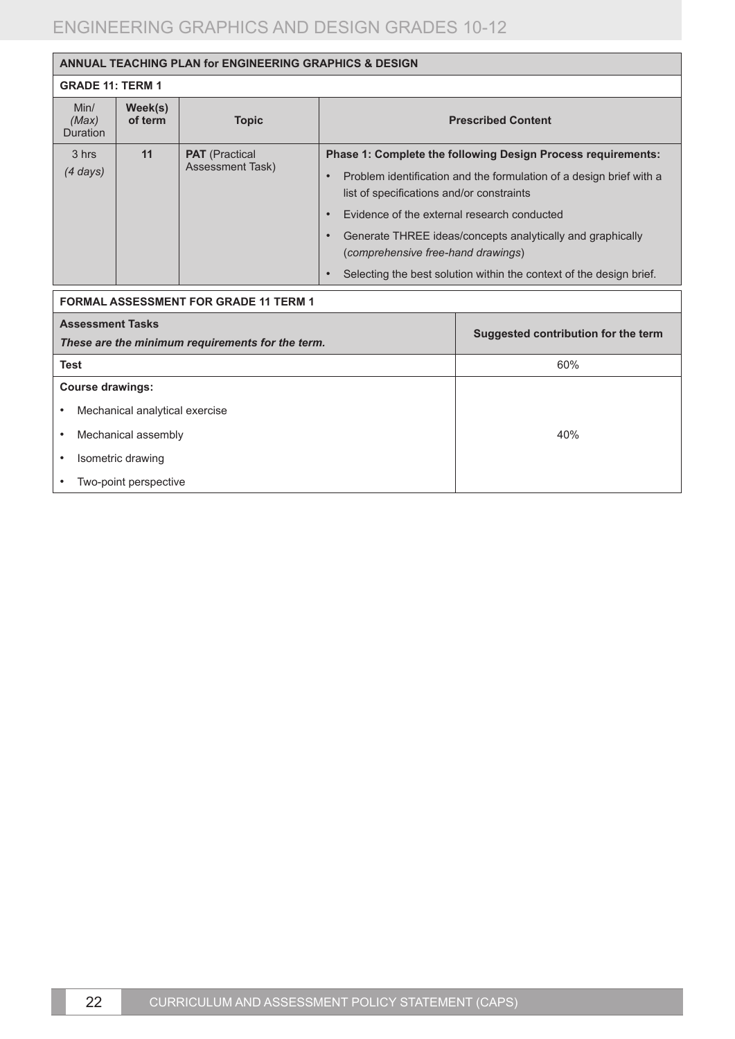| ANNUAL TEACHING PLAN for ENGINEERING GRAPHICS & DESIGN | | | |
|---|---|---|---|
| **GRADE 11: TERM 1** | | | |
| Min/ *(Max)* Duration | **Week(s) of term** | **Topic** | **Prescribed Content** |
| 3 hrs *(4 days)* | **11** | **PAT** (Practical Assessment Task) | **Phase 1: Complete the following Design Process requirements:** <br>• Problem identification and the formulation of a design brief with a list of specifications and/or constraints <br>• Evidence of the external research conducted <br>• Generate THREE ideas/concepts analytically and graphically (*comprehensive free-hand drawings*) <br>• Selecting the best solution within the context of the design brief. |

| FORMAL ASSESSMENT FOR GRADE 11 TERM 1 | |
|---|---|
| **Assessment Tasks** <br>***These are the minimum requirements for the term.*** | **Suggested contribution for the term** |
| **Test** | 60% |
| **Course drawings:** <br>• Mechanical analytical exercise <br>• Mechanical assembly <br>• Isometric drawing <br>• Two-point perspective | 40% |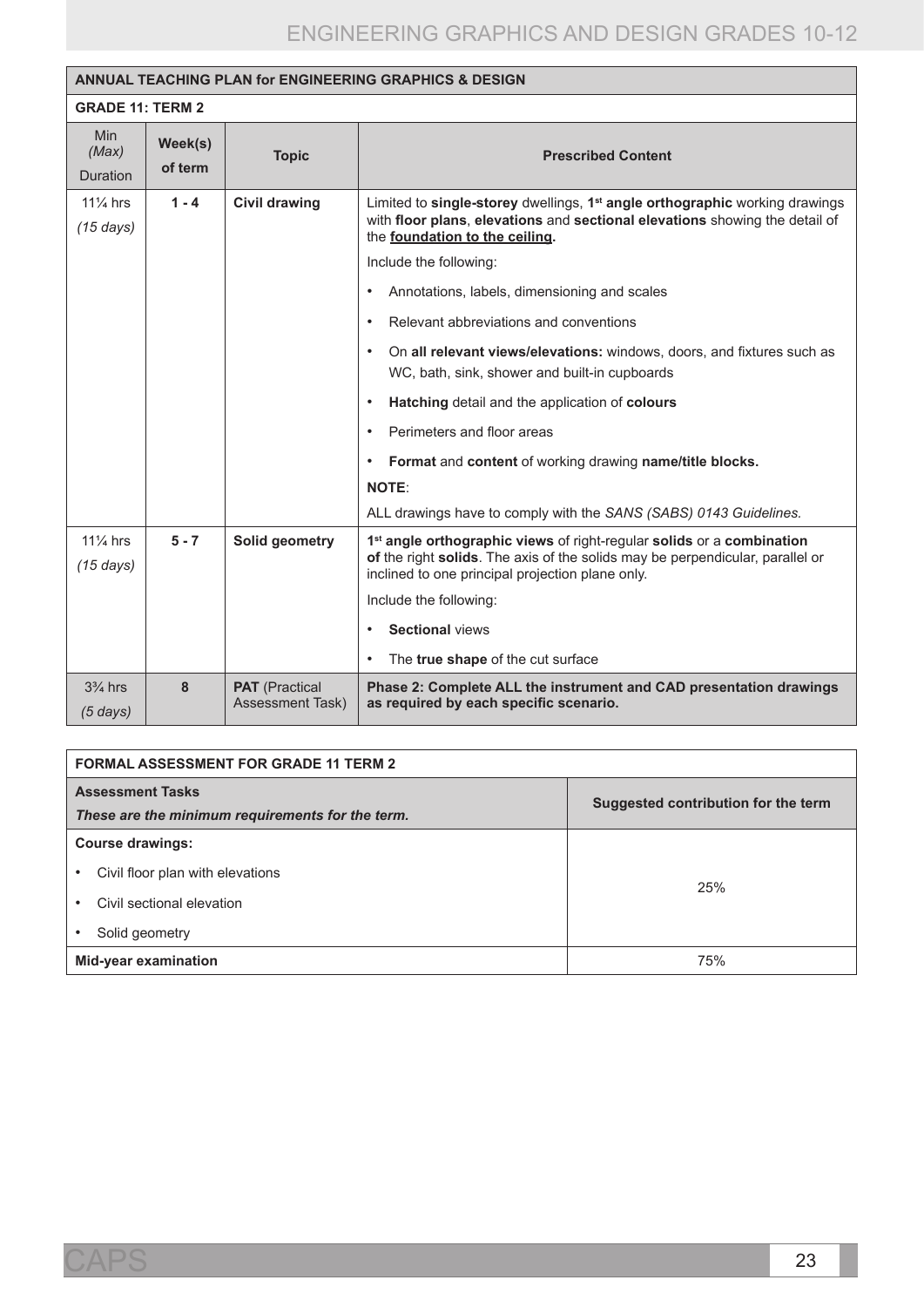| ANNUAL TEACHING PLAN for ENGINEERING GRAPHICS & DESIGN | | | |
|---|---|---|---|
| **GRADE 11: TERM 2** | | | |
| Min *(Max)* Duration | **Week(s) of term** | **Topic** | **Prescribed Content** |
| 11¼ hrs *(15 days)* | **1 - 4** | **Civil drawing** | Limited to **single-storey** dwellings, **1st angle orthographic** working drawings with **floor plans**, **elevations** and **sectional elevations** showing the detail of the **foundation to the ceiling.**<br><br>Include the following:<br>• Annotations, labels, dimensioning and scales<br>• Relevant abbreviations and conventions<br>• On **all relevant views/elevations:** windows, doors, and fixtures such as WC, bath, sink, shower and built-in cupboards<br>• **Hatching** detail and the application of **colours**<br>• Perimeters and floor areas<br>• **Format** and **content** of working drawing **name/title blocks.**<br><br>**NOTE**:<br>ALL drawings have to comply with the *SANS (SABS) 0143 Guidelines.* |
| 11¼ hrs *(15 days)* | **5 - 7** | **Solid geometry** | **1st angle orthographic views** of right-regular **solids** or a **combination of** the right **solids**. The axis of the solids may be perpendicular, parallel or inclined to one principal projection plane only.<br><br>Include the following:<br>• **Sectional** views<br>• The **true shape** of the cut surface |
| 3¾ hrs *(5 days)* | **8** | **PAT** (Practical Assessment Task) | **Phase 2: Complete ALL the instrument and CAD presentation drawings as required by each specific scenario.** |

| FORMAL ASSESSMENT FOR GRADE 11 TERM 2 | |
|---|---|
| **Assessment Tasks**<br>***These are the minimum requirements for the term.*** | **Suggested contribution for the term** |
| **Course drawings:**<br>• Civil floor plan with elevations<br>• Civil sectional elevation<br>• Solid geometry | 25% |
| **Mid-year examination** | 75% |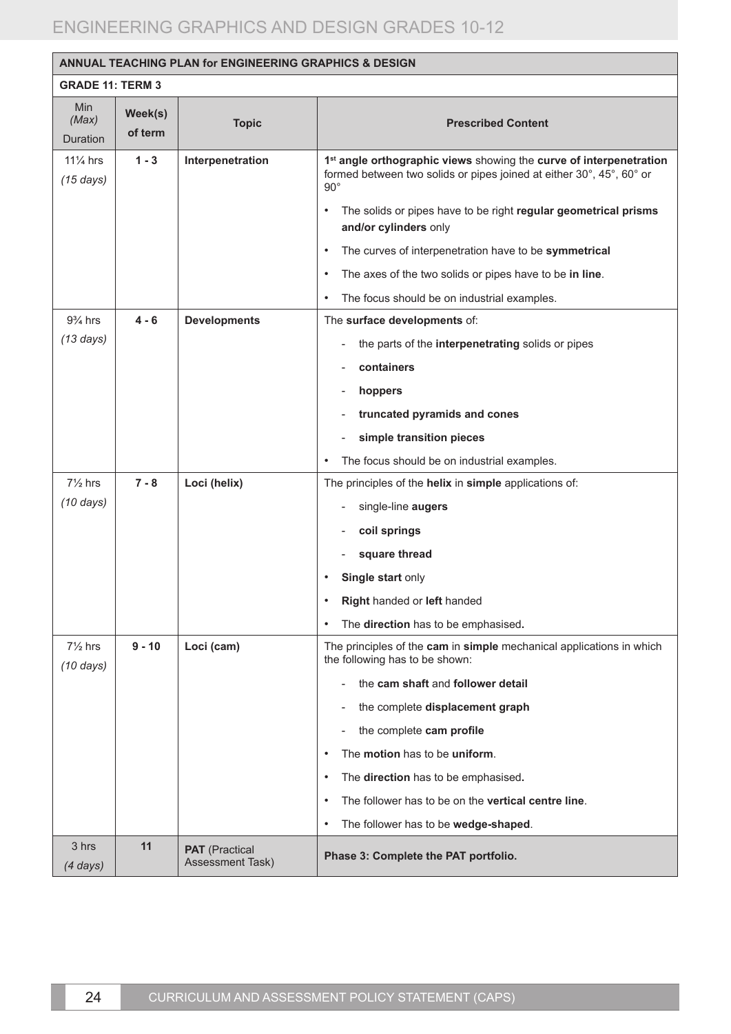| ANNUAL TEACHING PLAN for ENGINEERING GRAPHICS & DESIGN | | | |
|---|---|---|---|
| **GRADE 11: TERM 3** | | | |
| Min *(Max)* Duration | **Week(s) of term** | **Topic** | **Prescribed Content** |
| 11¼ hrs *(15 days)* | **1 - 3** | **Interpenetration** | 1st **angle orthographic views** showing the **curve of interpenetration** formed between two solids or pipes joined at either 30°, 45°, 60° or 90°<br>• The solids or pipes have to be right **regular geometrical prisms and/or cylinders** only<br>• The curves of interpenetration have to be **symmetrical**<br>• The axes of the two solids or pipes have to be **in line**.<br>• The focus should be on industrial examples. |
| 9¾ hrs *(13 days)* | **4 - 6** | **Developments** | The **surface developments** of:<br>- the parts of the **interpenetrating** solids or pipes<br>- **containers**<br>- **hoppers**<br>- **truncated pyramids and cones**<br>- **simple transition pieces**<br>• The focus should be on industrial examples. |
| 7½ hrs *(10 days)* | **7 - 8** | **Loci (helix)** | The principles of the **helix** in **simple** applications of:<br>- single-line **augers**<br>- **coil springs**<br>- **square thread**<br>• **Single start** only<br>• **Right** handed or **left** handed<br>• The **direction** has to be emphasised**.** |
| 7½ hrs *(10 days)* | **9 - 10** | **Loci (cam)** | The principles of the **cam** in **simple** mechanical applications in which the following has to be shown:<br>- the **cam shaft** and **follower detail**<br>- the complete **displacement graph**<br>- the complete **cam profile**<br>• The **motion** has to be **uniform**.<br>• The **direction** has to be emphasised**.**<br>• The follower has to be on the **vertical centre line**.<br>• The follower has to be **wedge-shaped**. |
| 3 hrs *(4 days)* | **11** | **PAT** (Practical Assessment Task) | **Phase 3: Complete the PAT portfolio.** |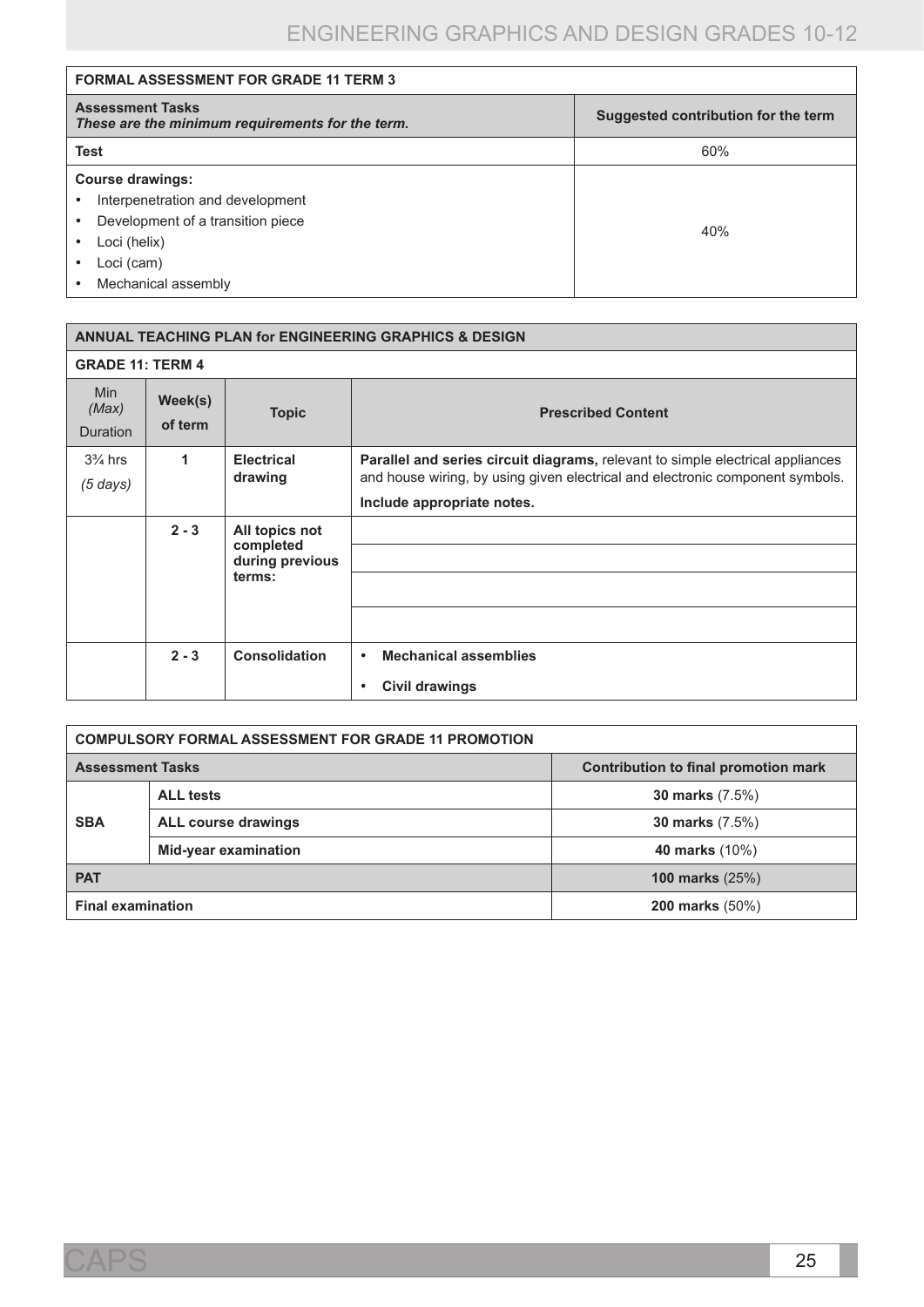| FORMAL ASSESSMENT FOR GRADE 11 TERM 3 | |
|---|---|
| **Assessment Tasks** *These are the minimum requirements for the term.* | **Suggested contribution for the term** |
| **Test** | 60% |
| **Course drawings:** • Interpenetration and development • Development of a transition piece • Loci (helix) • Loci (cam) • Mechanical assembly | 40% |

| ANNUAL TEACHING PLAN for ENGINEERING GRAPHICS & DESIGN | | | |
|---|---|---|---|
| **GRADE 11: TERM 4** | | | |
| Min *(Max)* Duration | **Week(s) of term** | **Topic** | **Prescribed Content** |
| 3¾ hrs *(5 days)* | **1** | **Electrical drawing** | **Parallel and series circuit diagrams,** relevant to simple electrical appliances and house wiring, by using given electrical and electronic component symbols. **Include appropriate notes.** |
| | **2 - 3** | **All topics not completed during previous terms:** | |
| | | | |
| | | | |
| | | | |
| | **2 - 3** | **Consolidation** | • **Mechanical assemblies** • **Civil drawings** |

| COMPULSORY FORMAL ASSESSMENT FOR GRADE 11 PROMOTION | | |
|---|---|---|
| **Assessment Tasks** | | **Contribution to final promotion mark** |
| **SBA** | **ALL tests** | **30 marks** (7.5%) |
| | **ALL course drawings** | **30 marks** (7.5%) |
| | **Mid-year examination** | **40 marks** (10%) |
| **PAT** | | **100 marks** (25%) |
| **Final examination** | | **200 marks** (50%) |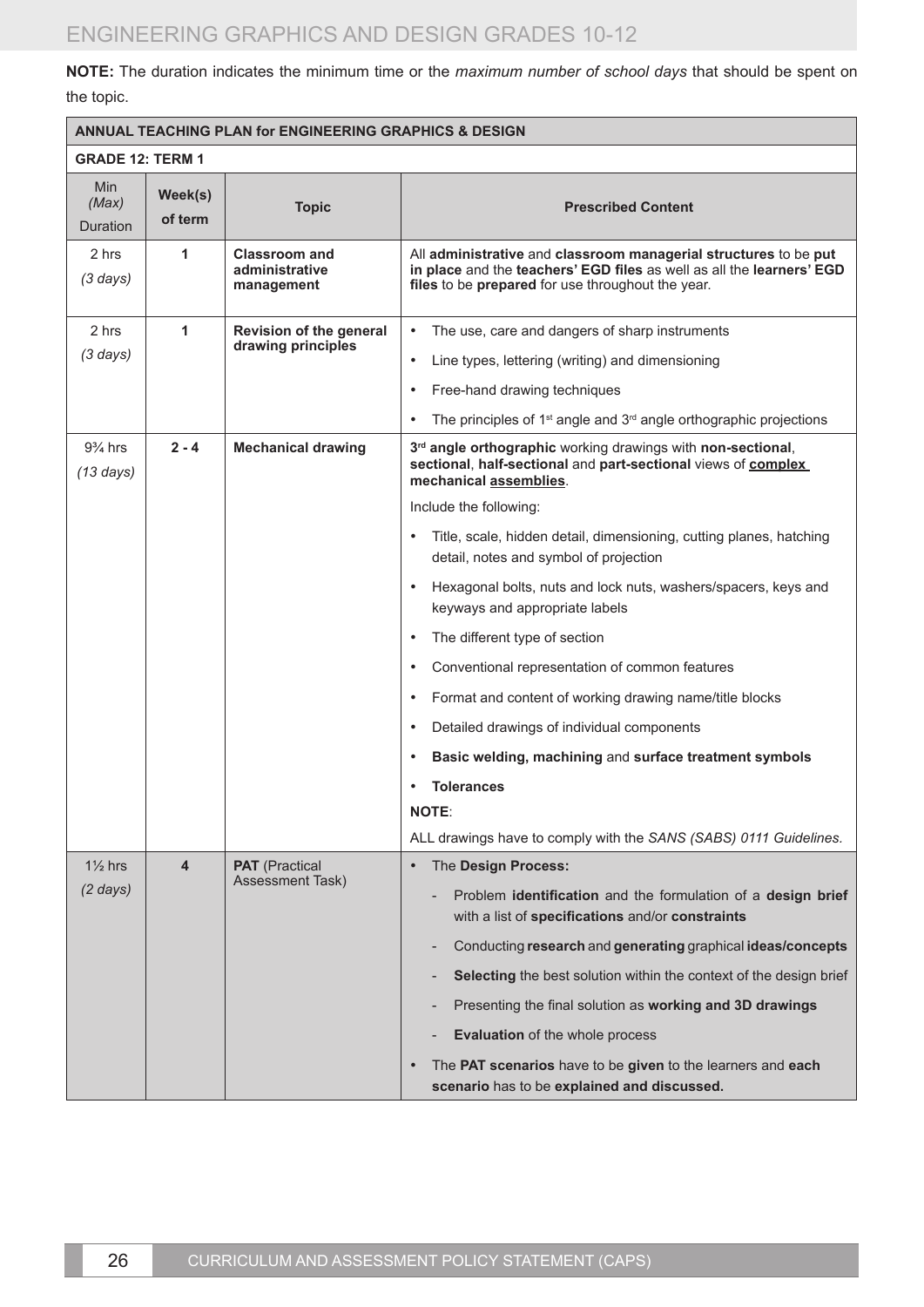**NOTE:** The duration indicates the minimum time or the *maximum number of school days* that should be spent on the topic.

| **ANNUAL TEACHING PLAN for ENGINEERING GRAPHICS & DESIGN** | | | |
|---|---|---|---|
| **GRADE 12: TERM 1** | | | |
| Min *(Max)* Duration | **Week(s) of term** | **Topic** | **Prescribed Content** |
| 2 hrs *(3 days)* | **1** | **Classroom and administrative management** | All **administrative** and **classroom managerial structures** to be **put in place** and the **teachers' EGD files** as well as all the **learners' EGD files** to be **prepared** for use throughout the year. |
| 2 hrs *(3 days)* | **1** | **Revision of the general drawing principles** | • The use, care and dangers of sharp instruments<br>• Line types, lettering (writing) and dimensioning<br>• Free-hand drawing techniques<br>• The principles of 1st angle and 3rd angle orthographic projections |
| 9¾ hrs *(13 days)* | **2 - 4** | **Mechanical drawing** | **3rd angle orthographic** working drawings with **non-sectional**, **sectional**, **half-sectional** and **part-sectional** views of **complex mechanical assemblies**.<br>Include the following:<br>• Title, scale, hidden detail, dimensioning, cutting planes, hatching detail, notes and symbol of projection<br>• Hexagonal bolts, nuts and lock nuts, washers/spacers, keys and keyways and appropriate labels<br>• The different type of section<br>• Conventional representation of common features<br>• Format and content of working drawing name/title blocks<br>• Detailed drawings of individual components<br>• **Basic welding, machining** and **surface treatment symbols**<br>• **Tolerances**<br>**NOTE**:<br>ALL drawings have to comply with the *SANS (SABS) 0111 Guidelines.* |
| 1½ hrs *(2 days)* | **4** | **PAT** (Practical Assessment Task) | • The **Design Process:**<br>- Problem **identification** and the formulation of a **design brief** with a list of **specifications** and/or **constraints**<br>- Conducting **research** and **generating** graphical **ideas/concepts**<br>- **Selecting** the best solution within the context of the design brief<br>- Presenting the final solution as **working and 3D drawings**<br>- **Evaluation** of the whole process<br>• The **PAT scenarios** have to be **given** to the learners and **each scenario** has to be **explained and discussed.** |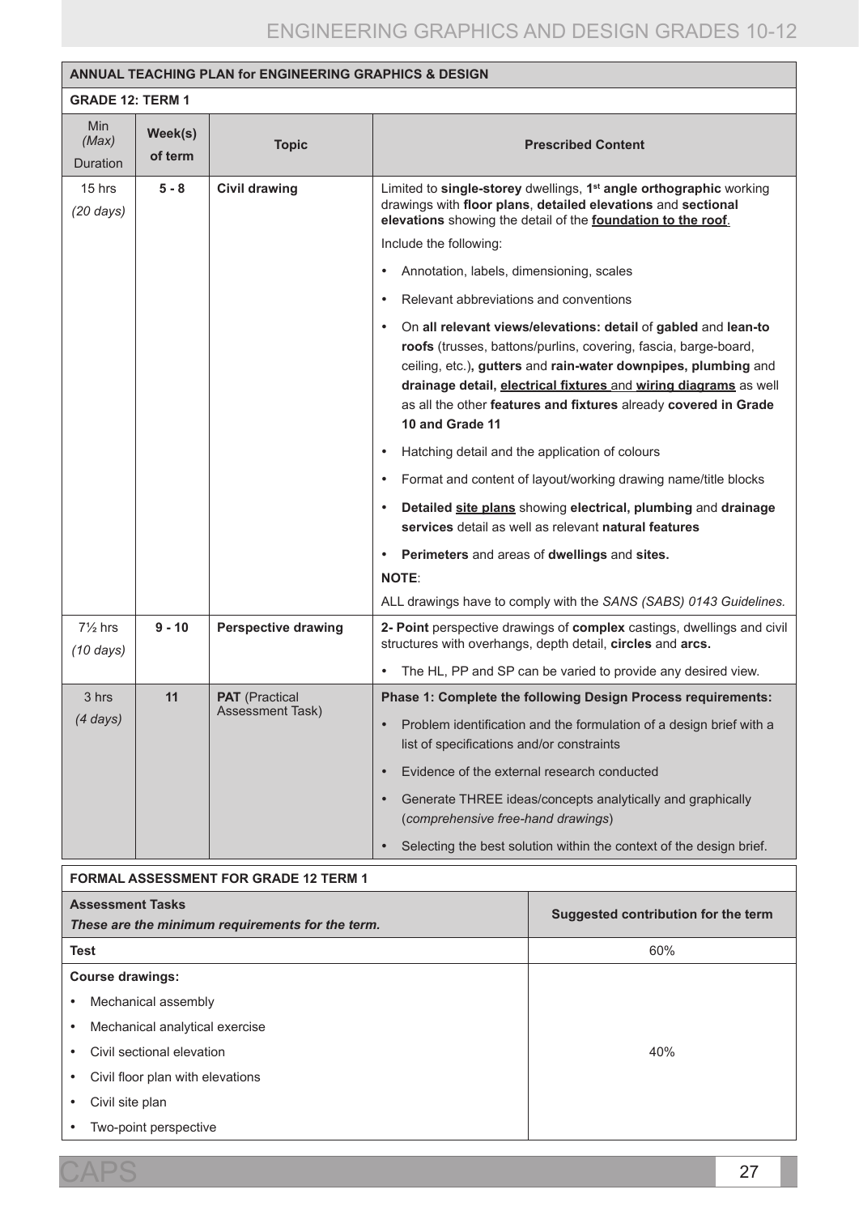| **ANNUAL TEACHING PLAN for ENGINEERING GRAPHICS & DESIGN** | | | |
|---|---|---|---|
| **GRADE 12: TERM 1** | | | |
| Min *(Max)* Duration | **Week(s) of term** | **Topic** | **Prescribed Content** |
| 15 hrs *(20 days)* | **5 - 8** | **Civil drawing** | Limited to **single-storey** dwellings, **1st angle orthographic** working drawings with **floor plans**, **detailed elevations** and **sectional elevations** showing the detail of the **foundation to the roof**.<br>Include the following:<br>• Annotation, labels, dimensioning, scales<br>• Relevant abbreviations and conventions<br>• On **all relevant views/elevations: detail** of **gabled** and **lean-to roofs** (trusses, battons/purlins, covering, fascia, barge-board, ceiling, etc.)**, gutters** and **rain-water downpipes, plumbing** and **drainage detail, electrical fixtures** and **wiring diagrams** as well as all the other **features and fixtures** already **covered in Grade 10 and Grade 11**<br>• Hatching detail and the application of colours<br>• Format and content of layout/working drawing name/title blocks<br>• **Detailed site plans** showing **electrical, plumbing** and **drainage services** detail as well as relevant **natural features**<br>• **Perimeters** and areas of **dwellings** and **sites.**<br>**NOTE**:<br>ALL drawings have to comply with the *SANS (SABS) 0143 Guidelines.* |
| 7½ hrs *(10 days)* | **9 - 10** | **Perspective drawing** | **2- Point** perspective drawings of **complex** castings, dwellings and civil structures with overhangs, depth detail, **circles** and **arcs.**<br>• The HL, PP and SP can be varied to provide any desired view. |
| 3 hrs *(4 days)* | **11** | **PAT** (Practical Assessment Task) | **Phase 1: Complete the following Design Process requirements:**<br>• Problem identification and the formulation of a design brief with a list of specifications and/or constraints<br>• Evidence of the external research conducted<br>• Generate THREE ideas/concepts analytically and graphically (*comprehensive free-hand drawings*)<br>• Selecting the best solution within the context of the design brief. |

| **FORMAL ASSESSMENT FOR GRADE 12 TERM 1** | |
|---|---|
| **Assessment Tasks**<br>***These are the minimum requirements for the term.*** | **Suggested contribution for the term** |
| **Test** | 60% |
| **Course drawings:**<br>• Mechanical assembly<br>• Mechanical analytical exercise<br>• Civil sectional elevation<br>• Civil floor plan with elevations<br>• Civil site plan<br>• Two-point perspective | 40% |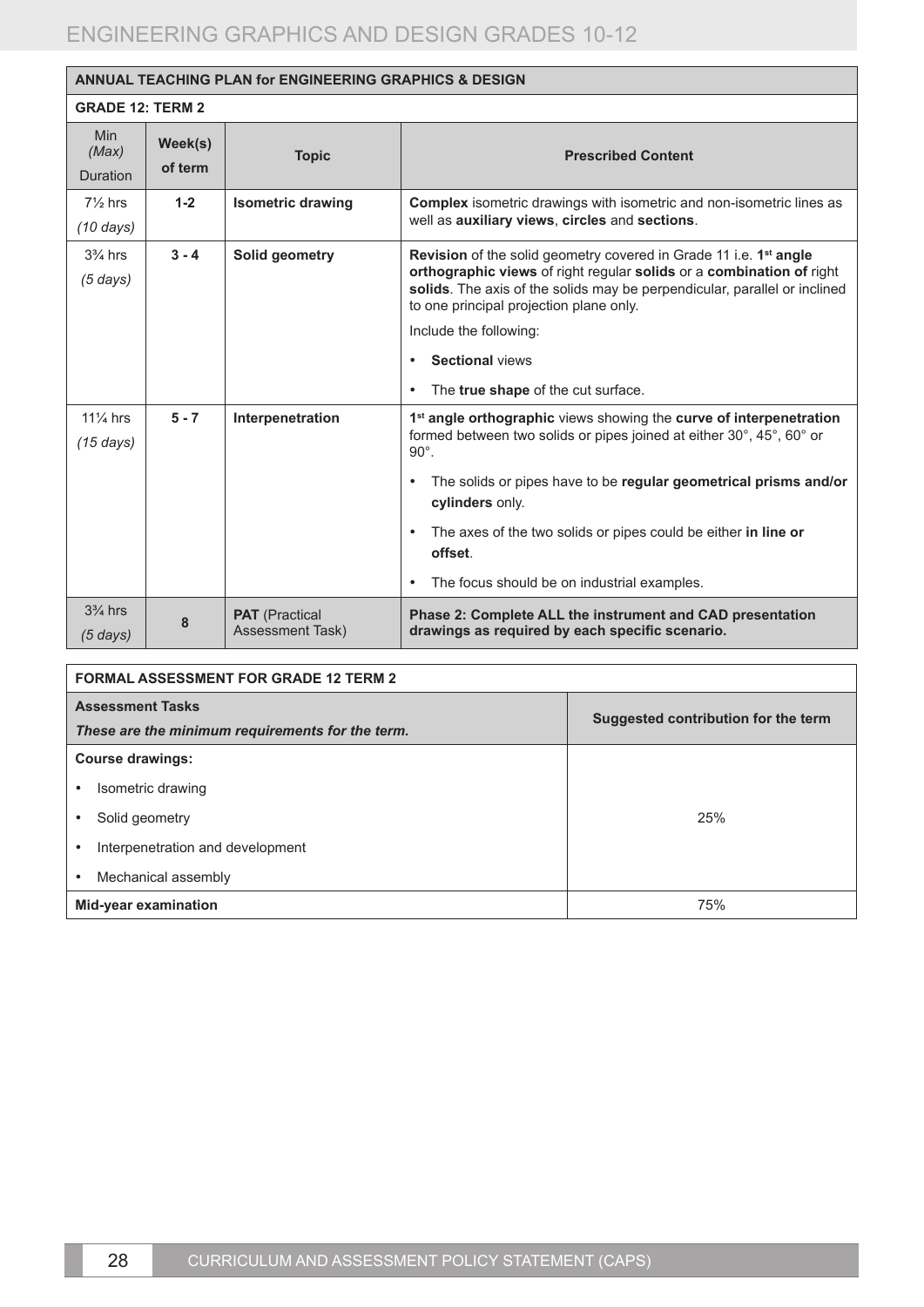| ANNUAL TEACHING PLAN for ENGINEERING GRAPHICS & DESIGN | | | |
|---|---|---|---|
| **GRADE 12: TERM 2** | | | |
| Min *(Max)* Duration | **Week(s) of term** | **Topic** | **Prescribed Content** |
| 7½ hrs *(10 days)* | **1-2** | **Isometric drawing** | **Complex** isometric drawings with isometric and non-isometric lines as well as **auxiliary views**, **circles** and **sections**. |
| 3¾ hrs *(5 days)* | **3 - 4** | **Solid geometry** | **Revision** of the solid geometry covered in Grade 11 i.e. **1st angle orthographic views** of right regular **solids** or a **combination of** right **solids**. The axis of the solids may be perpendicular, parallel or inclined to one principal projection plane only.<br>Include the following:<br>• **Sectional** views<br>• The **true shape** of the cut surface. |
| 11¼ hrs *(15 days)* | **5 - 7** | **Interpenetration** | **1st angle orthographic** views showing the **curve of interpenetration** formed between two solids or pipes joined at either 30°, 45°, 60° or 90°.<br>• The solids or pipes have to be **regular geometrical prisms and/or cylinders** only.<br>• The axes of the two solids or pipes could be either **in line or offset**.<br>• The focus should be on industrial examples. |
| 3¾ hrs *(5 days)* | **8** | **PAT** (Practical Assessment Task) | **Phase 2: Complete ALL the instrument and CAD presentation drawings as required by each specific scenario.** |

| FORMAL ASSESSMENT FOR GRADE 12 TERM 2 | |
|---|---|
| **Assessment Tasks**<br>***These are the minimum requirements for the term.*** | **Suggested contribution for the term** |
| **Course drawings:**<br>• Isometric drawing<br>• Solid geometry<br>• Interpenetration and development<br>• Mechanical assembly | 25% |
| **Mid-year examination** | 75% |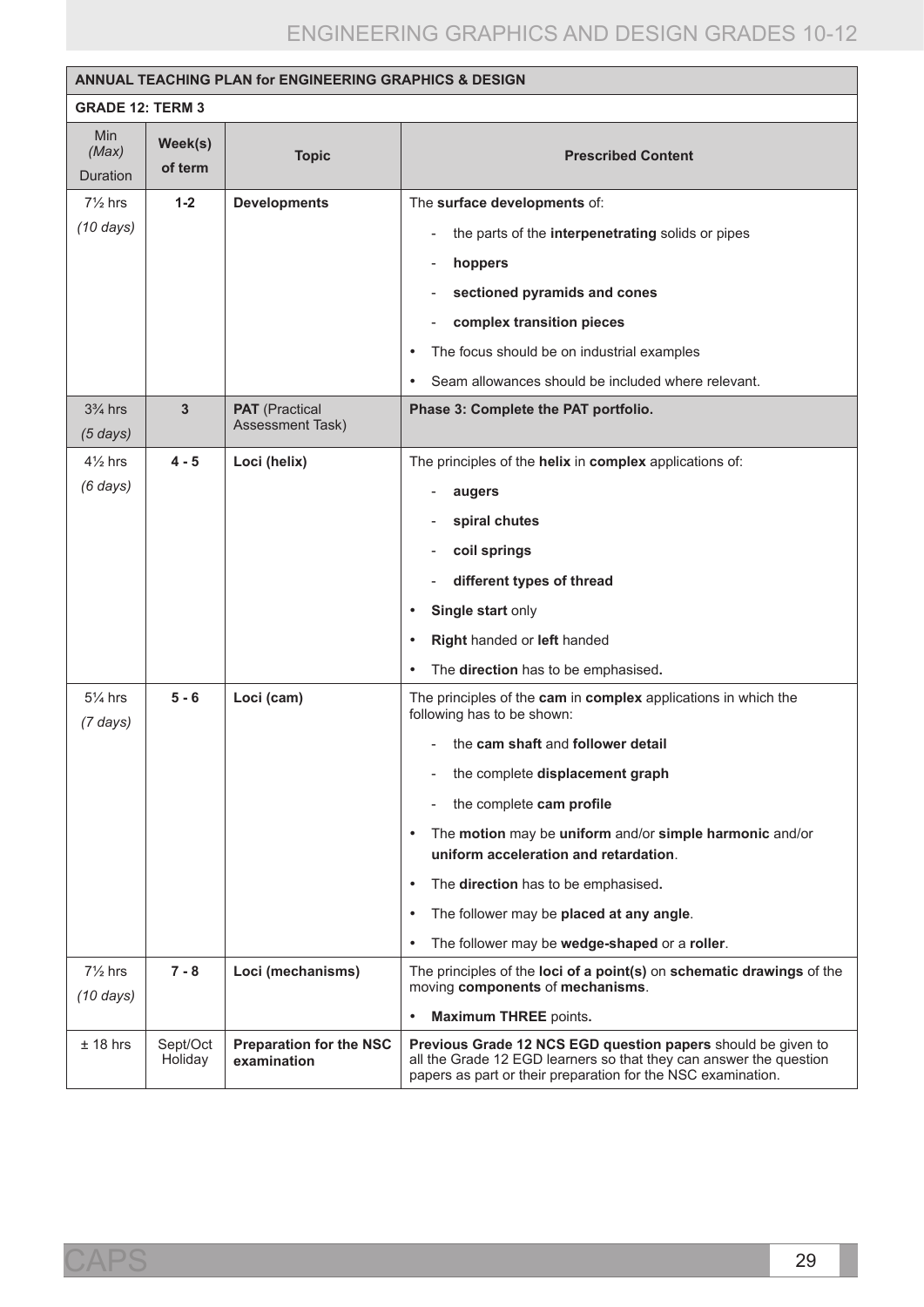| **ANNUAL TEACHING PLAN for ENGINEERING GRAPHICS & DESIGN** | | | |
|---|---|---|---|
| **GRADE 12: TERM 3** | | | |
| Min *(Max)* Duration | **Week(s) of term** | **Topic** | **Prescribed Content** |
| 7½ hrs *(10 days)* | **1-2** | **Developments** | The **surface developments** of: <br> - the parts of the **interpenetrating** solids or pipes <br> - **hoppers** <br> - **sectioned pyramids and cones** <br> - **complex transition pieces** <br> • The focus should be on industrial examples <br> • Seam allowances should be included where relevant. |
| 3¾ hrs *(5 days)* | **3** | **PAT** (Practical Assessment Task) | **Phase 3: Complete the PAT portfolio.** |
| 4½ hrs *(6 days)* | **4 - 5** | **Loci (helix)** | The principles of the **helix** in **complex** applications of: <br> - **augers** <br> - **spiral chutes** <br> - **coil springs** <br> - **different types of thread** <br> • **Single start** only <br> • **Right** handed or **left** handed <br> • The **direction** has to be emphasised**.** |
| 5¼ hrs *(7 days)* | **5 - 6** | **Loci (cam)** | The principles of the **cam** in **complex** applications in which the following has to be shown: <br> - the **cam shaft** and **follower detail** <br> - the complete **displacement graph** <br> - the complete **cam profile** <br> • The **motion** may be **uniform** and/or **simple harmonic** and/or **uniform acceleration and retardation**. <br> • The **direction** has to be emphasised**.** <br> • The follower may be **placed at any angle**. <br> • The follower may be **wedge-shaped** or a **roller**. |
| 7½ hrs *(10 days)* | **7 - 8** | **Loci (mechanisms)** | The principles of the **loci of a point(s)** on **schematic drawings** of the moving **components** of **mechanisms**. <br> • **Maximum THREE** points**.** |
| ± 18 hrs | Sept/Oct Holiday | **Preparation for the NSC examination** | **Previous Grade 12 NCS EGD question papers** should be given to all the Grade 12 EGD learners so that they can answer the question papers as part or their preparation for the NSC examination. |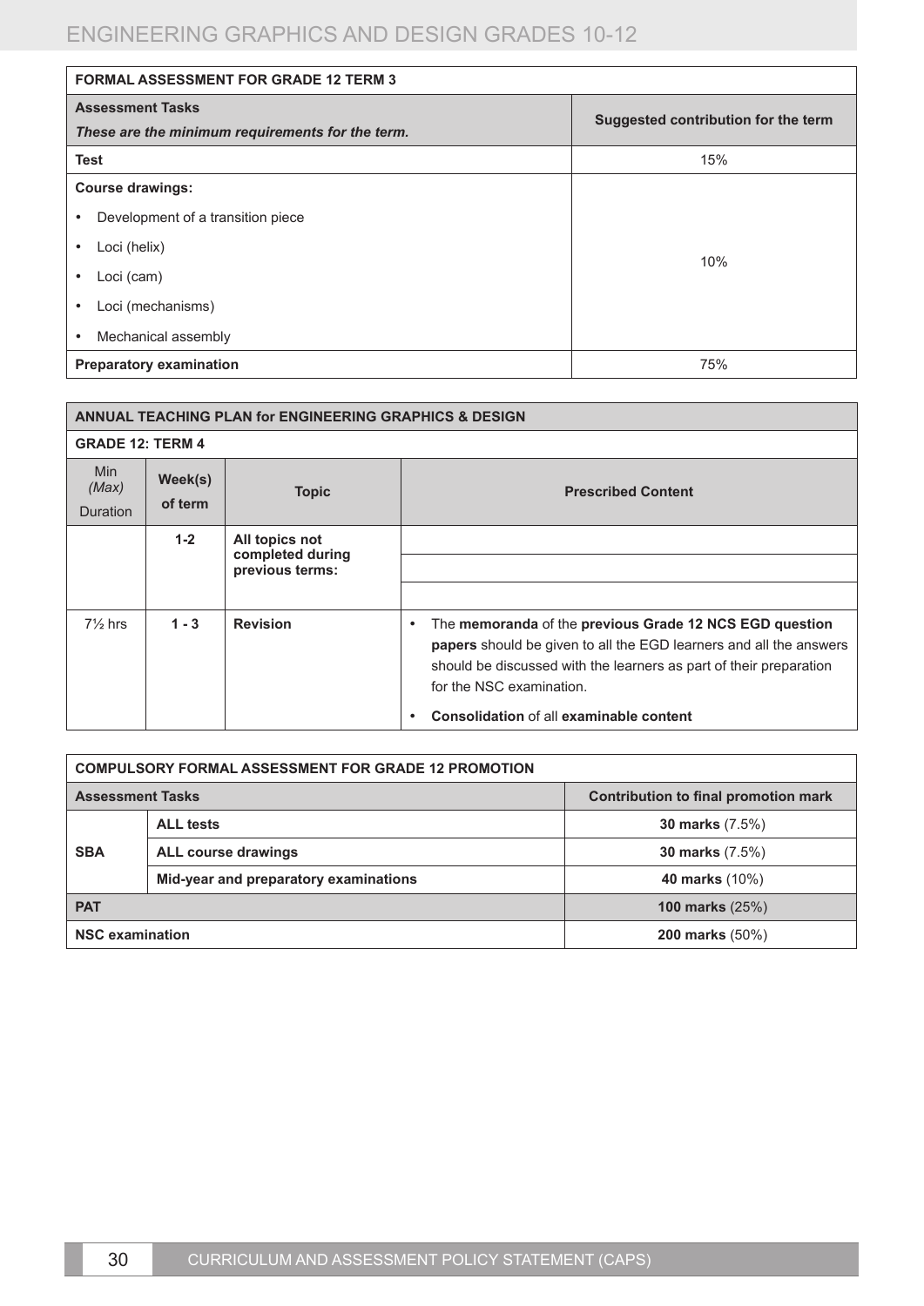| FORMAL ASSESSMENT FOR GRADE 12 TERM 3 | |
|---|---|
| **Assessment Tasks**<br>***These are the minimum requirements for the term.*** | **Suggested contribution for the term** |
| **Test** | 15% |
| **Course drawings:**<br>• Development of a transition piece<br>• Loci (helix)<br>• Loci (cam)<br>• Loci (mechanisms)<br>• Mechanical assembly | 10% |
| **Preparatory examination** | 75% |

| ANNUAL TEACHING PLAN for ENGINEERING GRAPHICS & DESIGN | | | |
|---|---|---|---|
| **GRADE 12: TERM 4** | | | |
| Min *(Max)* Duration | **Week(s) of term** | **Topic** | **Prescribed Content** |
| | **1-2** | **All topics not completed during previous terms:** | |
| 7½ hrs | **1 - 3** | **Revision** | • The **memoranda** of the **previous Grade 12 NCS EGD question papers** should be given to all the EGD learners and all the answers should be discussed with the learners as part of their preparation for the NSC examination.<br>• **Consolidation** of all **examinable content** |

| COMPULSORY FORMAL ASSESSMENT FOR GRADE 12 PROMOTION | | |
|---|---|---|
| **Assessment Tasks** | | **Contribution to final promotion mark** |
| **SBA** | **ALL tests** | **30 marks** (7.5%) |
| | **ALL course drawings** | **30 marks** (7.5%) |
| | **Mid-year and preparatory examinations** | **40 marks** (10%) |
| **PAT** | | **100 marks** (25%) |
| **NSC examination** | | **200 marks** (50%) |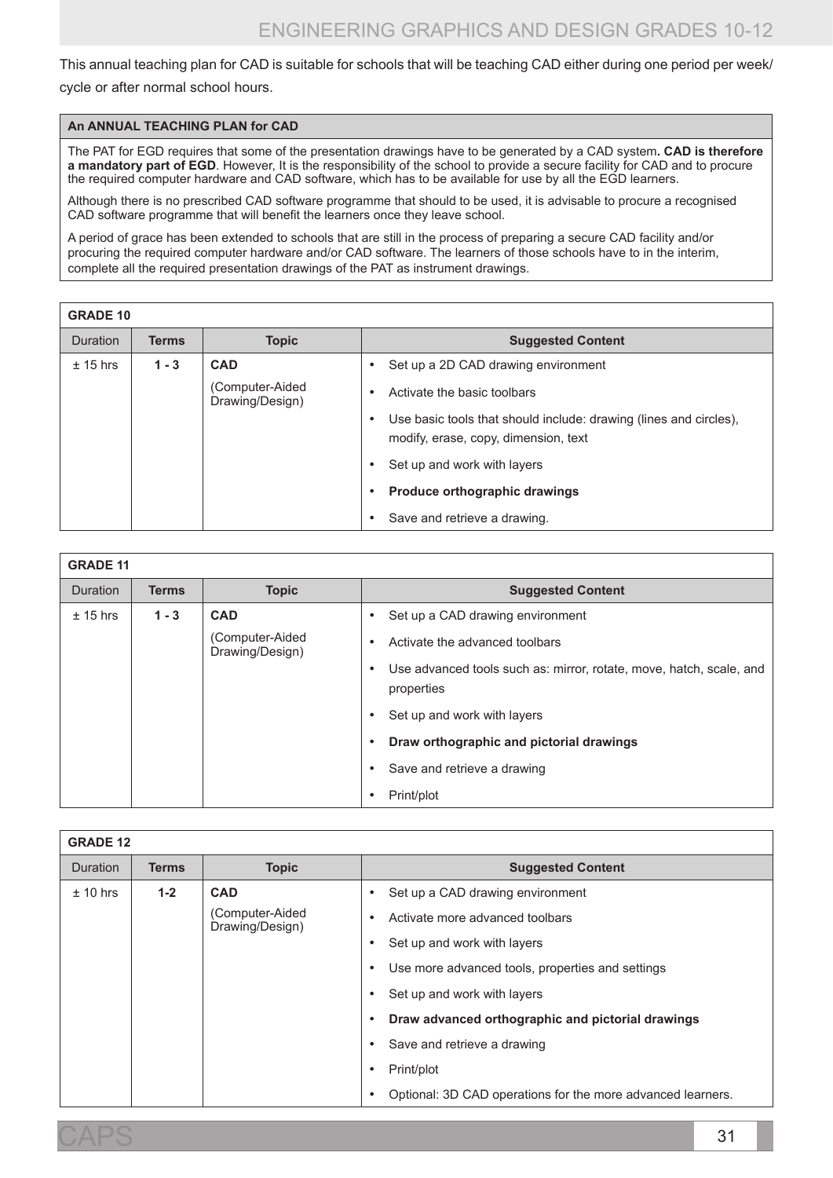This annual teaching plan for CAD is suitable for schools that will be teaching CAD either during one period per week/ cycle or after normal school hours.

| An ANNUAL TEACHING PLAN for CAD |
|---|
| The PAT for EGD requires that some of the presentation drawings have to be generated by a CAD system**. CAD is therefore a mandatory part of EGD**. However, It is the responsibility of the school to provide a secure facility for CAD and to procure the required computer hardware and CAD software, which has to be available for use by all the EGD learners.<br><br>Although there is no prescribed CAD software programme that should to be used, it is advisable to procure a recognised CAD software programme that will benefit the learners once they leave school.<br><br>A period of grace has been extended to schools that are still in the process of preparing a secure CAD facility and/or procuring the required computer hardware and/or CAD software. The learners of those schools have to in the interim, complete all the required presentation drawings of the PAT as instrument drawings. |

**GRADE 10**

| Duration | Terms | Topic | Suggested Content |
|---|---|---|---|
| ± 15 hrs | **1 - 3** | **CAD**<br>(Computer-Aided Drawing/Design) | • Set up a 2D CAD drawing environment<br>• Activate the basic toolbars<br>• Use basic tools that should include: drawing (lines and circles), modify, erase, copy, dimension, text<br>• Set up and work with layers<br>• **Produce orthographic drawings**<br>• Save and retrieve a drawing. |

**GRADE 11**

| Duration | Terms | Topic | Suggested Content |
|---|---|---|---|
| ± 15 hrs | **1 - 3** | **CAD**<br>(Computer-Aided Drawing/Design) | • Set up a CAD drawing environment<br>• Activate the advanced toolbars<br>• Use advanced tools such as: mirror, rotate, move, hatch, scale, and properties<br>• Set up and work with layers<br>• **Draw orthographic and pictorial drawings**<br>• Save and retrieve a drawing<br>• Print/plot |

**GRADE 12**

| Duration | Terms | Topic | Suggested Content |
|---|---|---|---|
| ± 10 hrs | **1-2** | **CAD**<br>(Computer-Aided Drawing/Design) | • Set up a CAD drawing environment<br>• Activate more advanced toolbars<br>• Set up and work with layers<br>• Use more advanced tools, properties and settings<br>• Set up and work with layers<br>• **Draw advanced orthographic and pictorial drawings**<br>• Save and retrieve a drawing<br>• Print/plot<br>• Optional: 3D CAD operations for the more advanced learners. |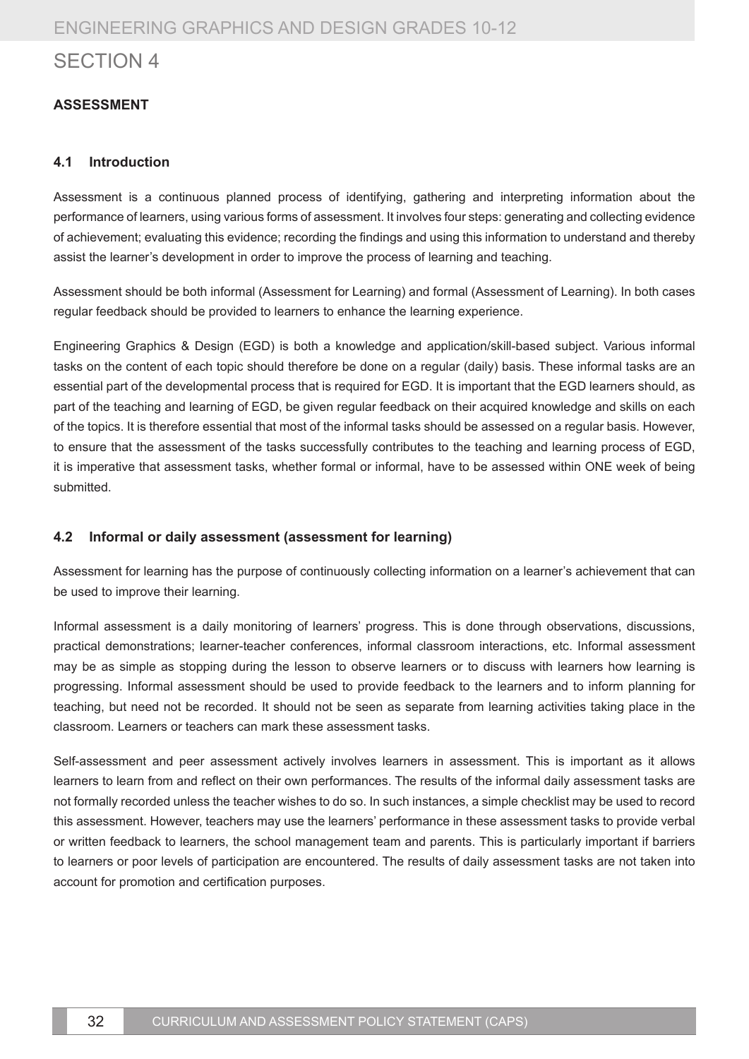# SECTION 4

## ASSESSMENT

### 4.1 Introduction

Assessment is a continuous planned process of identifying, gathering and interpreting information about the performance of learners, using various forms of assessment. It involves four steps: generating and collecting evidence of achievement; evaluating this evidence; recording the findings and using this information to understand and thereby assist the learner's development in order to improve the process of learning and teaching.

Assessment should be both informal (Assessment for Learning) and formal (Assessment of Learning). In both cases regular feedback should be provided to learners to enhance the learning experience.

Engineering Graphics & Design (EGD) is both a knowledge and application/skill-based subject. Various informal tasks on the content of each topic should therefore be done on a regular (daily) basis. These informal tasks are an essential part of the developmental process that is required for EGD. It is important that the EGD learners should, as part of the teaching and learning of EGD, be given regular feedback on their acquired knowledge and skills on each of the topics. It is therefore essential that most of the informal tasks should be assessed on a regular basis. However, to ensure that the assessment of the tasks successfully contributes to the teaching and learning process of EGD, it is imperative that assessment tasks, whether formal or informal, have to be assessed within ONE week of being submitted.

### 4.2 Informal or daily assessment (assessment for learning)

Assessment for learning has the purpose of continuously collecting information on a learner's achievement that can be used to improve their learning.

Informal assessment is a daily monitoring of learners' progress. This is done through observations, discussions, practical demonstrations; learner-teacher conferences, informal classroom interactions, etc. Informal assessment may be as simple as stopping during the lesson to observe learners or to discuss with learners how learning is progressing. Informal assessment should be used to provide feedback to the learners and to inform planning for teaching, but need not be recorded. It should not be seen as separate from learning activities taking place in the classroom. Learners or teachers can mark these assessment tasks.

Self-assessment and peer assessment actively involves learners in assessment. This is important as it allows learners to learn from and reflect on their own performances. The results of the informal daily assessment tasks are not formally recorded unless the teacher wishes to do so. In such instances, a simple checklist may be used to record this assessment. However, teachers may use the learners' performance in these assessment tasks to provide verbal or written feedback to learners, the school management team and parents. This is particularly important if barriers to learners or poor levels of participation are encountered. The results of daily assessment tasks are not taken into account for promotion and certification purposes.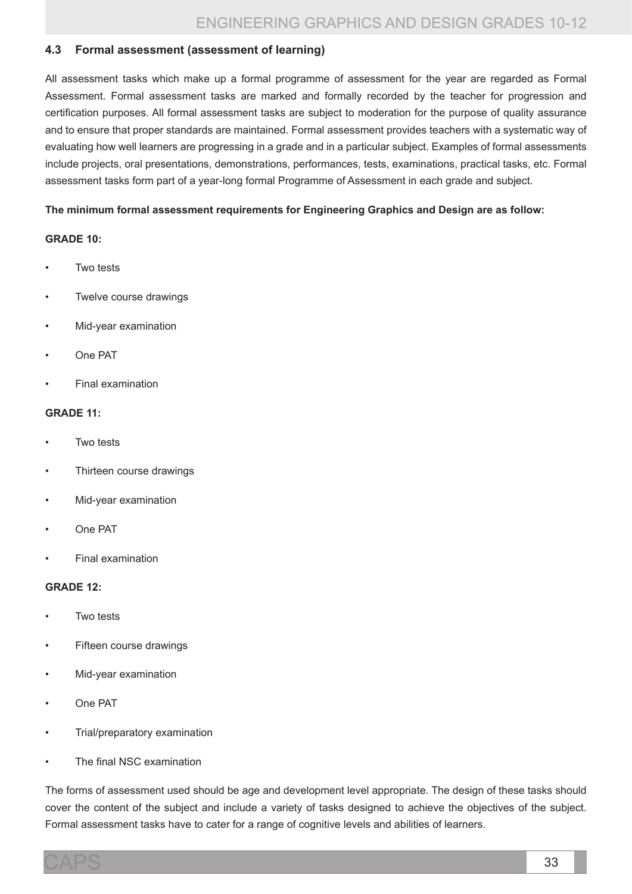### 4.3 Formal assessment (assessment of learning)

All assessment tasks which make up a formal programme of assessment for the year are regarded as Formal Assessment. Formal assessment tasks are marked and formally recorded by the teacher for progression and certification purposes. All formal assessment tasks are subject to moderation for the purpose of quality assurance and to ensure that proper standards are maintained. Formal assessment provides teachers with a systematic way of evaluating how well learners are progressing in a grade and in a particular subject. Examples of formal assessments include projects, oral presentations, demonstrations, performances, tests, examinations, practical tasks, etc. Formal assessment tasks form part of a year-long formal Programme of Assessment in each grade and subject.

**The minimum formal assessment requirements for Engineering Graphics and Design are as follow:**

**GRADE 10:**

- Two tests
- Twelve course drawings
- Mid-year examination
- One PAT
- Final examination

**GRADE 11:**

- Two tests
- Thirteen course drawings
- Mid-year examination
- One PAT
- Final examination

**GRADE 12:**

- Two tests
- Fifteen course drawings
- Mid-year examination
- One PAT
- Trial/preparatory examination
- The final NSC examination

The forms of assessment used should be age and development level appropriate. The design of these tasks should cover the content of the subject and include a variety of tasks designed to achieve the objectives of the subject. Formal assessment tasks have to cater for a range of cognitive levels and abilities of learners.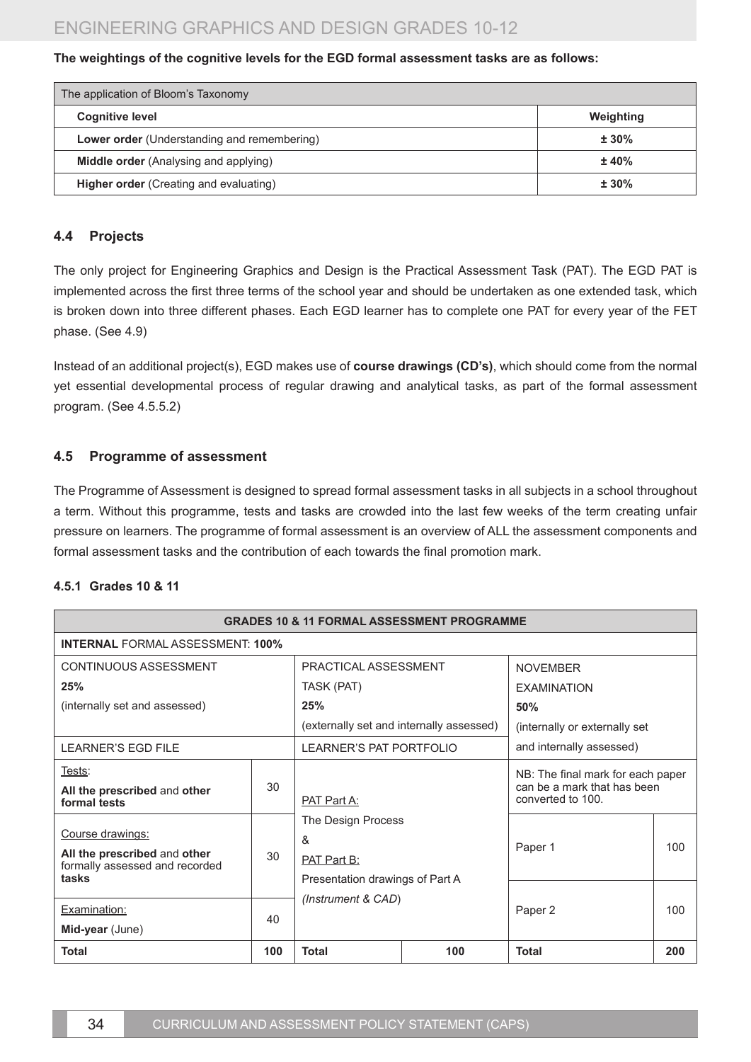**The weightings of the cognitive levels for the EGD formal assessment tasks are as follows:**

| The application of Bloom's Taxonomy | |
|---|---|
| **Cognitive level** | **Weighting** |
| **Lower order** (Understanding and remembering) | **± 30%** |
| **Middle order** (Analysing and applying) | **± 40%** |
| **Higher order** (Creating and evaluating) | **± 30%** |

### 4.4 Projects

The only project for Engineering Graphics and Design is the Practical Assessment Task (PAT). The EGD PAT is implemented across the first three terms of the school year and should be undertaken as one extended task, which is broken down into three different phases. Each EGD learner has to complete one PAT for every year of the FET phase. (See 4.9)

Instead of an additional project(s), EGD makes use of **course drawings (CD's)**, which should come from the normal yet essential developmental process of regular drawing and analytical tasks, as part of the formal assessment program. (See 4.5.5.2)

### 4.5 Programme of assessment

The Programme of Assessment is designed to spread formal assessment tasks in all subjects in a school throughout a term. Without this programme, tests and tasks are crowded into the last few weeks of the term creating unfair pressure on learners. The programme of formal assessment is an overview of ALL the assessment components and formal assessment tasks and the contribution of each towards the final promotion mark.

#### 4.5.1 Grades 10 & 11

| **GRADES 10 & 11 FORMAL ASSESSMENT PROGRAMME** | | | | | |
|---|---|---|---|---|---|
| **INTERNAL** FORMAL ASSESSMENT: **100%** | | | | | |
| CONTINUOUS ASSESSMENT **25%** (internally set and assessed) | | PRACTICAL ASSESSMENT TASK (PAT) **25%** (externally set and internally assessed) | | NOVEMBER EXAMINATION **50%** (internally or externally set and internally assessed) | |
| LEARNER'S EGD FILE | | LEARNER'S PAT PORTFOLIO | | | |
| Tests: **All the prescribed** and **other formal tests** | 30 | PAT Part A: The Design Process & PAT Part B: Presentation drawings of Part A *(Instrument & CAD)* | | NB: The final mark for each paper can be a mark that has been converted to 100. | |
| Course drawings: **All the prescribed** and **other** formally assessed and recorded **tasks** | 30 | | | Paper 1 | 100 |
| Examination: **Mid-year** (June) | 40 | | | Paper 2 | 100 |
| **Total** | **100** | **Total** | **100** | **Total** | **200** |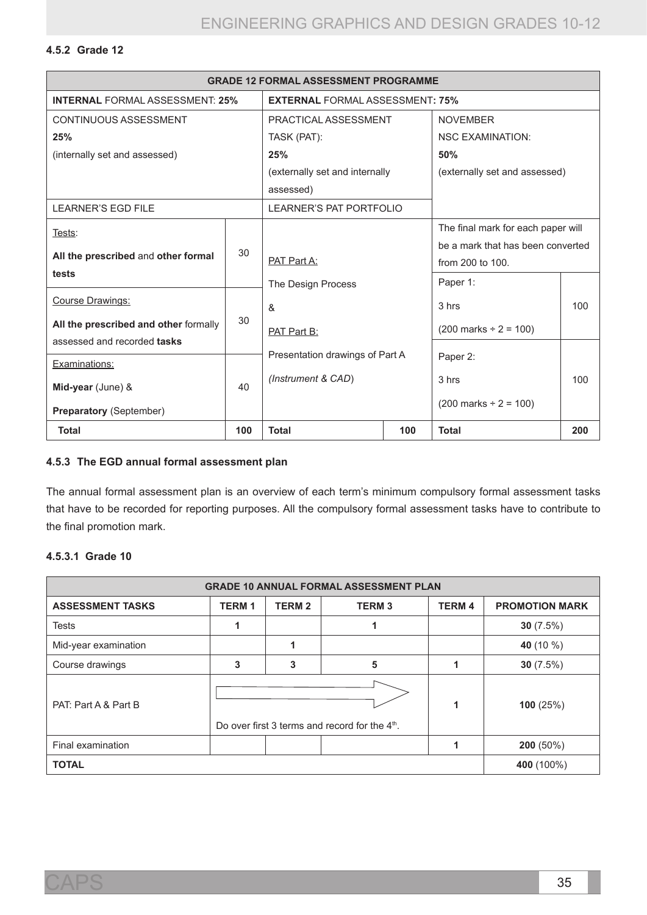#### 4.5.2 Grade 12

| GRADE 12 FORMAL ASSESSMENT PROGRAMME | | | | | |
|---|---|---|---|---|---|
| **INTERNAL** FORMAL ASSESSMENT: **25%** | | **EXTERNAL** FORMAL ASSESSMENT**: 75%** | | | |
| CONTINUOUS ASSESSMENT **25%** (internally set and assessed) | | PRACTICAL ASSESSMENT TASK (PAT): **25%** (externally set and internally assessed) | | NOVEMBER NSC EXAMINATION: **50%** (externally set and assessed) | |
| LEARNER'S EGD FILE | | LEARNER'S PAT PORTFOLIO | | | |
| Tests: **All the prescribed** and **other formal tests** | 30 | PAT Part A: The Design Process & PAT Part B: Presentation drawings of Part A *(Instrument & CAD)* | | The final mark for each paper will be a mark that has been converted from 200 to 100. | |
| Course Drawings: **All the prescribed and other** formally assessed and recorded **tasks** | 30 | | | Paper 1: 3 hrs (200 marks ÷ 2 = 100) | 100 |
| Examinations: **Mid-year** (June) & **Preparatory** (September) | 40 | | | Paper 2: 3 hrs (200 marks ÷ 2 = 100) | 100 |
| **Total** | **100** | **Total** | **100** | **Total** | **200** |

#### 4.5.3 The EGD annual formal assessment plan

The annual formal assessment plan is an overview of each term's minimum compulsory formal assessment tasks that have to be recorded for reporting purposes. All the compulsory formal assessment tasks have to contribute to the final promotion mark.

##### 4.5.3.1 Grade 10

| GRADE 10 ANNUAL FORMAL ASSESSMENT PLAN | | | | | |
|---|---|---|---|---|---|
| **ASSESSMENT TASKS** | **TERM 1** | **TERM 2** | **TERM 3** | **TERM 4** | **PROMOTION MARK** |
| Tests | **1** | | **1** | | **30** (7.5%) |
| Mid-year examination | | **1** | | | **40** (10 %) |
| Course drawings | **3** | **3** | **5** | **1** | **30** (7.5%) |
| PAT: Part A & Part B | Do over first 3 terms and record for the 4th. | | | **1** | **100** (25%) |
| Final examination | | | | **1** | **200** (50%) |
| **TOTAL** | | | | | **400** (100%) |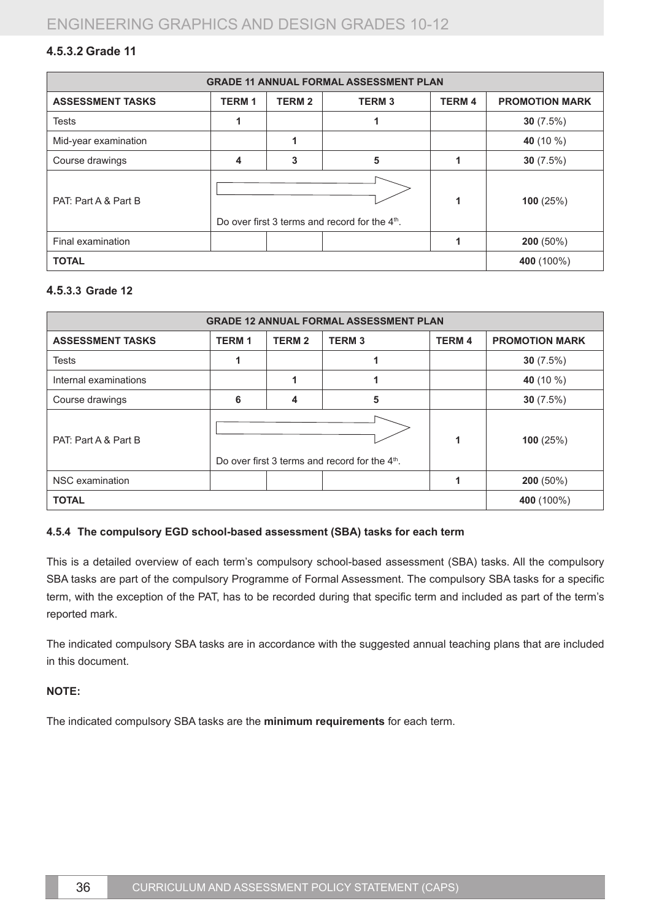#### 4.5.3.2 Grade 11

| GRADE 11 ANNUAL FORMAL ASSESSMENT PLAN | | | | | |
|---|---|---|---|---|---|
| **ASSESSMENT TASKS** | **TERM 1** | **TERM 2** | **TERM 3** | **TERM 4** | **PROMOTION MARK** |
| Tests | 1 | | 1 | | **30** (7.5%) |
| Mid-year examination | | 1 | | | **40** (10 %) |
| Course drawings | 4 | 3 | 5 | 1 | **30** (7.5%) |
| PAT: Part A & Part B | Do over first 3 terms and record for the 4th. | | | 1 | **100** (25%) |
| Final examination | | | | 1 | **200** (50%) |
| **TOTAL** | | | | | **400** (100%) |

#### 4.5.3.3 Grade 12

| GRADE 12 ANNUAL FORMAL ASSESSMENT PLAN | | | | | |
|---|---|---|---|---|---|
| **ASSESSMENT TASKS** | **TERM 1** | **TERM 2** | **TERM 3** | **TERM 4** | **PROMOTION MARK** |
| Tests | 1 | | 1 | | **30** (7.5%) |
| Internal examinations | | 1 | 1 | | **40** (10 %) |
| Course drawings | 6 | 4 | 5 | | **30** (7.5%) |
| PAT: Part A & Part B | Do over first 3 terms and record for the 4th. | | | 1 | **100** (25%) |
| NSC examination | | | | 1 | **200** (50%) |
| **TOTAL** | | | | | **400** (100%) |

#### 4.5.4 The compulsory EGD school-based assessment (SBA) tasks for each term

This is a detailed overview of each term's compulsory school-based assessment (SBA) tasks. All the compulsory SBA tasks are part of the compulsory Programme of Formal Assessment. The compulsory SBA tasks for a specific term, with the exception of the PAT, has to be recorded during that specific term and included as part of the term's reported mark.

The indicated compulsory SBA tasks are in accordance with the suggested annual teaching plans that are included in this document.

**NOTE:**

The indicated compulsory SBA tasks are the **minimum requirements** for each term.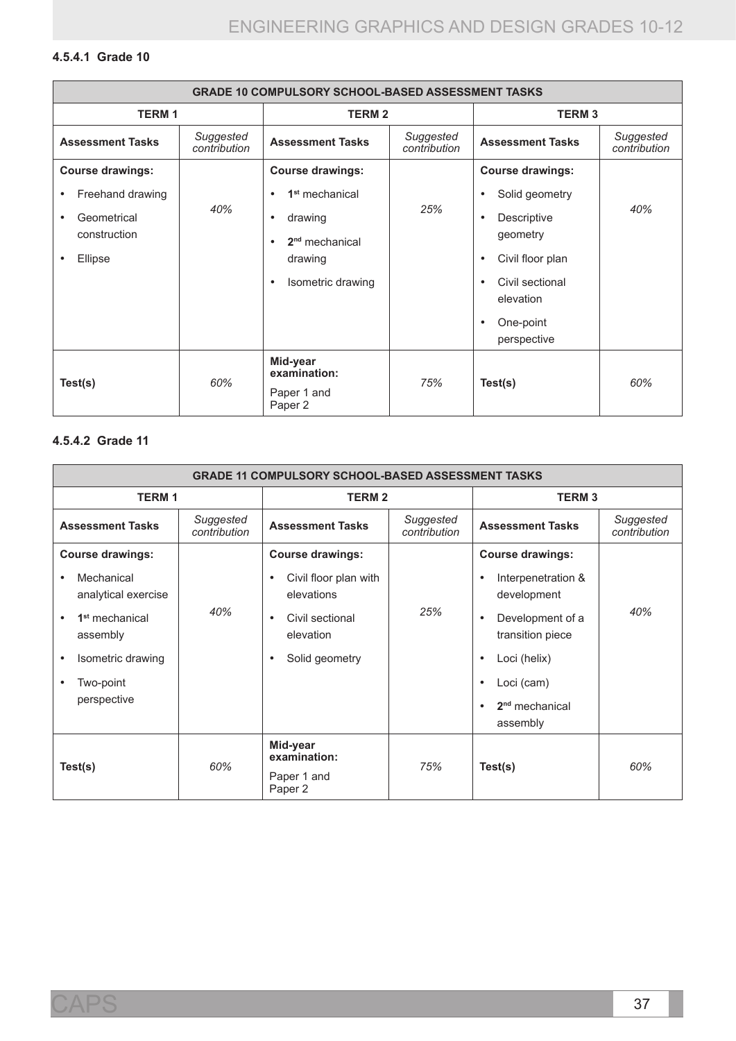#### 4.5.4.1 Grade 10

| GRADE 10 COMPULSORY SCHOOL-BASED ASSESSMENT TASKS | | | | | |
|---|---|---|---|---|---|
| **TERM 1** | | **TERM 2** | | **TERM 3** | |
| **Assessment Tasks** | *Suggested contribution* | **Assessment Tasks** | *Suggested contribution* | **Assessment Tasks** | *Suggested contribution* |
| **Course drawings:**<br>• Freehand drawing<br>• Geometrical construction<br>• Ellipse | *40%* | **Course drawings:**<br>• $1^{st}$ mechanical<br>• drawing<br>• $2^{nd}$ mechanical drawing<br>• Isometric drawing | *25%* | **Course drawings:**<br>• Solid geometry<br>• Descriptive geometry<br>• Civil floor plan<br>• Civil sectional elevation<br>• One-point perspective | *40%* |
| **Test(s)** | *60%* | **Mid-year examination:**<br>Paper 1 and Paper 2 | *75%* | **Test(s)** | *60%* |

#### 4.5.4.2 Grade 11

| GRADE 11 COMPULSORY SCHOOL-BASED ASSESSMENT TASKS | | | | | |
|---|---|---|---|---|---|
| **TERM 1** | | **TERM 2** | | **TERM 3** | |
| **Assessment Tasks** | *Suggested contribution* | **Assessment Tasks** | *Suggested contribution* | **Assessment Tasks** | *Suggested contribution* |
| **Course drawings:**<br>• Mechanical analytical exercise<br>• $1^{st}$ mechanical assembly<br>• Isometric drawing<br>• Two-point perspective | *40%* | **Course drawings:**<br>• Civil floor plan with elevations<br>• Civil sectional elevation<br>• Solid geometry | *25%* | **Course drawings:**<br>• Interpenetration & development<br>• Development of a transition piece<br>• Loci (helix)<br>• Loci (cam)<br>• $2^{nd}$ mechanical assembly | *40%* |
| **Test(s)** | *60%* | **Mid-year examination:**<br>Paper 1 and Paper 2 | *75%* | **Test(s)** | *60%* |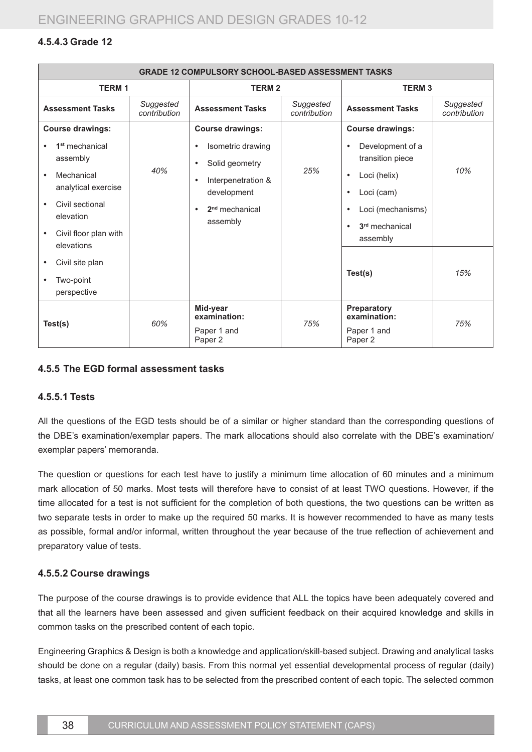#### 4.5.4.3 Grade 12

| GRADE 12 COMPULSORY SCHOOL-BASED ASSESSMENT TASKS | | | | | |
|---|---|---|---|---|---|
| **TERM 1** | | **TERM 2** | | **TERM 3** | |
| **Assessment Tasks** | *Suggested contribution* | **Assessment Tasks** | *Suggested contribution* | **Assessment Tasks** | *Suggested contribution* |
| **Course drawings:**<br>• **1st** mechanical assembly<br>• Mechanical analytical exercise<br>• Civil sectional elevation<br>• Civil floor plan with elevations<br>• Civil site plan<br>• Two-point perspective | *40%* | **Course drawings:**<br>• Isometric drawing<br>• Solid geometry<br>• Interpenetration & development<br>• **2nd** mechanical assembly | *25%* | **Course drawings:**<br>• Development of a transition piece<br>• Loci (helix)<br>• Loci (cam)<br>• Loci (mechanisms)<br>• **3rd** mechanical assembly | *10%* |
| | | | | **Test(s)** | *15%* |
| **Test(s)** | *60%* | **Mid-year examination:**<br>Paper 1 and Paper 2 | *75%* | **Preparatory examination:**<br>Paper 1 and Paper 2 | *75%* |

### 4.5.5 The EGD formal assessment tasks

#### 4.5.5.1 Tests

All the questions of the EGD tests should be of a similar or higher standard than the corresponding questions of the DBE's examination/exemplar papers. The mark allocations should also correlate with the DBE's examination/exemplar papers' memoranda.

The question or questions for each test have to justify a minimum time allocation of 60 minutes and a minimum mark allocation of 50 marks. Most tests will therefore have to consist of at least TWO questions. However, if the time allocated for a test is not sufficient for the completion of both questions, the two questions can be written as two separate tests in order to make up the required 50 marks. It is however recommended to have as many tests as possible, formal and/or informal, written throughout the year because of the true reflection of achievement and preparatory value of tests.

#### 4.5.5.2 Course drawings

The purpose of the course drawings is to provide evidence that ALL the topics have been adequately covered and that all the learners have been assessed and given sufficient feedback on their acquired knowledge and skills in common tasks on the prescribed content of each topic.

Engineering Graphics & Design is both a knowledge and application/skill-based subject. Drawing and analytical tasks should be done on a regular (daily) basis. From this normal yet essential developmental process of regular (daily) tasks, at least one common task has to be selected from the prescribed content of each topic. The selected common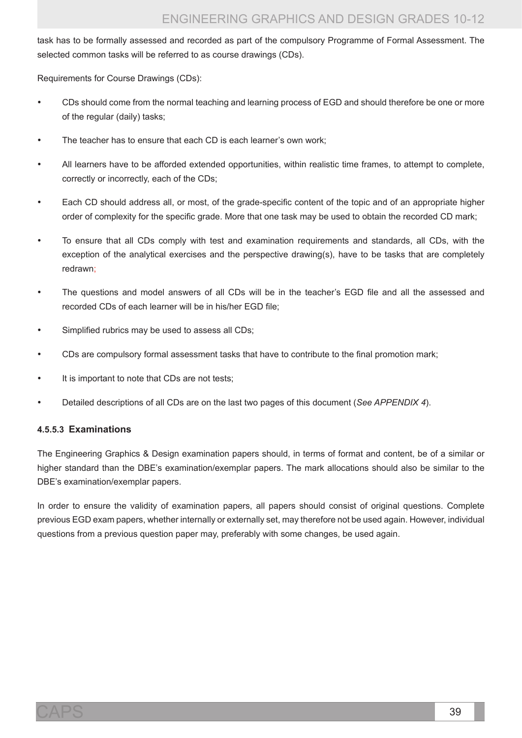task has to be formally assessed and recorded as part of the compulsory Programme of Formal Assessment. The selected common tasks will be referred to as course drawings (CDs).

Requirements for Course Drawings (CDs):

- CDs should come from the normal teaching and learning process of EGD and should therefore be one or more of the regular (daily) tasks;
- The teacher has to ensure that each CD is each learner's own work;
- All learners have to be afforded extended opportunities, within realistic time frames, to attempt to complete, correctly or incorrectly, each of the CDs;
- Each CD should address all, or most, of the grade-specific content of the topic and of an appropriate higher order of complexity for the specific grade. More that one task may be used to obtain the recorded CD mark;
- To ensure that all CDs comply with test and examination requirements and standards, all CDs, with the exception of the analytical exercises and the perspective drawing(s), have to be tasks that are completely redrawn;
- The questions and model answers of all CDs will be in the teacher's EGD file and all the assessed and recorded CDs of each learner will be in his/her EGD file;
- Simplified rubrics may be used to assess all CDs;
- CDs are compulsory formal assessment tasks that have to contribute to the final promotion mark;
- It is important to note that CDs are not tests;
- Detailed descriptions of all CDs are on the last two pages of this document (*See APPENDIX 4*).

#### 4.5.5.3 Examinations

The Engineering Graphics & Design examination papers should, in terms of format and content, be of a similar or higher standard than the DBE's examination/exemplar papers. The mark allocations should also be similar to the DBE's examination/exemplar papers.

In order to ensure the validity of examination papers, all papers should consist of original questions. Complete previous EGD exam papers, whether internally or externally set, may therefore not be used again. However, individual questions from a previous question paper may, preferably with some changes, be used again.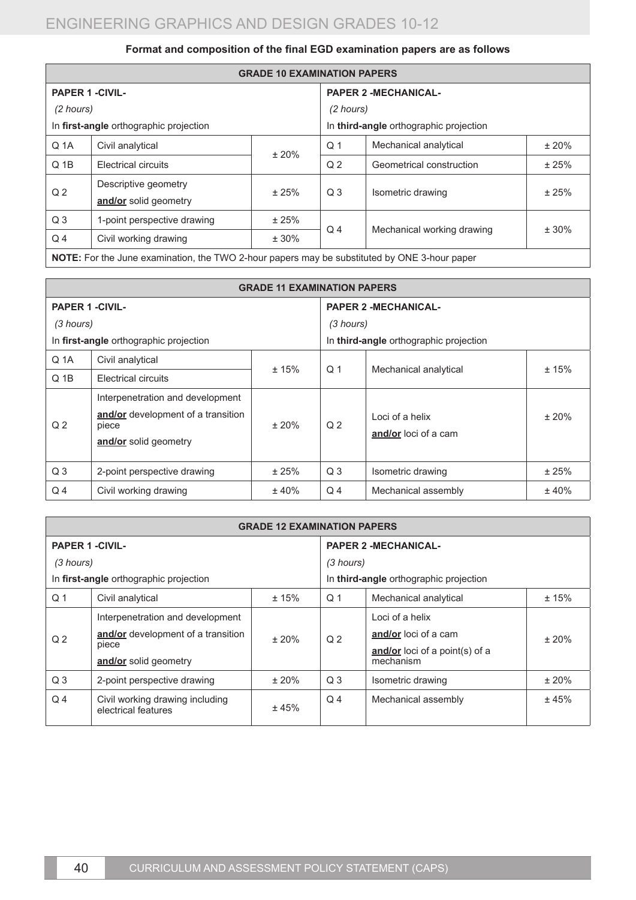**Format and composition of the final EGD examination papers are as follows**

| GRADE 10 EXAMINATION PAPERS | | | | | |
|---|---|---|---|---|---|
| **PAPER 1 -CIVIL-** *(2 hours)* In **first-angle** orthographic projection | | | **PAPER 2 -MECHANICAL-** *(2 hours)* In **third-angle** orthographic projection | | |
| Q 1A | Civil analytical | ± 20% | Q 1 | Mechanical analytical | ± 20% |
| Q 1B | Electrical circuits | | Q 2 | Geometrical construction | ± 25% |
| Q 2 | Descriptive geometry **and/or** solid geometry | ± 25% | Q 3 | Isometric drawing | ± 25% |
| Q 3 | 1-point perspective drawing | ± 25% | Q 4 | Mechanical working drawing | ± 30% |
| Q 4 | Civil working drawing | ± 30% | | | |
| **NOTE:** For the June examination, the TWO 2-hour papers may be substituted by ONE 3-hour paper | | | | | |

| GRADE 11 EXAMINATION PAPERS | | | | | |
|---|---|---|---|---|---|
| **PAPER 1 -CIVIL-** *(3 hours)* In **first-angle** orthographic projection | | | **PAPER 2 -MECHANICAL-** *(3 hours)* In **third-angle** orthographic projection | | |
| Q 1A | Civil analytical | ± 15% | Q 1 | Mechanical analytical | ± 15% |
| Q 1B | Electrical circuits | | | | |
| Q 2 | Interpenetration and development **and/or** development of a transition piece **and/or** solid geometry | ± 20% | Q 2 | Loci of a helix **and/or** loci of a cam | ± 20% |
| Q 3 | 2-point perspective drawing | ± 25% | Q 3 | Isometric drawing | ± 25% |
| Q 4 | Civil working drawing | ± 40% | Q 4 | Mechanical assembly | ± 40% |

| GRADE 12 EXAMINATION PAPERS | | | | | |
|---|---|---|---|---|---|
| **PAPER 1 -CIVIL-** *(3 hours)* In **first-angle** orthographic projection | | | **PAPER 2 -MECHANICAL-** *(3 hours)* In **third-angle** orthographic projection | | |
| Q 1 | Civil analytical | ± 15% | Q 1 | Mechanical analytical | ± 15% |
| Q 2 | Interpenetration and development **and/or** development of a transition piece **and/or** solid geometry | ± 20% | Q 2 | Loci of a helix **and/or** loci of a cam **and/or** loci of a point(s) of a mechanism | ± 20% |
| Q 3 | 2-point perspective drawing | ± 20% | Q 3 | Isometric drawing | ± 20% |
| Q 4 | Civil working drawing including electrical features | ± 45% | Q 4 | Mechanical assembly | ± 45% |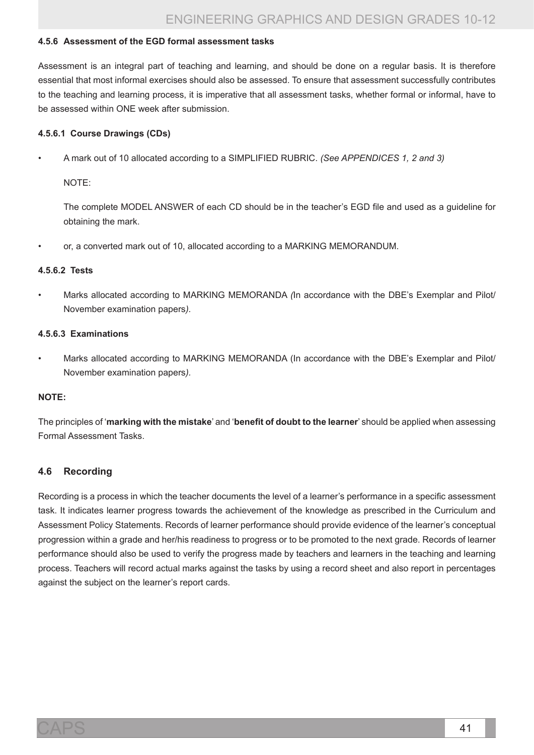#### 4.5.6 Assessment of the EGD formal assessment tasks

Assessment is an integral part of teaching and learning, and should be done on a regular basis. It is therefore essential that most informal exercises should also be assessed. To ensure that assessment successfully contributes to the teaching and learning process, it is imperative that all assessment tasks, whether formal or informal, have to be assessed within ONE week after submission.

##### 4.5.6.1 Course Drawings (CDs)

- A mark out of 10 allocated according to a SIMPLIFIED RUBRIC. *(See APPENDICES 1, 2 and 3)*

  NOTE:

  The complete MODEL ANSWER of each CD should be in the teacher's EGD file and used as a guideline for obtaining the mark.

- or, a converted mark out of 10, allocated according to a MARKING MEMORANDUM.

##### 4.5.6.2 Tests

- Marks allocated according to MARKING MEMORANDA *(*In accordance with the DBE's Exemplar and Pilot/ November examination papers*)*.

##### 4.5.6.3 Examinations

- Marks allocated according to MARKING MEMORANDA (In accordance with the DBE's Exemplar and Pilot/ November examination papers*)*.

**NOTE:**

The principles of '**marking with the mistake**' and '**benefit of doubt to the learner**' should be applied when assessing Formal Assessment Tasks.

### 4.6 Recording

Recording is a process in which the teacher documents the level of a learner's performance in a specific assessment task. It indicates learner progress towards the achievement of the knowledge as prescribed in the Curriculum and Assessment Policy Statements. Records of learner performance should provide evidence of the learner's conceptual progression within a grade and her/his readiness to progress or to be promoted to the next grade. Records of learner performance should also be used to verify the progress made by teachers and learners in the teaching and learning process. Teachers will record actual marks against the tasks by using a record sheet and also report in percentages against the subject on the learner's report cards.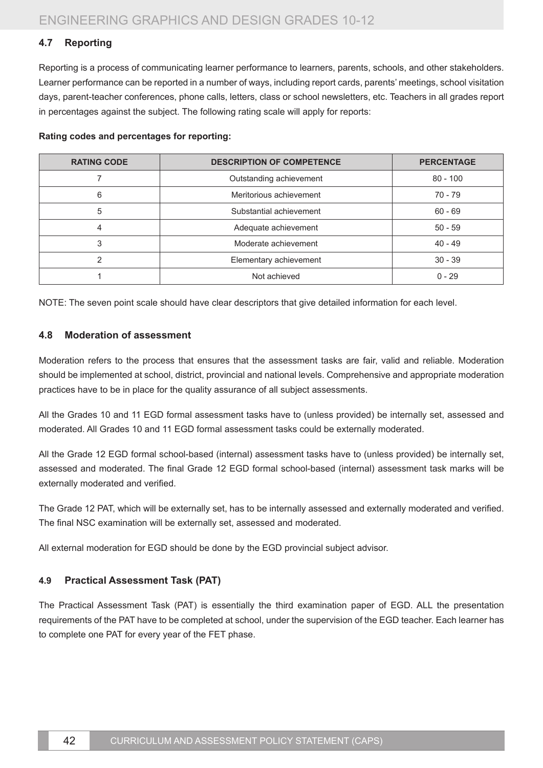### 4.7 Reporting

Reporting is a process of communicating learner performance to learners, parents, schools, and other stakeholders. Learner performance can be reported in a number of ways, including report cards, parents' meetings, school visitation days, parent-teacher conferences, phone calls, letters, class or school newsletters, etc. Teachers in all grades report in percentages against the subject. The following rating scale will apply for reports:

**Rating codes and percentages for reporting:**

| RATING CODE | DESCRIPTION OF COMPETENCE | PERCENTAGE |
|---|---|---|
| 7 | Outstanding achievement | 80 - 100 |
| 6 | Meritorious achievement | 70 - 79 |
| 5 | Substantial achievement | 60 - 69 |
| 4 | Adequate achievement | 50 - 59 |
| 3 | Moderate achievement | 40 - 49 |
| 2 | Elementary achievement | 30 - 39 |
| 1 | Not achieved | 0 - 29 |

NOTE: The seven point scale should have clear descriptors that give detailed information for each level.

### 4.8 Moderation of assessment

Moderation refers to the process that ensures that the assessment tasks are fair, valid and reliable. Moderation should be implemented at school, district, provincial and national levels. Comprehensive and appropriate moderation practices have to be in place for the quality assurance of all subject assessments.

All the Grades 10 and 11 EGD formal assessment tasks have to (unless provided) be internally set, assessed and moderated. All Grades 10 and 11 EGD formal assessment tasks could be externally moderated.

All the Grade 12 EGD formal school-based (internal) assessment tasks have to (unless provided) be internally set, assessed and moderated. The final Grade 12 EGD formal school-based (internal) assessment task marks will be externally moderated and verified.

The Grade 12 PAT, which will be externally set, has to be internally assessed and externally moderated and verified. The final NSC examination will be externally set, assessed and moderated.

All external moderation for EGD should be done by the EGD provincial subject advisor.

### 4.9 Practical Assessment Task (PAT)

The Practical Assessment Task (PAT) is essentially the third examination paper of EGD. ALL the presentation requirements of the PAT have to be completed at school, under the supervision of the EGD teacher. Each learner has to complete one PAT for every year of the FET phase.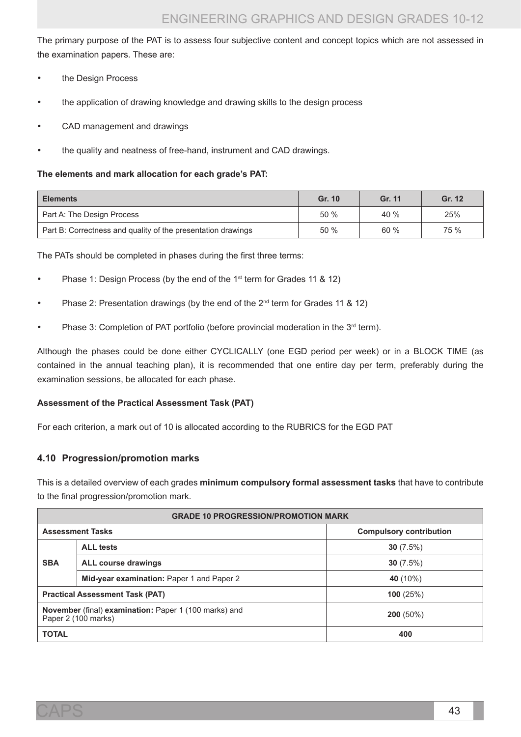The primary purpose of the PAT is to assess four subjective content and concept topics which are not assessed in the examination papers. These are:

- the Design Process
- the application of drawing knowledge and drawing skills to the design process
- CAD management and drawings
- the quality and neatness of free-hand, instrument and CAD drawings.

**The elements and mark allocation for each grade's PAT:**

| Elements | Gr. 10 | Gr. 11 | Gr. 12 |
|---|---|---|---|
| Part A: The Design Process | 50 % | 40 % | 25% |
| Part B: Correctness and quality of the presentation drawings | 50 % | 60 % | 75 % |

The PATs should be completed in phases during the first three terms:

- Phase 1: Design Process (by the end of the 1st term for Grades 11 & 12)
- Phase 2: Presentation drawings (by the end of the 2nd term for Grades 11 & 12)
- Phase 3: Completion of PAT portfolio (before provincial moderation in the 3rd term).

Although the phases could be done either CYCLICALLY (one EGD period per week) or in a BLOCK TIME (as contained in the annual teaching plan), it is recommended that one entire day per term, preferably during the examination sessions, be allocated for each phase.

**Assessment of the Practical Assessment Task (PAT)**

For each criterion, a mark out of 10 is allocated according to the RUBRICS for the EGD PAT

### 4.10 Progression/promotion marks

This is a detailed overview of each grades **minimum compulsory formal assessment tasks** that have to contribute to the final progression/promotion mark.

| **GRADE 10 PROGRESSION/PROMOTION MARK** | | |
|---|---|---|
| **Assessment Tasks** | | **Compulsory contribution** |
| **SBA** | **ALL tests** | **30** (7.5%) |
| | **ALL course drawings** | **30** (7.5%) |
| | **Mid-year examination:** Paper 1 and Paper 2 | **40** (10%) |
| **Practical Assessment Task (PAT)** | | **100** (25%) |
| **November** (final) **examination:** Paper 1 (100 marks) and Paper 2 (100 marks) | | **200** (50%) |
| **TOTAL** | | **400** |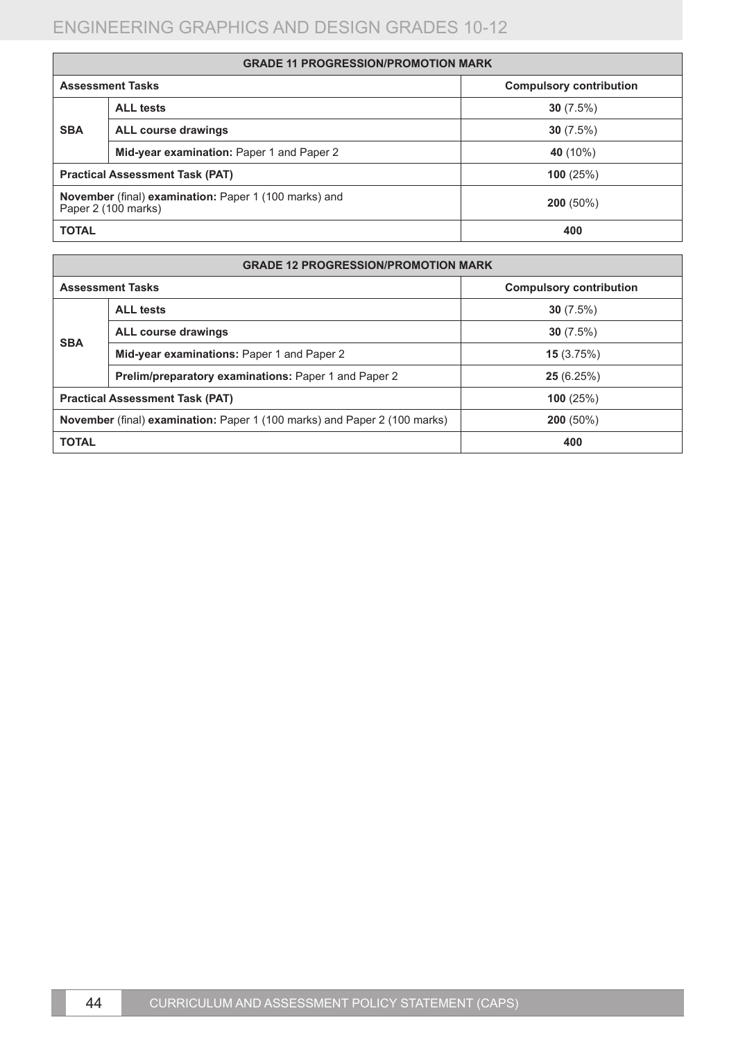| **GRADE 11 PROGRESSION/PROMOTION MARK** | | |
|---|---|---|
| **Assessment Tasks** | | **Compulsory contribution** |
| **SBA** | **ALL tests** | **30** (7.5%) |
| | **ALL course drawings** | **30** (7.5%) |
| | **Mid-year examination:** Paper 1 and Paper 2 | **40** (10%) |
| **Practical Assessment Task (PAT)** | | **100** (25%) |
| **November** (final) **examination:** Paper 1 (100 marks) and Paper 2 (100 marks) | | **200** (50%) |
| **TOTAL** | | **400** |

| **GRADE 12 PROGRESSION/PROMOTION MARK** | | |
|---|---|---|
| **Assessment Tasks** | | **Compulsory contribution** |
| **SBA** | **ALL tests** | **30** (7.5%) |
| | **ALL course drawings** | **30** (7.5%) |
| | **Mid-year examinations:** Paper 1 and Paper 2 | **15** (3.75%) |
| | **Prelim/preparatory examinations:** Paper 1 and Paper 2 | **25** (6.25%) |
| **Practical Assessment Task (PAT)** | | **100** (25%) |
| **November** (final) **examination:** Paper 1 (100 marks) and Paper 2 (100 marks) | | **200** (50%) |
| **TOTAL** | | **400** |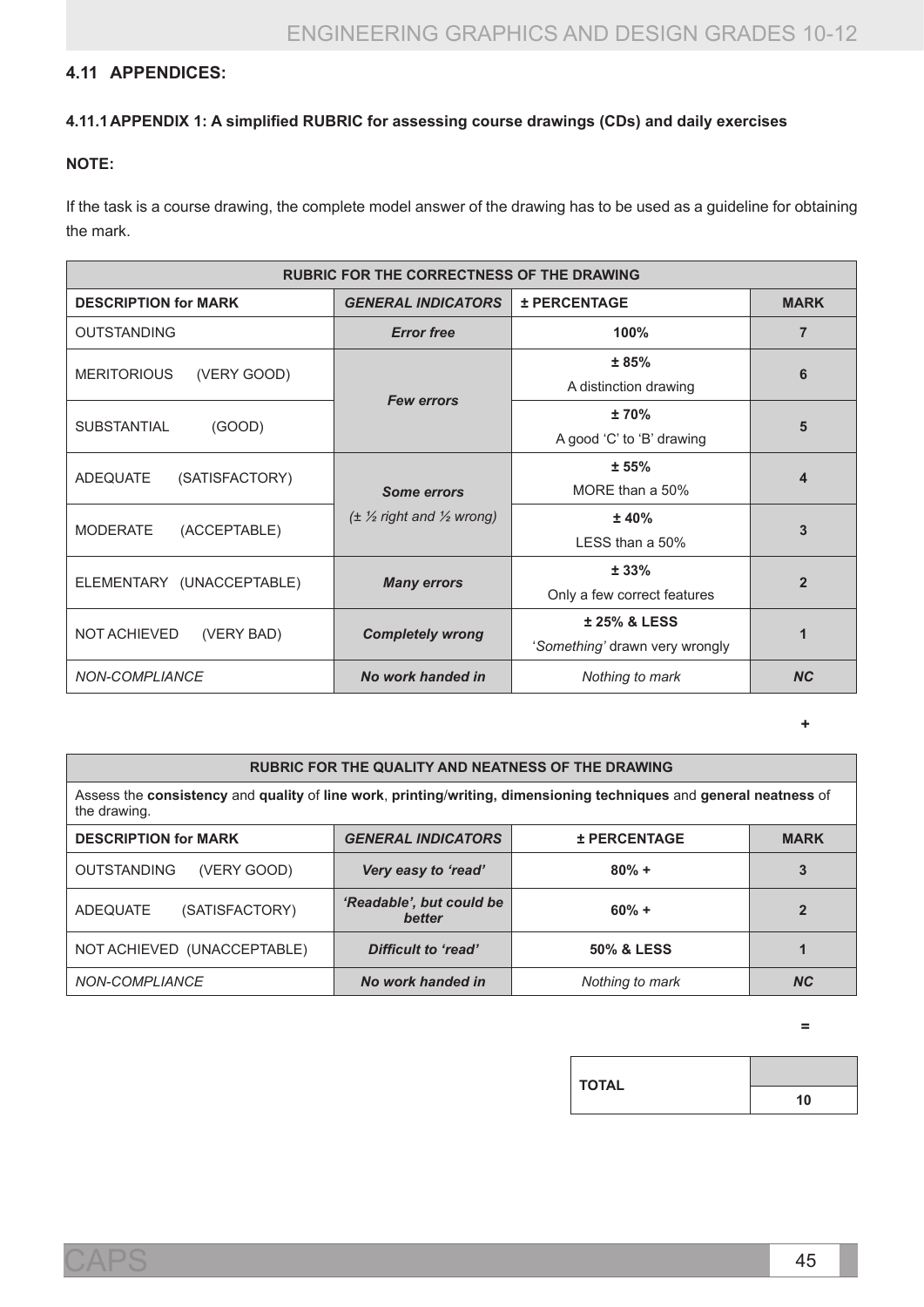## 4.11 APPENDICES:

### 4.11.1 APPENDIX 1: A simplified RUBRIC for assessing course drawings (CDs) and daily exercises

**NOTE:**

If the task is a course drawing, the complete model answer of the drawing has to be used as a guideline for obtaining the mark.

| RUBRIC FOR THE CORRECTNESS OF THE DRAWING | | | |
|---|---|---|---|
| **DESCRIPTION for MARK** | ***GENERAL INDICATORS*** | **± PERCENTAGE** | **MARK** |
| OUTSTANDING | ***Error free*** | **100%** | **7** |
| MERITORIOUS (VERY GOOD) | ***Few errors*** | **± 85%** A distinction drawing | **6** |
| SUBSTANTIAL (GOOD) | | **± 70%** A good 'C' to 'B' drawing | **5** |
| ADEQUATE (SATISFACTORY) | ***Some errors*** *(± ½ right and ½ wrong)* | **± 55%** MORE than a 50% | **4** |
| MODERATE (ACCEPTABLE) | | **± 40%** LESS than a 50% | **3** |
| ELEMENTARY (UNACCEPTABLE) | ***Many errors*** | **± 33%** Only a few correct features | **2** |
| NOT ACHIEVED (VERY BAD) | ***Completely wrong*** | **± 25% & LESS** '*Something*' drawn very wrongly | **1** |
| *NON-COMPLIANCE* | ***No work handed in*** | *Nothing to mark* | ***NC*** |

**+**

| RUBRIC FOR THE QUALITY AND NEATNESS OF THE DRAWING | | | |
|---|---|---|---|
| Assess the **consistency** and **quality** of **line work**, **printing**/**writing, dimensioning techniques** and **general neatness** of the drawing. | | | |
| **DESCRIPTION for MARK** | ***GENERAL INDICATORS*** | **± PERCENTAGE** | **MARK** |
| OUTSTANDING (VERY GOOD) | ***Very easy to 'read'*** | **80% +** | **3** |
| ADEQUATE (SATISFACTORY) | ***'Readable', but could be better*** | **60% +** | **2** |
| NOT ACHIEVED (UNACCEPTABLE) | ***Difficult to 'read'*** | **50% & LESS** | **1** |
| *NON-COMPLIANCE* | ***No work handed in*** | *Nothing to mark* | ***NC*** |

**=**

| **TOTAL** | |
|---|---|
| | **10** |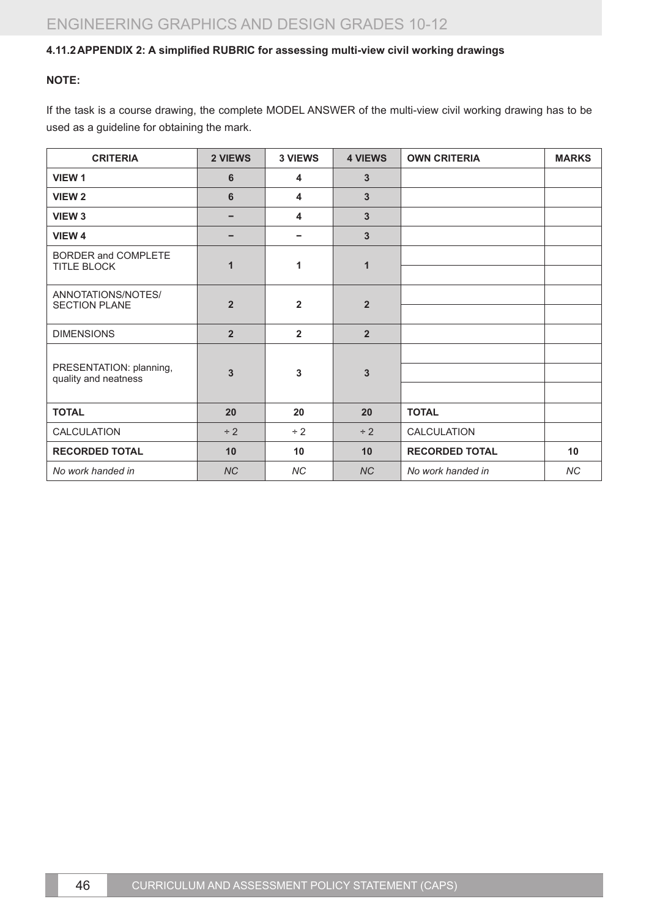### 4.11.2 APPENDIX 2: A simplified RUBRIC for assessing multi-view civil working drawings

**NOTE:**

If the task is a course drawing, the complete MODEL ANSWER of the multi-view civil working drawing has to be used as a guideline for obtaining the mark.

| CRITERIA | 2 VIEWS | 3 VIEWS | 4 VIEWS | OWN CRITERIA | MARKS |
|---|---|---|---|---|---|
| **VIEW 1** | **6** | **4** | **3** | | |
| **VIEW 2** | **6** | **4** | **3** | | |
| **VIEW 3** | **–** | **4** | **3** | | |
| **VIEW 4** | **–** | **–** | **3** | | |
| BORDER and COMPLETE TITLE BLOCK | **1** | **1** | **1** | | |
| | | | | | |
| ANNOTATIONS/NOTES/ SECTION PLANE | **2** | **2** | **2** | | |
| | | | | | |
| DIMENSIONS | **2** | **2** | **2** | | |
| PRESENTATION: planning, quality and neatness | **3** | **3** | **3** | | |
| | | | | | |
| | | | | | |
| **TOTAL** | **20** | **20** | **20** | **TOTAL** | |
| CALCULATION | ÷ 2 | ÷ 2 | ÷ 2 | CALCULATION | |
| **RECORDED TOTAL** | **10** | **10** | **10** | **RECORDED TOTAL** | **10** |
| *No work handed in* | *NC* | *NC* | *NC* | *No work handed in* | *NC* |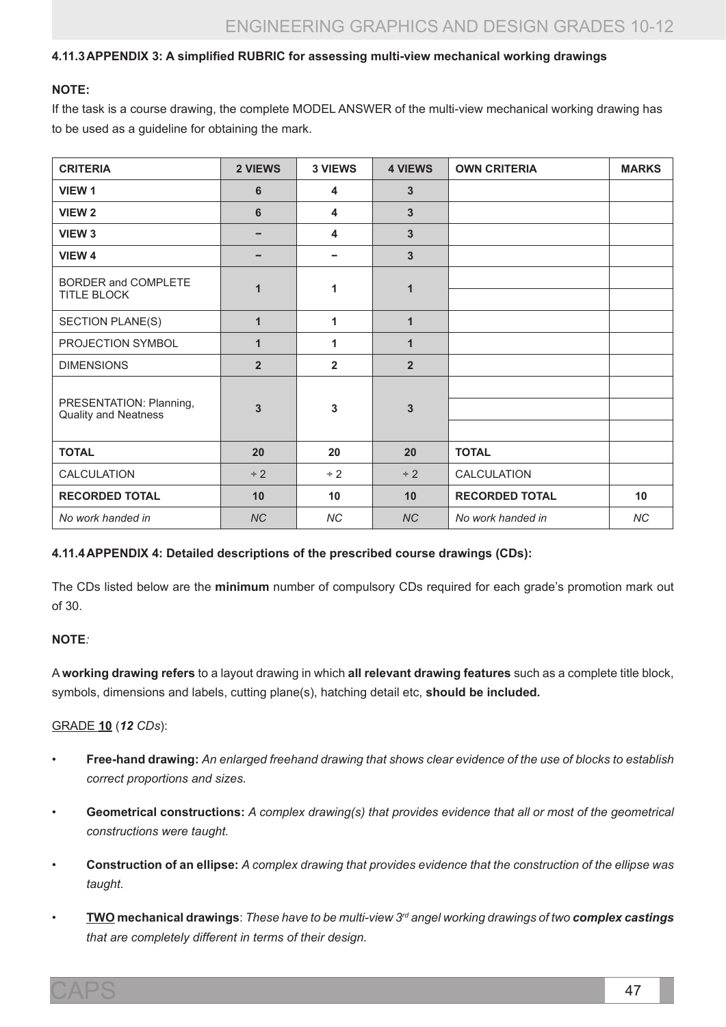#### 4.11.3 APPENDIX 3: A simplified RUBRIC for assessing multi-view mechanical working drawings

**NOTE:**

If the task is a course drawing, the complete MODEL ANSWER of the multi-view mechanical working drawing has to be used as a guideline for obtaining the mark.

| CRITERIA | 2 VIEWS | 3 VIEWS | 4 VIEWS | OWN CRITERIA | MARKS |
|---|---|---|---|---|---|
| VIEW 1 | 6 | 4 | 3 | | |
| VIEW 2 | 6 | 4 | 3 | | |
| VIEW 3 | – | 4 | 3 | | |
| VIEW 4 | – | – | 3 | | |
| BORDER and COMPLETE TITLE BLOCK | 1 | 1 | 1 | | |
| | | | | | |
| SECTION PLANE(S) | 1 | 1 | 1 | | |
| PROJECTION SYMBOL | 1 | 1 | 1 | | |
| DIMENSIONS | 2 | 2 | 2 | | |
| PRESENTATION: Planning, Quality and Neatness | 3 | 3 | 3 | | |
| | | | | | |
| | | | | | |
| **TOTAL** | **20** | **20** | **20** | **TOTAL** | |
| CALCULATION | ÷ 2 | ÷ 2 | ÷ 2 | CALCULATION | |
| **RECORDED TOTAL** | **10** | **10** | **10** | **RECORDED TOTAL** | **10** |
| *No work handed in* | *NC* | *NC* | *NC* | *No work handed in* | *NC* |

#### 4.11.4 APPENDIX 4: Detailed descriptions of the prescribed course drawings (CDs):

The CDs listed below are the **minimum** number of compulsory CDs required for each grade's promotion mark out of 30.

**NOTE**:

A **working drawing refers** to a layout drawing in which **all relevant drawing features** such as a complete title block, symbols, dimensions and labels, cutting plane(s), hatching detail etc, **should be included.**

GRADE **10** (***12*** *CDs*):

- **Free-hand drawing:** *An enlarged freehand drawing that shows clear evidence of the use of blocks to establish correct proportions and sizes.*
- **Geometrical constructions:** *A complex drawing(s) that provides evidence that all or most of the geometrical constructions were taught.*
- **Construction of an ellipse:** *A complex drawing that provides evidence that the construction of the ellipse was taught.*
- **TWO mechanical drawings**: *These have to be multi-view 3rd angel working drawings of two **complex castings** that are completely different in terms of their design.*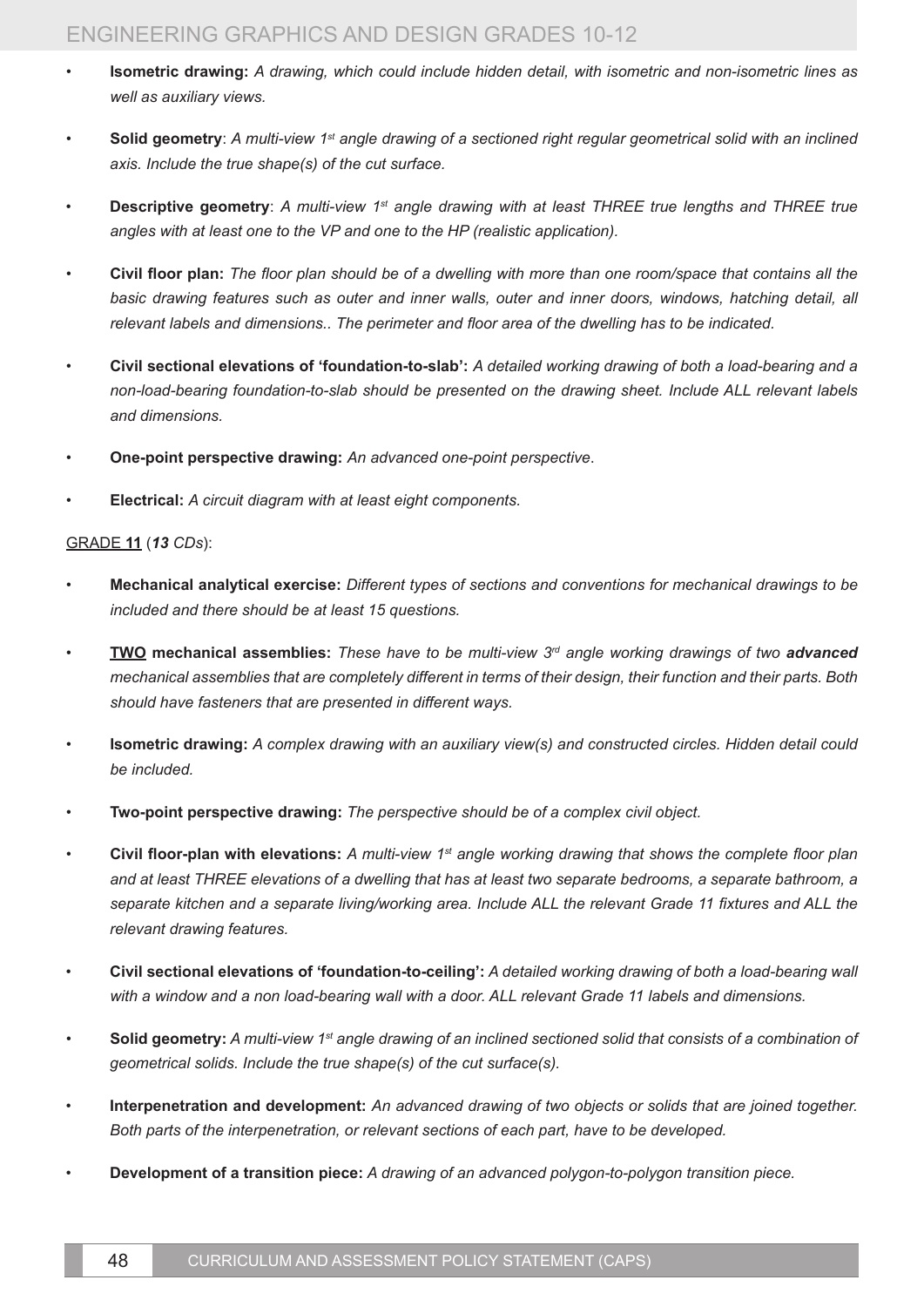- **Isometric drawing:** *A drawing, which could include hidden detail, with isometric and non-isometric lines as well as auxiliary views.*

- **Solid geometry**: *A multi-view 1st angle drawing of a sectioned right regular geometrical solid with an inclined axis. Include the true shape(s) of the cut surface.*

- **Descriptive geometry**: *A multi-view 1st angle drawing with at least THREE true lengths and THREE true angles with at least one to the VP and one to the HP (realistic application).*

- **Civil floor plan:** *The floor plan should be of a dwelling with more than one room/space that contains all the basic drawing features such as outer and inner walls, outer and inner doors, windows, hatching detail, all relevant labels and dimensions.. The perimeter and floor area of the dwelling has to be indicated.*

- **Civil sectional elevations of 'foundation-to-slab':** *A detailed working drawing of both a load-bearing and a non-load-bearing foundation-to-slab should be presented on the drawing sheet. Include ALL relevant labels and dimensions.*

- **One-point perspective drawing:** *An advanced one-point perspective.*

- **Electrical:** *A circuit diagram with at least eight components.*

<u>GRADE **11**</u> (***13** CDs*):

- **Mechanical analytical exercise:** *Different types of sections and conventions for mechanical drawings to be included and there should be at least 15 questions.*

- **<u>TWO</u> mechanical assemblies:** *These have to be multi-view 3rd angle working drawings of two **advanced** mechanical assemblies that are completely different in terms of their design, their function and their parts. Both should have fasteners that are presented in different ways.*

- **Isometric drawing:** *A complex drawing with an auxiliary view(s) and constructed circles. Hidden detail could be included.*

- **Two-point perspective drawing:** *The perspective should be of a complex civil object.*

- **Civil floor-plan with elevations:** *A multi-view 1st angle working drawing that shows the complete floor plan and at least THREE elevations of a dwelling that has at least two separate bedrooms, a separate bathroom, a separate kitchen and a separate living/working area. Include ALL the relevant Grade 11 fixtures and ALL the relevant drawing features.*

- **Civil sectional elevations of 'foundation-to-ceiling':** *A detailed working drawing of both a load-bearing wall with a window and a non load-bearing wall with a door. ALL relevant Grade 11 labels and dimensions.*

- **Solid geometry:** *A multi-view 1st angle drawing of an inclined sectioned solid that consists of a combination of geometrical solids. Include the true shape(s) of the cut surface(s).*

- **Interpenetration and development:** *An advanced drawing of two objects or solids that are joined together. Both parts of the interpenetration, or relevant sections of each part, have to be developed.*

- **Development of a transition piece:** *A drawing of an advanced polygon-to-polygon transition piece.*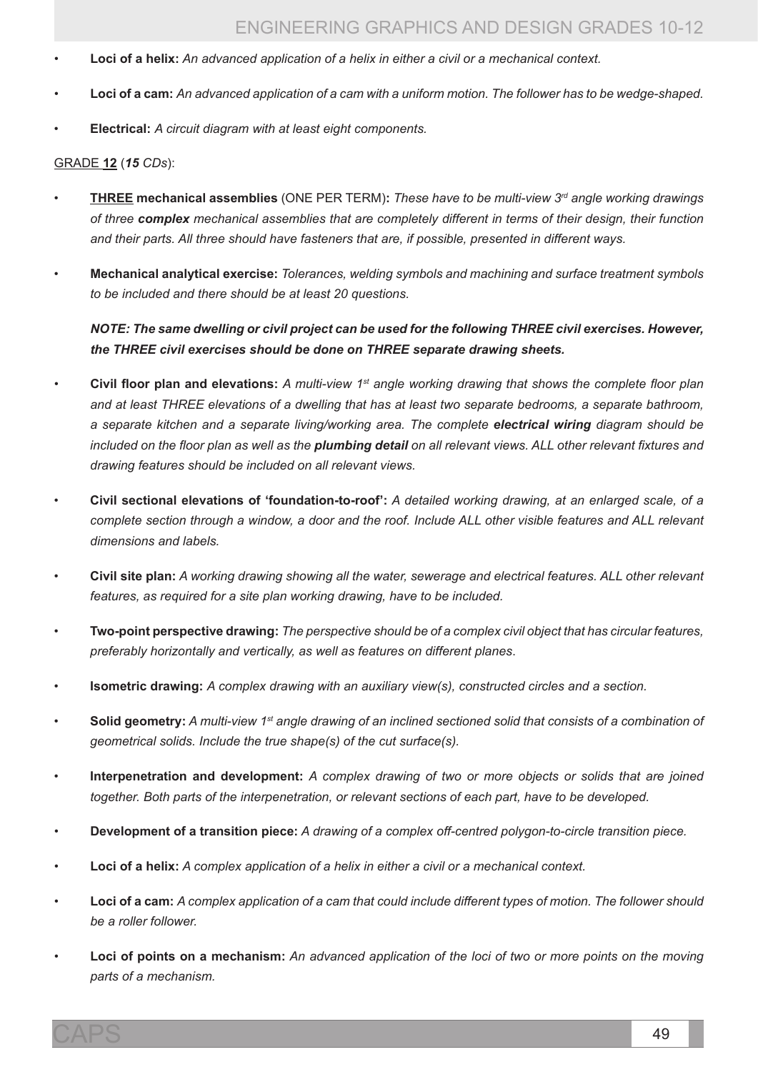- **Loci of a helix:** *An advanced application of a helix in either a civil or a mechanical context.*

- **Loci of a cam:** *An advanced application of a cam with a uniform motion. The follower has to be wedge-shaped.*

- **Electrical:** *A circuit diagram with at least eight components.*

GRADE **12** (***15*** *CDs*):

- **THREE mechanical assemblies** (ONE PER TERM)**:** *These have to be multi-view 3rd angle working drawings of three* ***complex*** *mechanical assemblies that are completely different in terms of their design, their function and their parts. All three should have fasteners that are, if possible, presented in different ways.*

- **Mechanical analytical exercise:** *Tolerances, welding symbols and machining and surface treatment symbols to be included and there should be at least 20 questions.*

  ***NOTE: The same dwelling or civil project can be used for the following THREE civil exercises. However, the THREE civil exercises should be done on THREE separate drawing sheets.***

- **Civil floor plan and elevations:** *A multi-view 1st angle working drawing that shows the complete floor plan and at least THREE elevations of a dwelling that has at least two separate bedrooms, a separate bathroom, a separate kitchen and a separate living/working area. The complete* ***electrical wiring*** *diagram should be included on the floor plan as well as the* ***plumbing detail*** *on all relevant views. ALL other relevant fixtures and drawing features should be included on all relevant views.*

- **Civil sectional elevations of 'foundation-to-roof':** *A detailed working drawing, at an enlarged scale, of a complete section through a window, a door and the roof. Include ALL other visible features and ALL relevant dimensions and labels.*

- **Civil site plan:** *A working drawing showing all the water, sewerage and electrical features. ALL other relevant features, as required for a site plan working drawing, have to be included.*

- **Two-point perspective drawing:** *The perspective should be of a complex civil object that has circular features, preferably horizontally and vertically, as well as features on different planes.*

- **Isometric drawing:** *A complex drawing with an auxiliary view(s), constructed circles and a section.*

- **Solid geometry:** *A multi-view 1st angle drawing of an inclined sectioned solid that consists of a combination of geometrical solids. Include the true shape(s) of the cut surface(s).*

- **Interpenetration and development:** *A complex drawing of two or more objects or solids that are joined together. Both parts of the interpenetration, or relevant sections of each part, have to be developed.*

- **Development of a transition piece:** *A drawing of a complex off-centred polygon-to-circle transition piece.*

- **Loci of a helix:** *A complex application of a helix in either a civil or a mechanical context.*

- **Loci of a cam:** *A complex application of a cam that could include different types of motion. The follower should be a roller follower.*

- **Loci of points on a mechanism:** *An advanced application of the loci of two or more points on the moving parts of a mechanism.*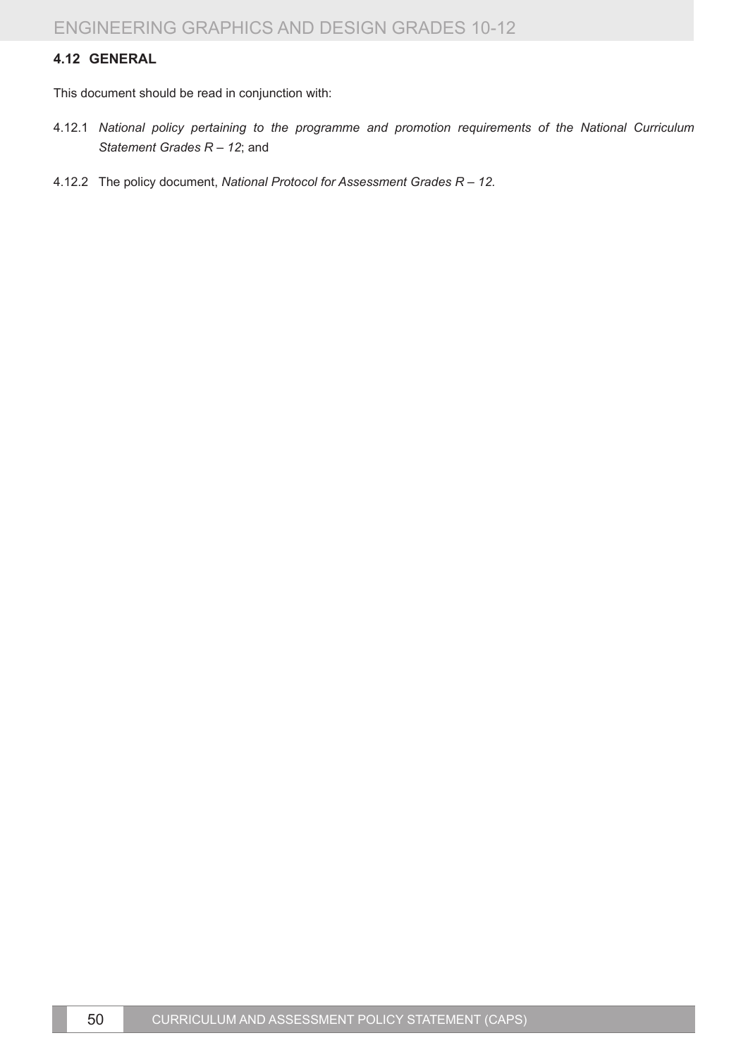### 4.12 GENERAL

This document should be read in conjunction with:

4.12.1 *National policy pertaining to the programme and promotion requirements of the National Curriculum Statement Grades R – 12*; and

4.12.2 The policy document, *National Protocol for Assessment Grades R – 12.*